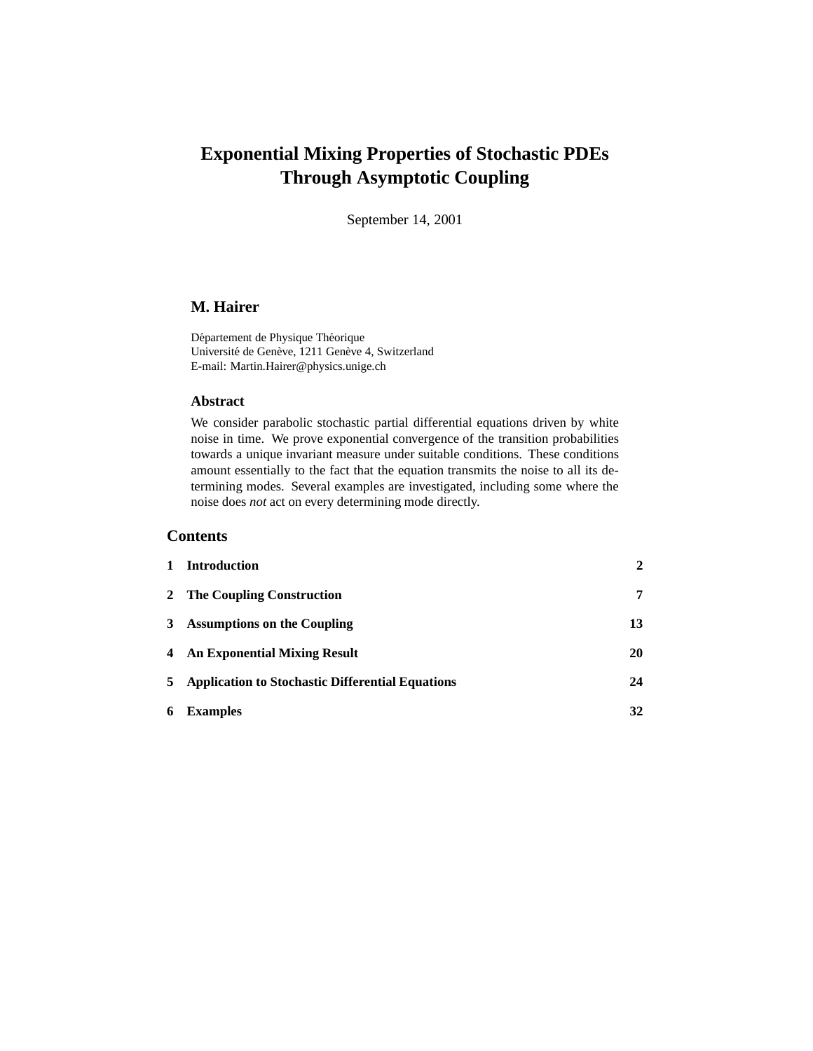# Exponential Mixing Properties of Stochastic PDEs Through Asymptotic Coupling

September 14, 2001

## M. Hairer

Département de Physique Théorique
Université de Genève, 1211 Genève 4, Switzerland
E-mail: Martin.Hairer@physics.unige.ch

### Abstract

We consider parabolic stochastic partial differential equations driven by white noise in time. We prove exponential convergence of the transition probabilities towards a unique invariant measure under suitable conditions. These conditions amount essentially to the fact that the equation transmits the noise to all its determining modes. Several examples are investigated, including some where the noise does *not* act on every determining mode directly.

## Contents

| | | |
|---|---|---|
| **1** | **Introduction** | **2** |
| **2** | **The Coupling Construction** | **7** |
| **3** | **Assumptions on the Coupling** | **13** |
| **4** | **An Exponential Mixing Result** | **20** |
| **5** | **Application to Stochastic Differential Equations** | **24** |
| **6** | **Examples** | **32** |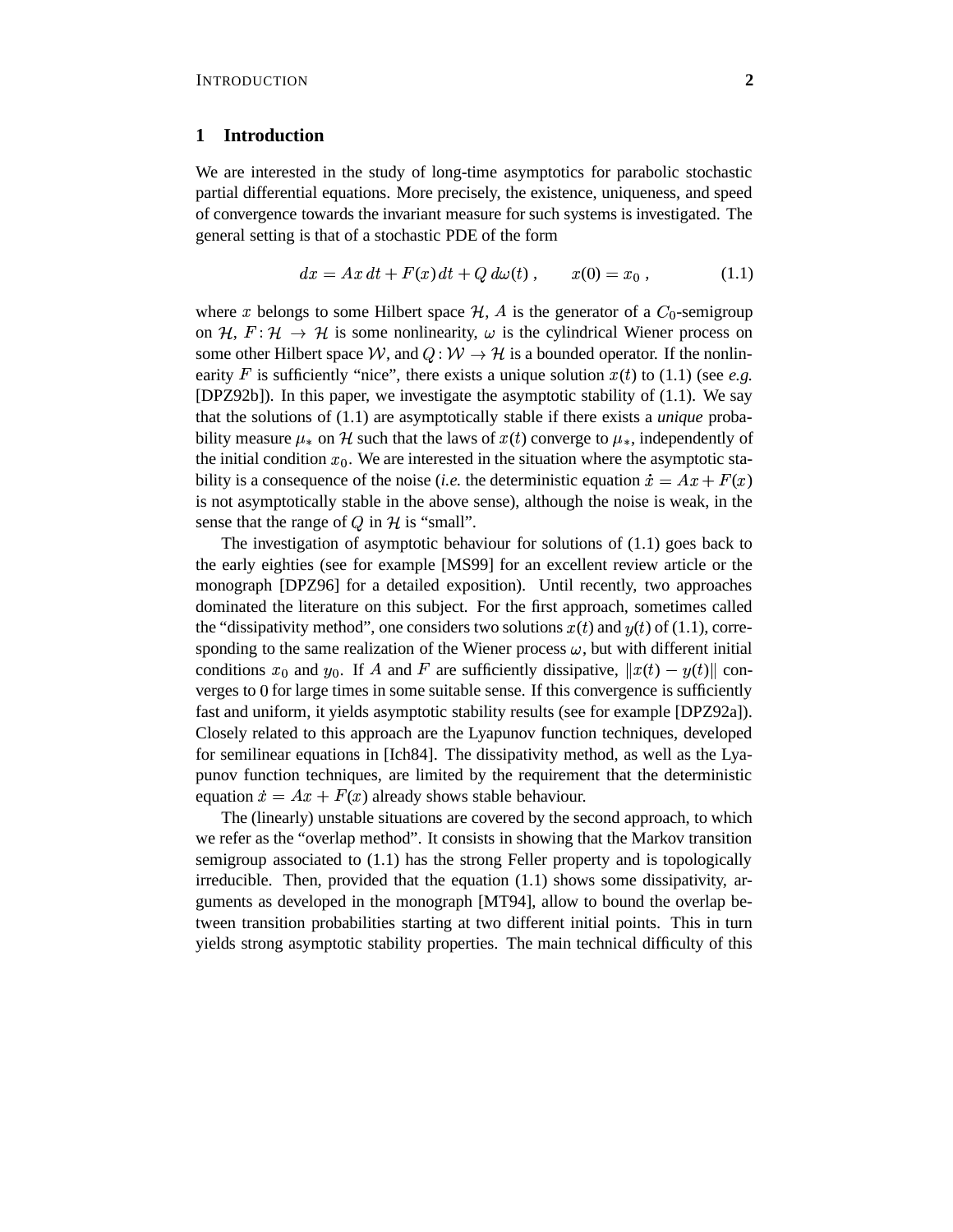## 1 Introduction

We are interested in the study of long-time asymptotics for parabolic stochastic partial differential equations. More precisely, the existence, uniqueness, and speed of convergence towards the invariant measure for such systems is investigated. The general setting is that of a stochastic PDE of the form

$$dx = Ax\,dt + F(x)\,dt + Q\,d\omega(t)\;, \qquad x(0) = x_0\;, \tag{1.1}$$

where $x$ belongs to some Hilbert space $\mathcal{H}$, $A$ is the generator of a $C_0$-semigroup on $\mathcal{H}$, $F\colon \mathcal{H} \to \mathcal{H}$ is some nonlinearity, $\omega$ is the cylindrical Wiener process on some other Hilbert space $\mathcal{W}$, and $Q\colon \mathcal{W} \to \mathcal{H}$ is a bounded operator. If the nonlinearity $F$ is sufficiently "nice", there exists a unique solution $x(t)$ to (1.1) (see *e.g.* [DPZ92b]). In this paper, we investigate the asymptotic stability of (1.1). We say that the solutions of (1.1) are asymptotically stable if there exists a *unique* probability measure $\mu_*$ on $\mathcal{H}$ such that the laws of $x(t)$ converge to $\mu_*$, independently of the initial condition $x_0$. We are interested in the situation where the asymptotic stability is a consequence of the noise (*i.e.* the deterministic equation $\dot{x} = Ax + F(x)$ is not asymptotically stable in the above sense), although the noise is weak, in the sense that the range of $Q$ in $\mathcal{H}$ is "small".

The investigation of asymptotic behaviour for solutions of (1.1) goes back to the early eighties (see for example [MS99] for an excellent review article or the monograph [DPZ96] for a detailed exposition). Until recently, two approaches dominated the literature on this subject. For the first approach, sometimes called the "dissipativity method", one considers two solutions $x(t)$ and $y(t)$ of (1.1), corresponding to the same realization of the Wiener process $\omega$, but with different initial conditions $x_0$ and $y_0$. If $A$ and $F$ are sufficiently dissipative, $\|x(t) - y(t)\|$ converges to $0$ for large times in some suitable sense. If this convergence is sufficiently fast and uniform, it yields asymptotic stability results (see for example [DPZ92a]). Closely related to this approach are the Lyapunov function techniques, developed for semilinear equations in [Ich84]. The dissipativity method, as well as the Lyapunov function techniques, are limited by the requirement that the deterministic equation $\dot{x} = Ax + F(x)$ already shows stable behaviour.

The (linearly) unstable situations are covered by the second approach, to which we refer as the "overlap method". It consists in showing that the Markov transition semigroup associated to (1.1) has the strong Feller property and is topologically irreducible. Then, provided that the equation (1.1) shows some dissipativity, arguments as developed in the monograph [MT94], allow to bound the overlap between transition probabilities starting at two different initial points. This in turn yields strong asymptotic stability properties. The main technical difficulty of this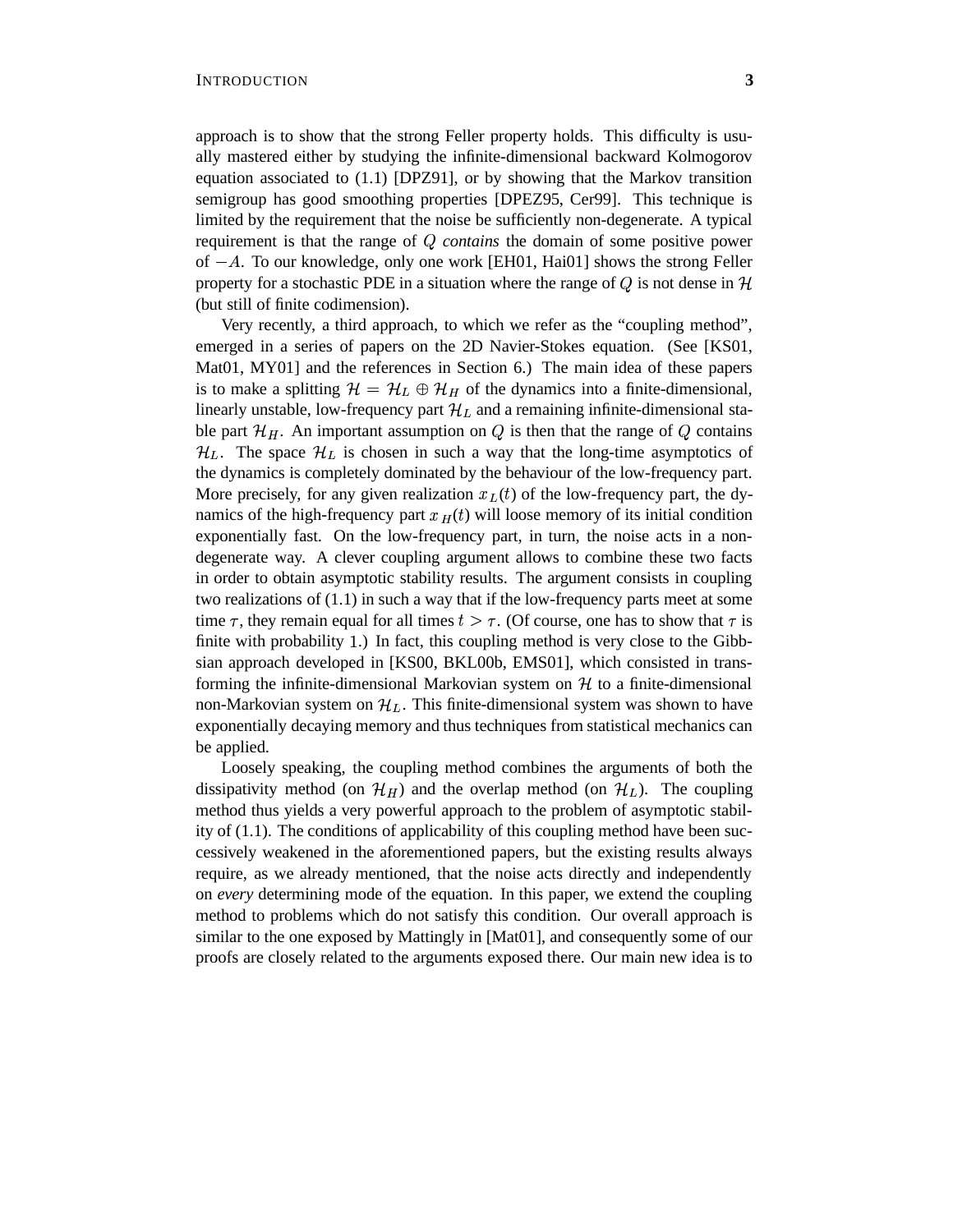approach is to show that the strong Feller property holds. This difficulty is usually mastered either by studying the infinite-dimensional backward Kolmogorov equation associated to (1.1) [DPZ91], or by showing that the Markov transition semigroup has good smoothing properties [DPEZ95, Cer99]. This technique is limited by the requirement that the noise be sufficiently non-degenerate. A typical requirement is that the range of $Q$ *contains* the domain of some positive power of $-A$. To our knowledge, only one work [EH01, Hai01] shows the strong Feller property for a stochastic PDE in a situation where the range of $Q$ is not dense in $\mathcal{H}$ (but still of finite codimension).

Very recently, a third approach, to which we refer as the "coupling method", emerged in a series of papers on the 2D Navier-Stokes equation. (See [KS01, Mat01, MY01] and the references in Section 6.) The main idea of these papers is to make a splitting $\mathcal{H} = \mathcal{H}_L \oplus \mathcal{H}_H$ of the dynamics into a finite-dimensional, linearly unstable, low-frequency part $\mathcal{H}_L$ and a remaining infinite-dimensional stable part $\mathcal{H}_H$. An important assumption on $Q$ is then that the range of $Q$ contains $\mathcal{H}_L$. The space $\mathcal{H}_L$ is chosen in such a way that the long-time asymptotics of the dynamics is completely dominated by the behaviour of the low-frequency part. More precisely, for any given realization $x_L(t)$ of the low-frequency part, the dynamics of the high-frequency part $x_H(t)$ will loose memory of its initial condition exponentially fast. On the low-frequency part, in turn, the noise acts in a non-degenerate way. A clever coupling argument allows to combine these two facts in order to obtain asymptotic stability results. The argument consists in coupling two realizations of (1.1) in such a way that if the low-frequency parts meet at some time $\tau$, they remain equal for all times $t > \tau$. (Of course, one has to show that $\tau$ is finite with probability 1.) In fact, this coupling method is very close to the Gibbsian approach developed in [KS00, BKL00b, EMS01], which consisted in transforming the infinite-dimensional Markovian system on $\mathcal{H}$ to a finite-dimensional non-Markovian system on $\mathcal{H}_L$. This finite-dimensional system was shown to have exponentially decaying memory and thus techniques from statistical mechanics can be applied.

Loosely speaking, the coupling method combines the arguments of both the dissipativity method (on $\mathcal{H}_H$) and the overlap method (on $\mathcal{H}_L$). The coupling method thus yields a very powerful approach to the problem of asymptotic stability of (1.1). The conditions of applicability of this coupling method have been successively weakened in the aforementioned papers, but the existing results always require, as we already mentioned, that the noise acts directly and independently on *every* determining mode of the equation. In this paper, we extend the coupling method to problems which do not satisfy this condition. Our overall approach is similar to the one exposed by Mattingly in [Mat01], and consequently some of our proofs are closely related to the arguments exposed there. Our main new idea is to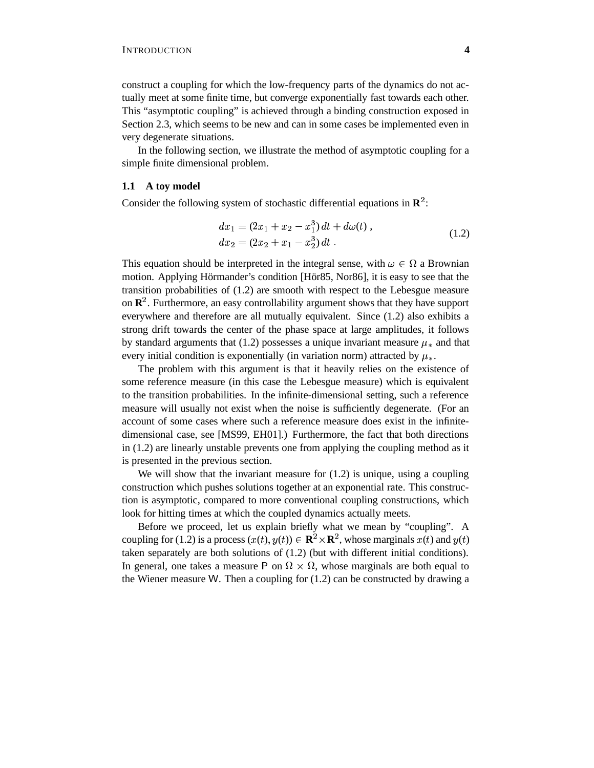construct a coupling for which the low-frequency parts of the dynamics do not actually meet at some finite time, but converge exponentially fast towards each other. This "asymptotic coupling" is achieved through a binding construction exposed in Section 2.3, which seems to be new and can in some cases be implemented even in very degenerate situations.

In the following section, we illustrate the method of asymptotic coupling for a simple finite dimensional problem.

### 1.1 A toy model

Consider the following system of stochastic differential equations in $\mathbf{R}^2$:

$$
\begin{aligned}
dx_1 &= (2x_1 + x_2 - x_1^3)\,dt + d\omega(t)\;, \\
dx_2 &= (2x_2 + x_1 - x_2^3)\,dt\;.
\end{aligned}
\tag{1.2}
$$

This equation should be interpreted in the integral sense, with $\omega \in \Omega$ a Brownian motion. Applying Hörmander's condition [Hör85, Nor86], it is easy to see that the transition probabilities of (1.2) are smooth with respect to the Lebesgue measure on $\mathbf{R}^2$. Furthermore, an easy controllability argument shows that they have support everywhere and therefore are all mutually equivalent. Since (1.2) also exhibits a strong drift towards the center of the phase space at large amplitudes, it follows by standard arguments that (1.2) possesses a unique invariant measure $\mu_*$ and that every initial condition is exponentially (in variation norm) attracted by $\mu_*$.

The problem with this argument is that it heavily relies on the existence of some reference measure (in this case the Lebesgue measure) which is equivalent to the transition probabilities. In the infinite-dimensional setting, such a reference measure will usually not exist when the noise is sufficiently degenerate. (For an account of some cases where such a reference measure does exist in the infinite-dimensional case, see [MS99, EH01].) Furthermore, the fact that both directions in (1.2) are linearly unstable prevents one from applying the coupling method as it is presented in the previous section.

We will show that the invariant measure for (1.2) is unique, using a coupling construction which pushes solutions together at an exponential rate. This construction is asymptotic, compared to more conventional coupling constructions, which look for hitting times at which the coupled dynamics actually meets.

Before we proceed, let us explain briefly what we mean by "coupling". A coupling for (1.2) is a process $(x(t), y(t)) \in \mathbf{R}^2 \times \mathbf{R}^2$, whose marginals $x(t)$ and $y(t)$ taken separately are both solutions of (1.2) (but with different initial conditions). In general, one takes a measure $\mathsf{P}$ on $\Omega \times \Omega$, whose marginals are both equal to the Wiener measure $\mathsf{W}$. Then a coupling for (1.2) can be constructed by drawing a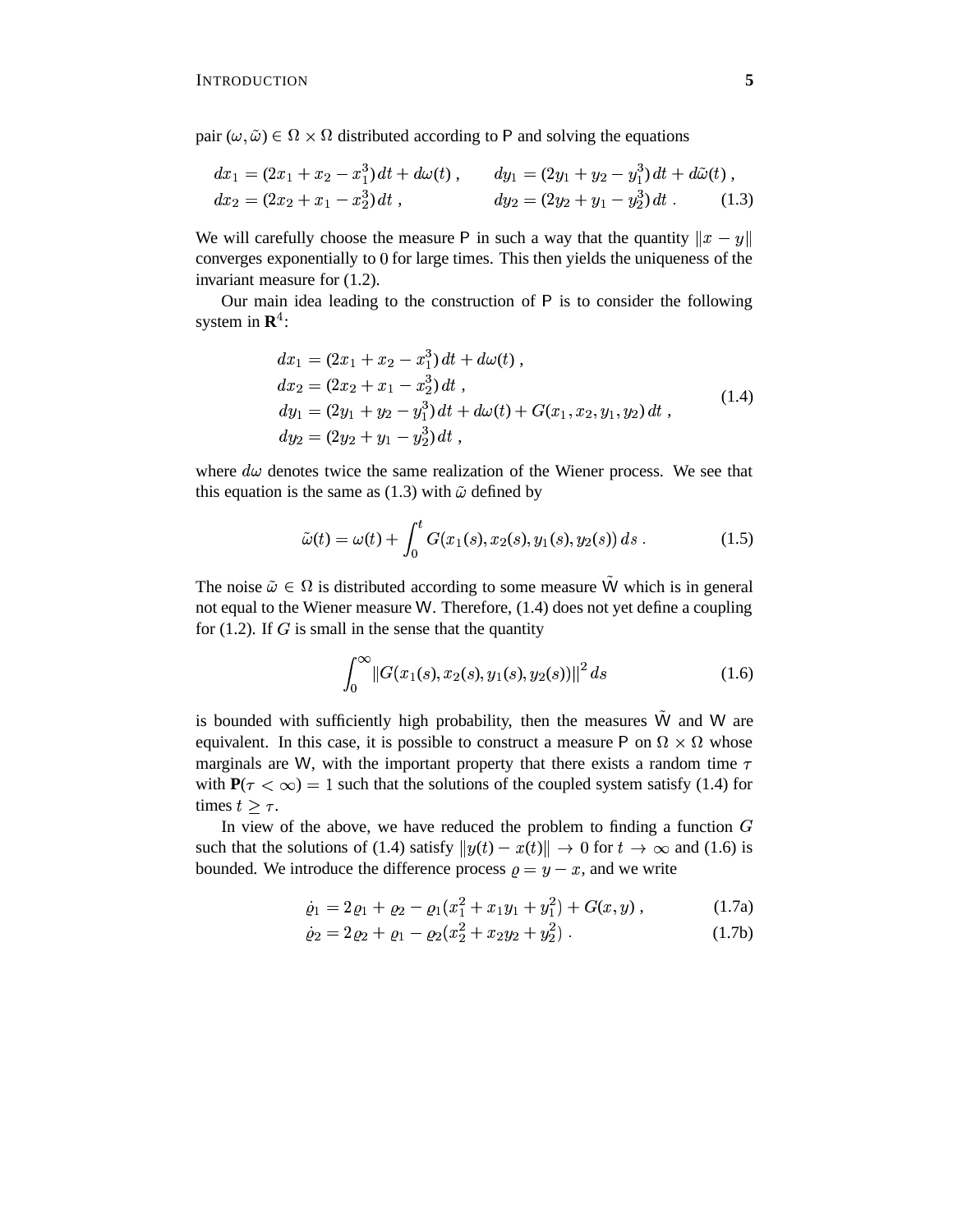pair $(\omega, \tilde{\omega}) \in \Omega \times \Omega$ distributed according to $\mathsf{P}$ and solving the equations

$$
\begin{aligned}
dx_1 &= (2x_1 + x_2 - x_1^3)\,dt + d\omega(t)\;, \qquad & dy_1 &= (2y_1 + y_2 - y_1^3)\,dt + d\tilde{\omega}(t)\;, \\
dx_2 &= (2x_2 + x_1 - x_2^3)\,dt\;, & dy_2 &= (2y_2 + y_1 - y_2^3)\,dt\;.
\end{aligned}
\tag{1.3}
$$

We will carefully choose the measure $\mathsf{P}$ in such a way that the quantity $\|x - y\|$ converges exponentially to $0$ for large times. This then yields the uniqueness of the invariant measure for (1.2).

Our main idea leading to the construction of $\mathsf{P}$ is to consider the following system in $\mathbf{R}^4$:

$$
\begin{aligned}
dx_1 &= (2x_1 + x_2 - x_1^3)\,dt + d\omega(t)\;, \\
dx_2 &= (2x_2 + x_1 - x_2^3)\,dt\;, \\
dy_1 &= (2y_1 + y_2 - y_1^3)\,dt + d\omega(t) + G(x_1, x_2, y_1, y_2)\,dt\;, \\
dy_2 &= (2y_2 + y_1 - y_2^3)\,dt\;,
\end{aligned}
\tag{1.4}
$$

where $d\omega$ denotes twice the same realization of the Wiener process. We see that this equation is the same as (1.3) with $\tilde{\omega}$ defined by

$$
\tilde{\omega}(t) = \omega(t) + \int_0^t G(x_1(s), x_2(s), y_1(s), y_2(s))\,ds\;. \tag{1.5}
$$

The noise $\tilde{\omega} \in \Omega$ is distributed according to some measure $\tilde{\mathsf{W}}$ which is in general not equal to the Wiener measure $\mathsf{W}$. Therefore, (1.4) does not yet define a coupling for (1.2). If $G$ is small in the sense that the quantity

$$
\int_0^\infty \|G(x_1(s), x_2(s), y_1(s), y_2(s))\|^2\,ds \tag{1.6}
$$

is bounded with sufficiently high probability, then the measures $\tilde{\mathsf{W}}$ and $\mathsf{W}$ are equivalent. In this case, it is possible to construct a measure $\mathsf{P}$ on $\Omega \times \Omega$ whose marginals are $\mathsf{W}$, with the important property that there exists a random time $\tau$ with $\mathbf{P}(\tau < \infty) = 1$ such that the solutions of the coupled system satisfy (1.4) for times $t \geq \tau$.

In view of the above, we have reduced the problem to finding a function $G$ such that the solutions of (1.4) satisfy $\|y(t) - x(t)\| \to 0$ for $t \to \infty$ and (1.6) is bounded. We introduce the difference process $\varrho = y - x$, and we write

$$
\dot{\varrho}_1 = 2\varrho_1 + \varrho_2 - \varrho_1(x_1^2 + x_1 y_1 + y_1^2) + G(x, y)\;, \tag{1.7a}
$$

$$
\dot{\varrho}_2 = 2\varrho_2 + \varrho_1 - \varrho_2(x_2^2 + x_2 y_2 + y_2^2)\;. \tag{1.7b}
$$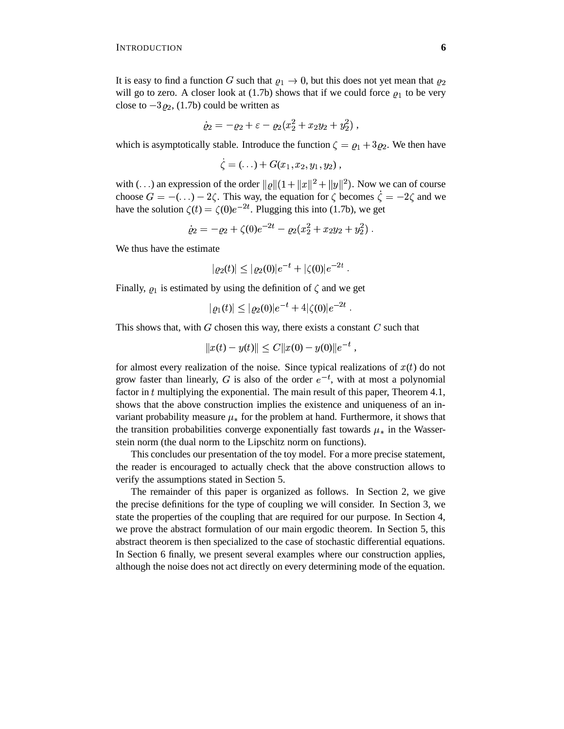It is easy to find a function $G$ such that $\varrho_1 \to 0$, but this does not yet mean that $\varrho_2$ will go to zero. A closer look at (1.7b) shows that if we could force $\varrho_1$ to be very close to $-3\varrho_2$, (1.7b) could be written as

$$\dot{\varrho}_2 = -\varrho_2 + \varepsilon - \varrho_2(x_2^2 + x_2 y_2 + y_2^2) ,$$

which is asymptotically stable. Introduce the function $\zeta = \varrho_1 + 3\varrho_2$. We then have

$$\dot{\zeta} = (\ldots) + G(x_1, x_2, y_1, y_2) ,$$

with $(\ldots)$ an expression of the order $\|\varrho\|(1 + \|x\|^2 + \|y\|^2)$. Now we can of course choose $G = -(\ldots) - 2\zeta$. This way, the equation for $\zeta$ becomes $\dot{\zeta} = -2\zeta$ and we have the solution $\zeta(t) = \zeta(0)e^{-2t}$. Plugging this into (1.7b), we get

$$\dot{\varrho}_2 = -\varrho_2 + \zeta(0)e^{-2t} - \varrho_2(x_2^2 + x_2 y_2 + y_2^2) .$$

We thus have the estimate

$$|\varrho_2(t)| \le |\varrho_2(0)|e^{-t} + |\zeta(0)|e^{-2t} .$$

Finally, $\varrho_1$ is estimated by using the definition of $\zeta$ and we get

$$|\varrho_1(t)| \le |\varrho_2(0)|e^{-t} + 4|\zeta(0)|e^{-2t} .$$

This shows that, with $G$ chosen this way, there exists a constant $C$ such that

$$\|x(t) - y(t)\| \le C\|x(0) - y(0)\|e^{-t} ,$$

for almost every realization of the noise. Since typical realizations of $x(t)$ do not grow faster than linearly, $G$ is also of the order $e^{-t}$, with at most a polynomial factor in $t$ multiplying the exponential. The main result of this paper, Theorem 4.1, shows that the above construction implies the existence and uniqueness of an invariant probability measure $\mu_*$ for the problem at hand. Furthermore, it shows that the transition probabilities converge exponentially fast towards $\mu_*$ in the Wasserstein norm (the dual norm to the Lipschitz norm on functions).

This concludes our presentation of the toy model. For a more precise statement, the reader is encouraged to actually check that the above construction allows to verify the assumptions stated in Section 5.

The remainder of this paper is organized as follows. In Section 2, we give the precise definitions for the type of coupling we will consider. In Section 3, we state the properties of the coupling that are required for our purpose. In Section 4, we prove the abstract formulation of our main ergodic theorem. In Section 5, this abstract theorem is then specialized to the case of stochastic differential equations. In Section 6 finally, we present several examples where our construction applies, although the noise does not act directly on every determining mode of the equation.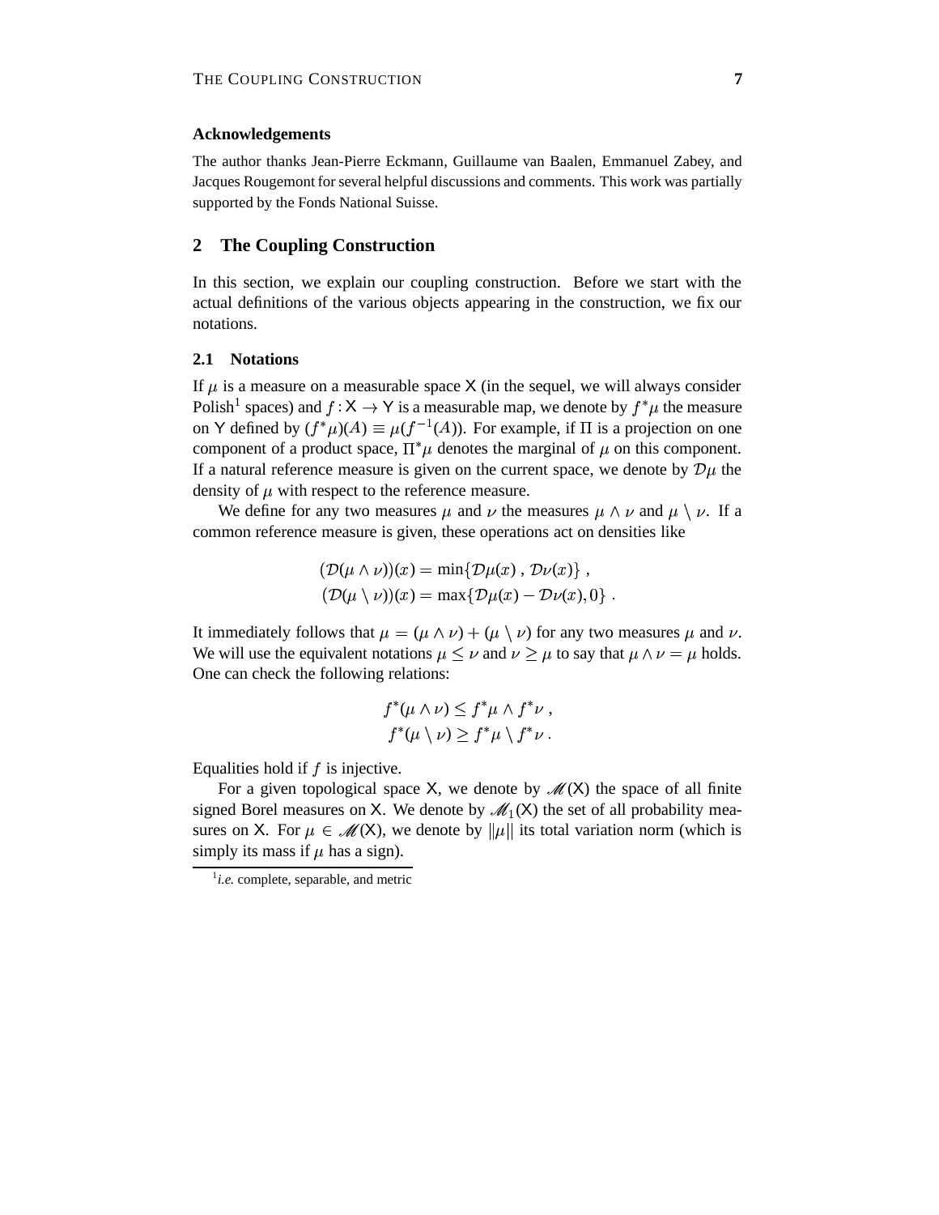### Acknowledgements

The author thanks Jean-Pierre Eckmann, Guillaume van Baalen, Emmanuel Zabey, and Jacques Rougemont for several helpful discussions and comments. This work was partially supported by the Fonds National Suisse.

## 2 The Coupling Construction

In this section, we explain our coupling construction. Before we start with the actual definitions of the various objects appearing in the construction, we fix our notations.

### 2.1 Notations

If $\mu$ is a measure on a measurable space $\mathsf{X}$ (in the sequel, we will always consider Polish[1] spaces) and $f : \mathsf{X} \to \mathsf{Y}$ is a measurable map, we denote by $f^*\mu$ the measure on $\mathsf{Y}$ defined by $(f^*\mu)(A) \equiv \mu(f^{-1}(A))$. For example, if $\Pi$ is a projection on one component of a product space, $\Pi^*\mu$ denotes the marginal of $\mu$ on this component. If a natural reference measure is given on the current space, we denote by $\mathcal{D}\mu$ the density of $\mu$ with respect to the reference measure.

We define for any two measures $\mu$ and $\nu$ the measures $\mu \wedge \nu$ and $\mu \setminus \nu$. If a common reference measure is given, these operations act on densities like

$$
\begin{aligned}
(\mathcal{D}(\mu \wedge \nu))(x) &= \min\{\mathcal{D}\mu(x)\,,\,\mathcal{D}\nu(x)\}\;,\\
(\mathcal{D}(\mu \setminus \nu))(x) &= \max\{\mathcal{D}\mu(x) - \mathcal{D}\nu(x), 0\}\;.
\end{aligned}
$$

It immediately follows that $\mu = (\mu \wedge \nu) + (\mu \setminus \nu)$ for any two measures $\mu$ and $\nu$. We will use the equivalent notations $\mu \le \nu$ and $\nu \ge \mu$ to say that $\mu \wedge \nu = \mu$ holds. One can check the following relations:

$$
\begin{aligned}
f^*(\mu \wedge \nu) &\le f^*\mu \wedge f^*\nu\;,\\
f^*(\mu \setminus \nu) &\ge f^*\mu \setminus f^*\nu\;.
\end{aligned}
$$

Equalities hold if $f$ is injective.

For a given topological space $\mathsf{X}$, we denote by $\mathscr{M}(\mathsf{X})$ the space of all finite signed Borel measures on $\mathsf{X}$. We denote by $\mathscr{M}_1(\mathsf{X})$ the set of all probability measures on $\mathsf{X}$. For $\mu \in \mathscr{M}(\mathsf{X})$, we denote by $\|\mu\|$ its total variation norm (which is simply its mass if $\mu$ has a sign).

[1] *i.e.* complete, separable, and metric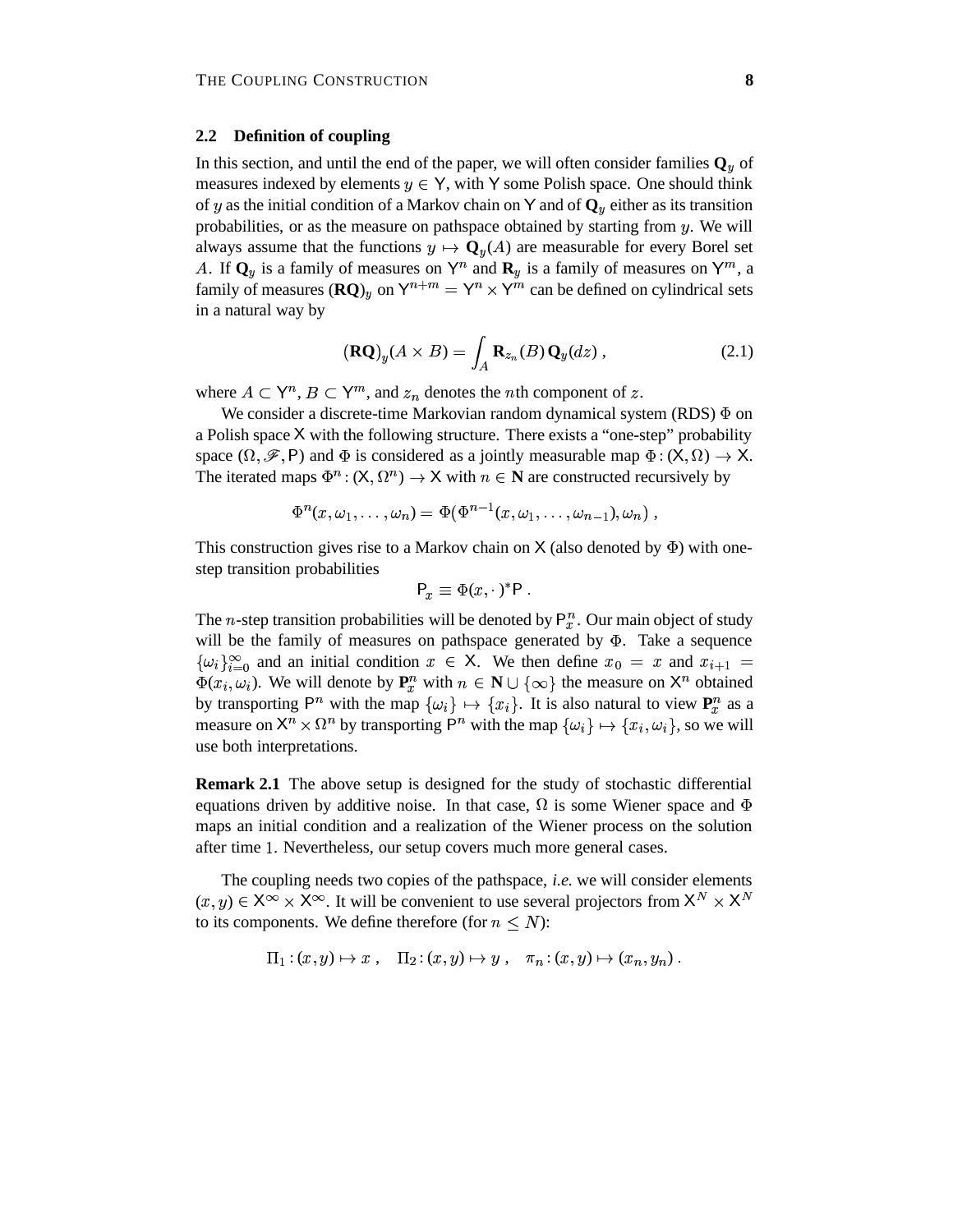## 2.2 Definition of coupling

In this section, and until the end of the paper, we will often consider families $\mathbf{Q}_y$ of measures indexed by elements $y \in \mathsf{Y}$, with $\mathsf{Y}$ some Polish space. One should think of $y$ as the initial condition of a Markov chain on $\mathsf{Y}$ and of $\mathbf{Q}_y$ either as its transition probabilities, or as the measure on pathspace obtained by starting from $y$. We will always assume that the functions $y \mapsto \mathbf{Q}_y(A)$ are measurable for every Borel set $A$. If $\mathbf{Q}_y$ is a family of measures on $\mathsf{Y}^n$ and $\mathbf{R}_y$ is a family of measures on $\mathsf{Y}^m$, a family of measures $(\mathbf{RQ})_y$ on $\mathsf{Y}^{n+m} = \mathsf{Y}^n \times \mathsf{Y}^m$ can be defined on cylindrical sets in a natural way by

$$(\mathbf{RQ})_y(A \times B) = \int_A \mathbf{R}_{z_n}(B)\, \mathbf{Q}_y(dz) \;, \tag{2.1}$$

where $A \subset \mathsf{Y}^n$, $B \subset \mathsf{Y}^m$, and $z_n$ denotes the $n$th component of $z$.

We consider a discrete-time Markovian random dynamical system (RDS) $\Phi$ on a Polish space $\mathsf{X}$ with the following structure. There exists a "one-step" probability space $(\Omega, \mathscr{F}, \mathsf{P})$ and $\Phi$ is considered as a jointly measurable map $\Phi : (\mathsf{X}, \Omega) \to \mathsf{X}$. The iterated maps $\Phi^n : (\mathsf{X}, \Omega^n) \to \mathsf{X}$ with $n \in \mathbf{N}$ are constructed recursively by

$$\Phi^n(x, \omega_1, \ldots, \omega_n) = \Phi\big(\Phi^{n-1}(x, \omega_1, \ldots, \omega_{n-1}), \omega_n\big) \;,$$

This construction gives rise to a Markov chain on $\mathsf{X}$ (also denoted by $\Phi$) with one-step transition probabilities

$$\mathsf{P}_x \equiv \Phi(x, \cdot\,)^* \mathsf{P} \;.$$

The $n$-step transition probabilities will be denoted by $\mathsf{P}_x^n$. Our main object of study will be the family of measures on pathspace generated by $\Phi$. Take a sequence $\{\omega_i\}_{i=0}^\infty$ and an initial condition $x \in \mathsf{X}$. We then define $x_0 = x$ and $x_{i+1} = \Phi(x_i, \omega_i)$. We will denote by $\mathbf{P}_x^n$ with $n \in \mathbf{N} \cup \{\infty\}$ the measure on $\mathsf{X}^n$ obtained by transporting $\mathsf{P}^n$ with the map $\{\omega_i\} \mapsto \{x_i\}$. It is also natural to view $\mathbf{P}_x^n$ as a measure on $\mathsf{X}^n \times \Omega^n$ by transporting $\mathsf{P}^n$ with the map $\{\omega_i\} \mapsto \{x_i, \omega_i\}$, so we will use both interpretations.

**Remark 2.1** The above setup is designed for the study of stochastic differential equations driven by additive noise. In that case, $\Omega$ is some Wiener space and $\Phi$ maps an initial condition and a realization of the Wiener process on the solution after time $1$. Nevertheless, our setup covers much more general cases.

The coupling needs two copies of the pathspace, *i.e.* we will consider elements $(x, y) \in \mathsf{X}^\infty \times \mathsf{X}^\infty$. It will be convenient to use several projectors from $\mathsf{X}^N \times \mathsf{X}^N$ to its components. We define therefore (for $n \le N$):

$$\Pi_1 : (x, y) \mapsto x \;, \quad \Pi_2 : (x, y) \mapsto y \;, \quad \pi_n : (x, y) \mapsto (x_n, y_n) \;.$$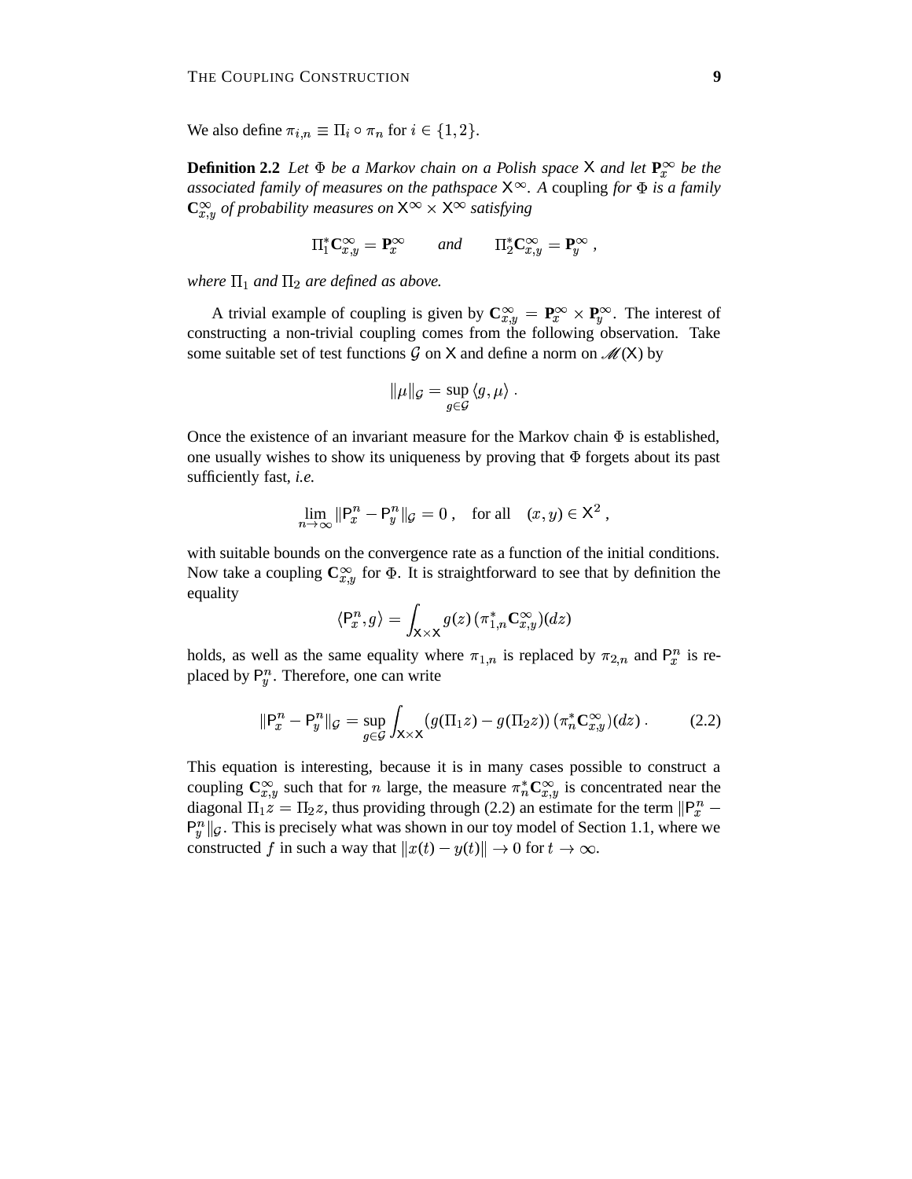We also define $\pi_{i,n} \equiv \Pi_i \circ \pi_n$ for $i \in \{1,2\}$.

**Definition 2.2** *Let $\Phi$ be a Markov chain on a Polish space $\mathsf{X}$ and let $\mathbf{P}_x^\infty$ be the associated family of measures on the pathspace $\mathsf{X}^\infty$. A* coupling *for $\Phi$ is a family $\mathbf{C}_{x,y}^\infty$ of probability measures on $\mathsf{X}^\infty \times \mathsf{X}^\infty$ satisfying*

$$\Pi_1^* \mathbf{C}_{x,y}^\infty = \mathbf{P}_x^\infty \qquad \textit{and} \qquad \Pi_2^* \mathbf{C}_{x,y}^\infty = \mathbf{P}_y^\infty \;,$$

*where $\Pi_1$ and $\Pi_2$ are defined as above.*

A trivial example of coupling is given by $\mathbf{C}_{x,y}^\infty = \mathbf{P}_x^\infty \times \mathbf{P}_y^\infty$. The interest of constructing a non-trivial coupling comes from the following observation. Take some suitable set of test functions $\mathcal{G}$ on $\mathsf{X}$ and define a norm on $\mathscr{M}(\mathsf{X})$ by

$$\|\mu\|_{\mathcal{G}} = \sup_{g \in \mathcal{G}} \langle g, \mu \rangle \;.$$

Once the existence of an invariant measure for the Markov chain $\Phi$ is established, one usually wishes to show its uniqueness by proving that $\Phi$ forgets about its past sufficiently fast, *i.e.*

$$\lim_{n\to\infty} \|\mathsf{P}_x^n - \mathsf{P}_y^n\|_{\mathcal{G}} = 0 \;, \quad \text{for all} \quad (x,y) \in \mathsf{X}^2 \;,$$

with suitable bounds on the convergence rate as a function of the initial conditions. Now take a coupling $\mathbf{C}_{x,y}^\infty$ for $\Phi$. It is straightforward to see that by definition the equality

$$\langle \mathsf{P}_x^n, g \rangle = \int_{\mathsf{X}\times\mathsf{X}} g(z)\,(\pi_{1,n}^* \mathbf{C}_{x,y}^\infty)(dz)$$

holds, as well as the same equality where $\pi_{1,n}$ is replaced by $\pi_{2,n}$ and $\mathsf{P}_x^n$ is replaced by $\mathsf{P}_y^n$. Therefore, one can write

$$\|\mathsf{P}_x^n - \mathsf{P}_y^n\|_{\mathcal{G}} = \sup_{g\in\mathcal{G}} \int_{\mathsf{X}\times\mathsf{X}} \bigl(g(\Pi_1 z) - g(\Pi_2 z)\bigr)\,(\pi_n^* \mathbf{C}_{x,y}^\infty)(dz) \;. \tag{2.2}$$

This equation is interesting, because it is in many cases possible to construct a coupling $\mathbf{C}_{x,y}^\infty$ such that for $n$ large, the measure $\pi_n^* \mathbf{C}_{x,y}^\infty$ is concentrated near the diagonal $\Pi_1 z = \Pi_2 z$, thus providing through (2.2) an estimate for the term $\|\mathsf{P}_x^n - \mathsf{P}_y^n\|_{\mathcal{G}}$. This is precisely what was shown in our toy model of Section 1.1, where we constructed $f$ in such a way that $\|x(t) - y(t)\| \to 0$ for $t \to \infty$.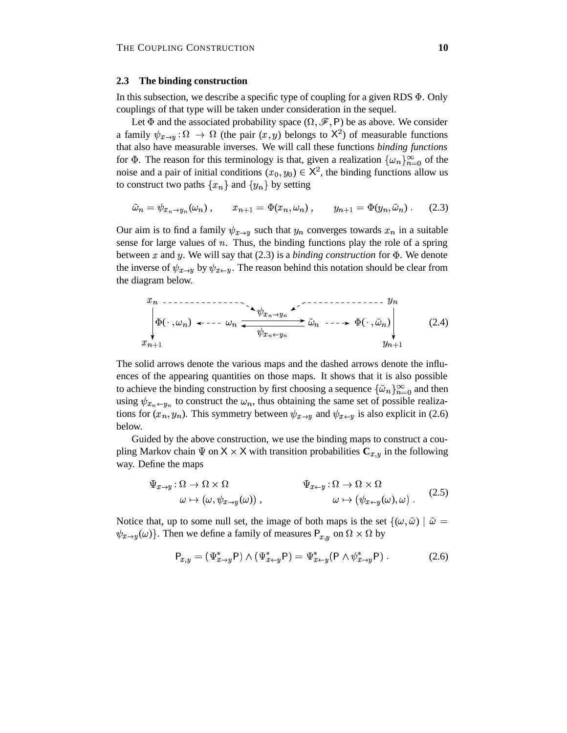### 2.3 The binding construction

In this subsection, we describe a specific type of coupling for a given RDS $\Phi$. Only couplings of that type will be taken under consideration in the sequel.

Let $\Phi$ and the associated probability space $(\Omega, \mathscr{F}, \mathsf{P})$ be as above. We consider a family $\psi_{x\to y}\colon \Omega \to \Omega$ (the pair $(x,y)$ belongs to $\mathsf{X}^2$) of measurable functions that also have measurable inverses. We will call these functions *binding functions* for $\Phi$. The reason for this terminology is that, given a realization $\{\omega_n\}_{n=0}^\infty$ of the noise and a pair of initial conditions $(x_0, y_0) \in \mathsf{X}^2$, the binding functions allow us to construct two paths $\{x_n\}$ and $\{y_n\}$ by setting

$$\tilde\omega_n = \psi_{x_n\to y_n}(\omega_n)\;, \qquad x_{n+1} = \Phi(x_n, \omega_n)\;, \qquad y_{n+1} = \Phi(y_n, \tilde\omega_n)\;. \tag{2.3}$$

Our aim is to find a family $\psi_{x\to y}$ such that $y_n$ converges towards $x_n$ in a suitable sense for large values of $n$. Thus, the binding functions play the role of a spring between $x$ and $y$. We will say that (2.3) is a *binding construction* for $\Phi$. We denote the inverse of $\psi_{x\to y}$ by $\psi_{x\leftarrow y}$. The reason behind this notation should be clear from the diagram below.

$$\begin{array}{ccccccc}
x_n & \dashrightarrow & & \psi_{x_n\to y_n} & & \dashleftarrow & y_n \\
\Big\downarrow \Phi(\,\cdot\,,\omega_n) & \dashleftarrow & \omega_n & \underset{\psi_{x_n\leftarrow y_n}}{\rightleftarrows} & \tilde\omega_n & \dashrightarrow & \Phi(\,\cdot\,,\tilde\omega_n) \Big\downarrow \\
x_{n+1} & & & & & & y_{n+1}
\end{array} \tag{2.4}$$

The solid arrows denote the various maps and the dashed arrows denote the influences of the appearing quantities on those maps. It shows that it is also possible to achieve the binding construction by first choosing a sequence $\{\tilde\omega_n\}_{n=0}^\infty$ and then using $\psi_{x_n\leftarrow y_n}$ to construct the $\omega_n$, thus obtaining the same set of possible realizations for $(x_n, y_n)$. This symmetry between $\psi_{x\to y}$ and $\psi_{x\leftarrow y}$ is also explicit in (2.6) below.

Guided by the above construction, we use the binding maps to construct a coupling Markov chain $\Psi$ on $\mathsf{X}\times\mathsf{X}$ with transition probabilities $\mathbf{C}_{x,y}$ in the following way. Define the maps

$$\begin{aligned}
\Psi_{x\to y}\colon \Omega &\to \Omega\times\Omega & \qquad \Psi_{x\leftarrow y}\colon \Omega &\to \Omega\times\Omega \\
\omega &\mapsto (\omega, \psi_{x\to y}(\omega))\;, & \omega &\mapsto (\psi_{x\leftarrow y}(\omega), \omega)\;.
\end{aligned} \tag{2.5}$$

Notice that, up to some null set, the image of both maps is the set $\{(\omega,\tilde\omega) \mid \tilde\omega = \psi_{x\to y}(\omega)\}$. Then we define a family of measures $\mathsf{P}_{x,y}$ on $\Omega\times\Omega$ by

$$\mathsf{P}_{x,y} = (\Psi^*_{x\to y}\mathsf{P}) \wedge (\Psi^*_{x\leftarrow y}\mathsf{P}) = \Psi^*_{x\leftarrow y}(\mathsf{P}\wedge \psi^*_{x\to y}\mathsf{P})\;. \tag{2.6}$$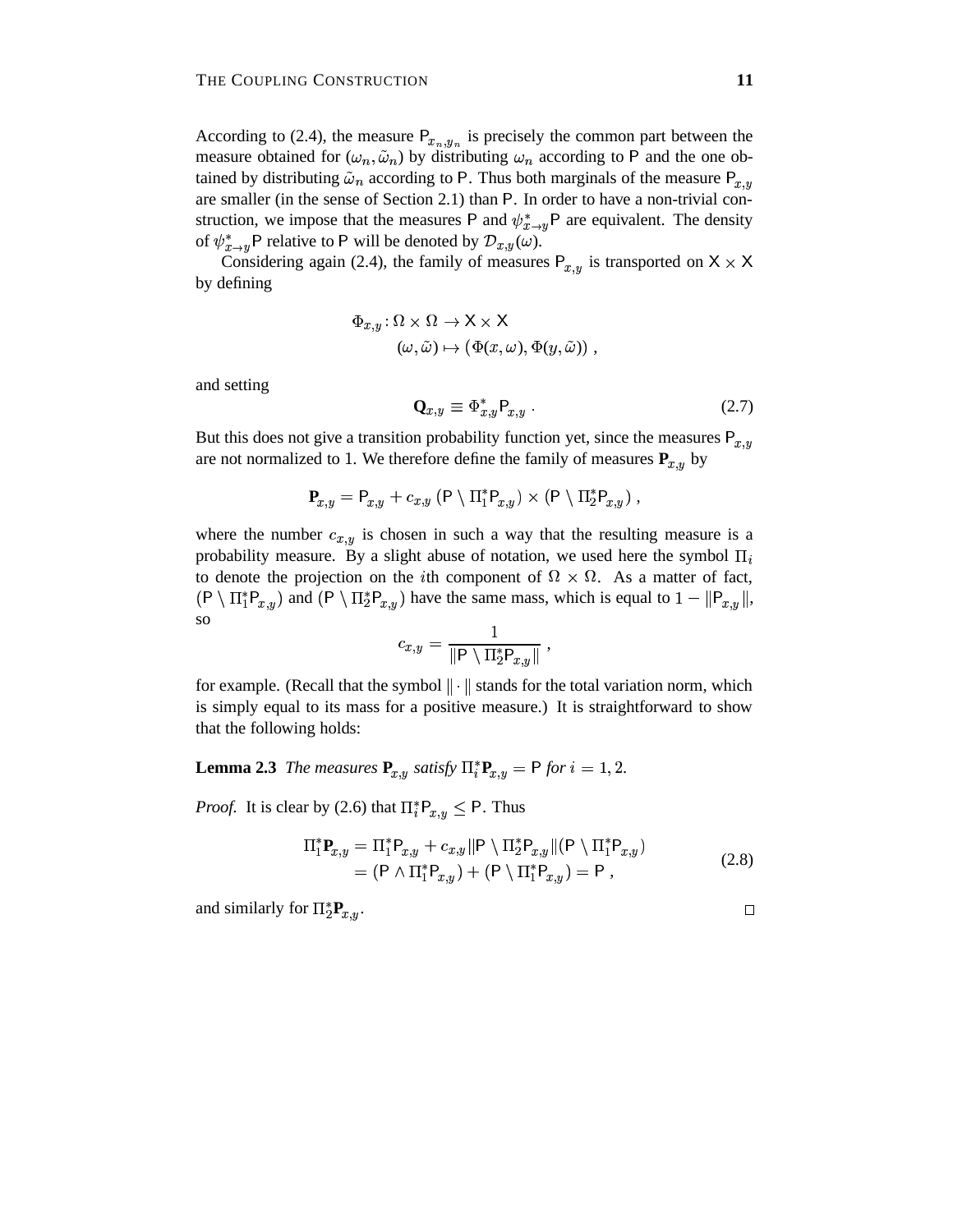According to (2.4), the measure $\mathsf{P}_{x_n,y_n}$ is precisely the common part between the measure obtained for $(\omega_n, \tilde{\omega}_n)$ by distributing $\omega_n$ according to $\mathsf{P}$ and the one obtained by distributing $\tilde{\omega}_n$ according to $\mathsf{P}$. Thus both marginals of the measure $\mathsf{P}_{x,y}$ are smaller (in the sense of Section 2.1) than $\mathsf{P}$. In order to have a non-trivial construction, we impose that the measures $\mathsf{P}$ and $\psi^*_{x\to y}\mathsf{P}$ are equivalent. The density of $\psi^*_{x\to y}\mathsf{P}$ relative to $\mathsf{P}$ will be denoted by $\mathcal{D}_{x,y}(\omega)$.

Considering again (2.4), the family of measures $\mathsf{P}_{x,y}$ is transported on $\mathsf{X} \times \mathsf{X}$ by defining

$$
\begin{aligned}
\Phi_{x,y} : \Omega \times \Omega &\to \mathsf{X} \times \mathsf{X} \\
(\omega, \tilde{\omega}) &\mapsto (\Phi(x, \omega), \Phi(y, \tilde{\omega})) \;,
\end{aligned}
$$

and setting

$$
\mathbf{Q}_{x,y} \equiv \Phi^*_{x,y} \mathsf{P}_{x,y} \;. \tag{2.7}
$$

But this does not give a transition probability function yet, since the measures $\mathsf{P}_{x,y}$ are not normalized to 1. We therefore define the family of measures $\mathbf{P}_{x,y}$ by

$$
\mathbf{P}_{x,y} = \mathsf{P}_{x,y} + c_{x,y} \left(\mathsf{P} \setminus \Pi_1^* \mathsf{P}_{x,y}\right) \times \left(\mathsf{P} \setminus \Pi_2^* \mathsf{P}_{x,y}\right) ,
$$

where the number $c_{x,y}$ is chosen in such a way that the resulting measure is a probability measure. By a slight abuse of notation, we used here the symbol $\Pi_i$ to denote the projection on the $i$th component of $\Omega \times \Omega$. As a matter of fact, $(\mathsf{P} \setminus \Pi_1^* \mathsf{P}_{x,y})$ and $(\mathsf{P} \setminus \Pi_2^* \mathsf{P}_{x,y})$ have the same mass, which is equal to $1 - \|\mathsf{P}_{x,y}\|$, so

$$
c_{x,y} = \frac{1}{\|\mathsf{P} \setminus \Pi_2^* \mathsf{P}_{x,y}\|} \;,
$$

for example. (Recall that the symbol $\|\cdot\|$ stands for the total variation norm, which is simply equal to its mass for a positive measure.) It is straightforward to show that the following holds:

**Lemma 2.3** *The measures $\mathbf{P}_{x,y}$ satisfy $\Pi_i^* \mathbf{P}_{x,y} = \mathsf{P}$ for $i = 1, 2$.*

*Proof.* It is clear by (2.6) that $\Pi_i^* \mathsf{P}_{x,y} \leq \mathsf{P}$. Thus

$$
\begin{aligned}
\Pi_1^* \mathbf{P}_{x,y} &= \Pi_1^* \mathsf{P}_{x,y} + c_{x,y} \|\mathsf{P} \setminus \Pi_2^* \mathsf{P}_{x,y}\| (\mathsf{P} \setminus \Pi_1^* \mathsf{P}_{x,y}) \\
&= (\mathsf{P} \wedge \Pi_1^* \mathsf{P}_{x,y}) + (\mathsf{P} \setminus \Pi_1^* \mathsf{P}_{x,y}) = \mathsf{P} \;,
\end{aligned} \tag{2.8}
$$

and similarly for $\Pi_2^* \mathbf{P}_{x,y}$. □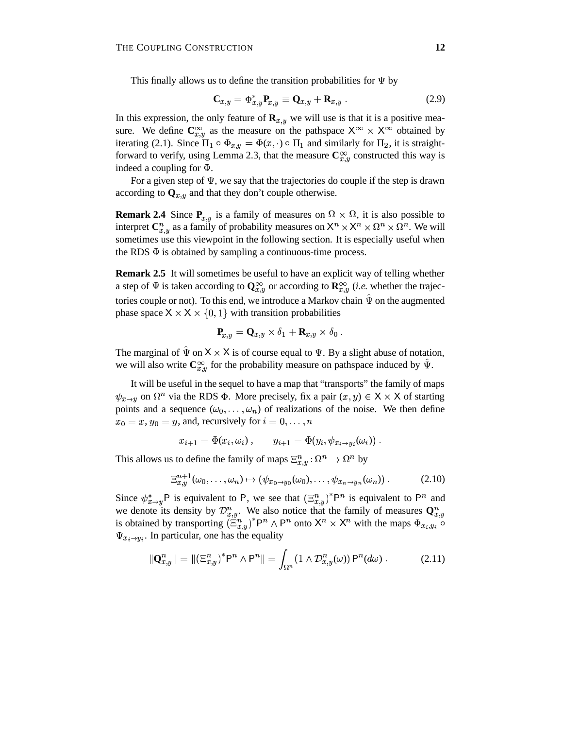This finally allows us to define the transition probabilities for $\Psi$ by

$$\mathbf{C}_{x,y} = \Phi^*_{x,y}\mathbf{P}_{x,y} \equiv \mathbf{Q}_{x,y} + \mathbf{R}_{x,y} \;. \tag{2.9}$$

In this expression, the only feature of $\mathbf{R}_{x,y}$ we will use is that it is a positive measure. We define $\mathbf{C}^\infty_{x,y}$ as the measure on the pathspace $\mathsf{X}^\infty \times \mathsf{X}^\infty$ obtained by iterating (2.1). Since $\Pi_1 \circ \Phi_{x,y} = \Phi(x,\cdot) \circ \Pi_1$ and similarly for $\Pi_2$, it is straightforward to verify, using Lemma 2.3, that the measure $\mathbf{C}^\infty_{x,y}$ constructed this way is indeed a coupling for $\Phi$.

For a given step of $\Psi$, we say that the trajectories do couple if the step is drawn according to $\mathbf{Q}_{x,y}$ and that they don't couple otherwise.

**Remark 2.4** Since $\mathbf{P}_{x,y}$ is a family of measures on $\Omega \times \Omega$, it is also possible to interpret $\mathbf{C}^n_{x,y}$ as a family of probability measures on $\mathsf{X}^n \times \mathsf{X}^n \times \Omega^n \times \Omega^n$. We will sometimes use this viewpoint in the following section. It is especially useful when the RDS $\Phi$ is obtained by sampling a continuous-time process.

**Remark 2.5** It will sometimes be useful to have an explicit way of telling whether a step of $\Psi$ is taken according to $\mathbf{Q}^\infty_{x,y}$ or according to $\mathbf{R}^\infty_{x,y}$ (*i.e.* whether the trajectories couple or not). To this end, we introduce a Markov chain $\hat{\Psi}$ on the augmented phase space $\mathsf{X} \times \mathsf{X} \times \{0,1\}$ with transition probabilities

$$\mathbf{P}_{x,y} = \mathbf{Q}_{x,y} \times \delta_1 + \mathbf{R}_{x,y} \times \delta_0 \;.$$

The marginal of $\hat{\Psi}$ on $\mathsf{X} \times \mathsf{X}$ is of course equal to $\Psi$. By a slight abuse of notation, we will also write $\mathbf{C}^\infty_{x,y}$ for the probability measure on pathspace induced by $\hat{\Psi}$.

It will be useful in the sequel to have a map that "transports" the family of maps $\psi_{x\to y}$ on $\Omega^n$ via the RDS $\Phi$. More precisely, fix a pair $(x,y) \in \mathsf{X} \times \mathsf{X}$ of starting points and a sequence $(\omega_0, \ldots, \omega_n)$ of realizations of the noise. We then define $x_0 = x$, $y_0 = y$, and, recursively for $i = 0, \ldots, n$

$$x_{i+1} = \Phi(x_i, \omega_i) \;, \qquad y_{i+1} = \Phi(y_i, \psi_{x_i \to y_i}(\omega_i)) \;.$$

This allows us to define the family of maps $\Xi^n_{x,y} : \Omega^n \to \Omega^n$ by

$$\Xi^{n+1}_{x,y}(\omega_0, \ldots, \omega_n) \mapsto (\psi_{x_0\to y_0}(\omega_0), \ldots, \psi_{x_n \to y_n}(\omega_n)) \;. \tag{2.10}$$

Since $\psi^*_{x\to y}\mathsf{P}$ is equivalent to $\mathsf{P}$, we see that $(\Xi^n_{x,y})^*\mathsf{P}^n$ is equivalent to $\mathsf{P}^n$ and we denote its density by $\mathcal{D}^n_{x,y}$. We also notice that the family of measures $\mathbf{Q}^n_{x,y}$ is obtained by transporting $(\Xi^n_{x,y})^*\mathsf{P}^n \wedge \mathsf{P}^n$ onto $\mathsf{X}^n \times \mathsf{X}^n$ with the maps $\Phi_{x_i,y_i} \circ \Psi_{x_i \to y_i}$. In particular, one has the equality

$$\|\mathbf{Q}^n_{x,y}\| = \|(\Xi^n_{x,y})^*\mathsf{P}^n \wedge \mathsf{P}^n\| = \int_{\Omega^n} \left(1 \wedge \mathcal{D}^n_{x,y}(\omega)\right) \mathsf{P}^n(d\omega) \;. \tag{2.11}$$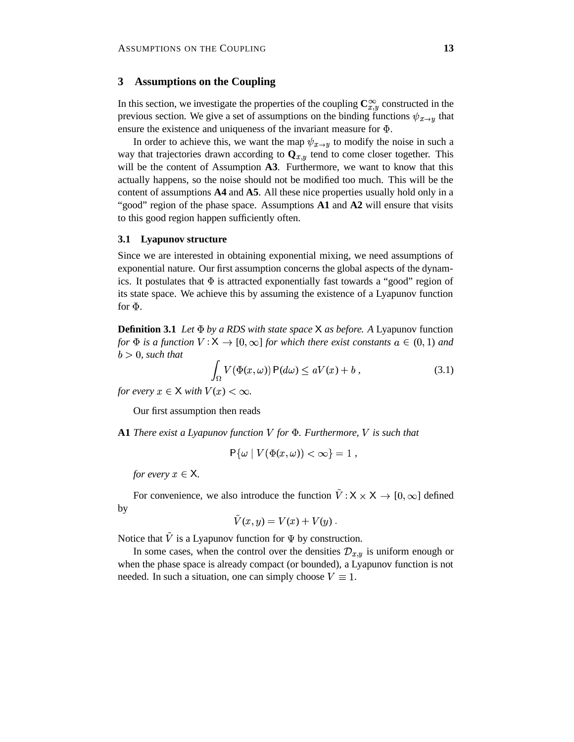## 3 Assumptions on the Coupling

In this section, we investigate the properties of the coupling $\mathbf{C}_{x,y}^{\infty}$ constructed in the previous section. We give a set of assumptions on the binding functions $\psi_{x\to y}$ that ensure the existence and uniqueness of the invariant measure for $\Phi$.

In order to achieve this, we want the map $\psi_{x\to y}$ to modify the noise in such a way that trajectories drawn according to $\mathbf{Q}_{x,y}$ tend to come closer together. This will be the content of Assumption **A3**. Furthermore, we want to know that this actually happens, so the noise should not be modified too much. This will be the content of assumptions **A4** and **A5**. All these nice properties usually hold only in a "good" region of the phase space. Assumptions **A1** and **A2** will ensure that visits to this good region happen sufficiently often.

### 3.1 Lyapunov structure

Since we are interested in obtaining exponential mixing, we need assumptions of exponential nature. Our first assumption concerns the global aspects of the dynamics. It postulates that $\Phi$ is attracted exponentially fast towards a "good" region of its state space. We achieve this by assuming the existence of a Lyapunov function for $\Phi$.

**Definition 3.1** *Let $\Phi$ by a RDS with state space $\mathsf{X}$ as before. A* Lyapunov function *for $\Phi$ is a function $V : \mathsf{X} \to [0,\infty]$ for which there exist constants $a \in (0,1)$ and $b > 0$, such that*

$$\int_{\Omega} V(\Phi(x,\omega))\,\mathsf{P}(d\omega) \le aV(x) + b\;, \tag{3.1}$$

*for every $x \in \mathsf{X}$ with $V(x) < \infty$.*

Our first assumption then reads

**A1** *There exist a Lyapunov function $V$ for $\Phi$. Furthermore, $V$ is such that*

$$\mathsf{P}\{\omega \mid V(\Phi(x,\omega)) < \infty\} = 1\;,$$

*for every $x \in \mathsf{X}$.*

For convenience, we also introduce the function $\tilde{V} : \mathsf{X} \times \mathsf{X} \to [0,\infty]$ defined by

$$\tilde{V}(x,y) = V(x) + V(y)\;.$$

Notice that $\tilde{V}$ is a Lyapunov function for $\Psi$ by construction.

In some cases, when the control over the densities $\mathcal{D}_{x,y}$ is uniform enough or when the phase space is already compact (or bounded), a Lyapunov function is not needed. In such a situation, one can simply choose $V \equiv 1$.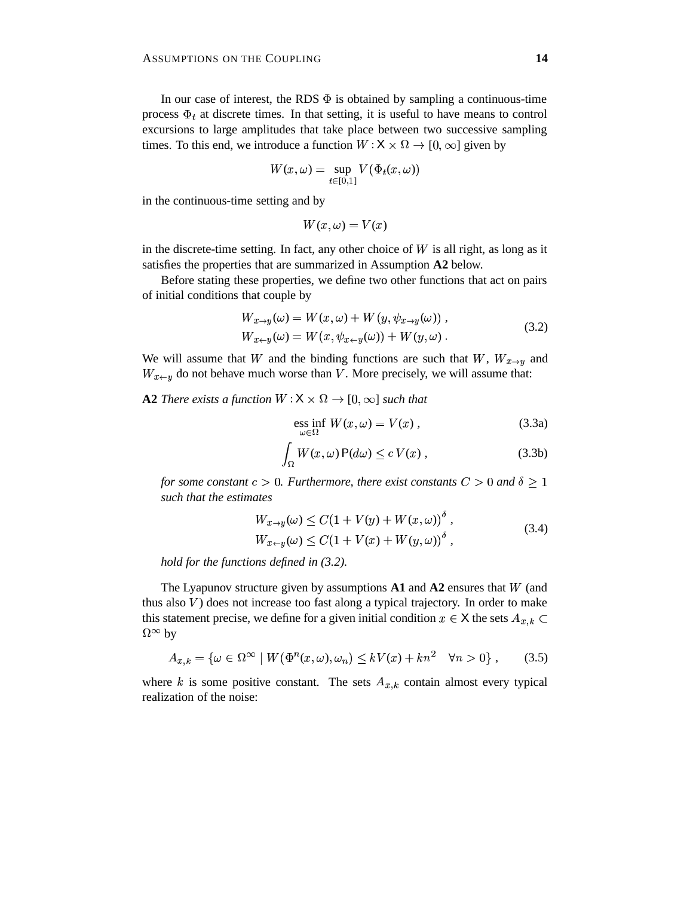In our case of interest, the RDS $\Phi$ is obtained by sampling a continuous-time process $\Phi_t$ at discrete times. In that setting, it is useful to have means to control excursions to large amplitudes that take place between two successive sampling times. To this end, we introduce a function $W : \mathsf{X} \times \Omega \to [0, \infty]$ given by

$$W(x, \omega) = \sup_{t \in [0,1]} V(\Phi_t(x, \omega))$$

in the continuous-time setting and by

$$W(x, \omega) = V(x)$$

in the discrete-time setting. In fact, any other choice of $W$ is all right, as long as it satisfies the properties that are summarized in Assumption **A2** below.

Before stating these properties, we define two other functions that act on pairs of initial conditions that couple by

$$\begin{aligned} W_{x \to y}(\omega) &= W(x, \omega) + W(y, \psi_{x \to y}(\omega)) \;, \\ W_{x \leftarrow y}(\omega) &= W(x, \psi_{x \leftarrow y}(\omega)) + W(y, \omega) \;. \end{aligned} \tag{3.2}$$

We will assume that $W$ and the binding functions are such that $W$, $W_{x \to y}$ and $W_{x \leftarrow y}$ do not behave much worse than $V$. More precisely, we will assume that:

**A2** *There exists a function* $W : \mathsf{X} \times \Omega \to [0, \infty]$ *such that*

$$\operatorname*{ess\,inf}_{\omega \in \Omega} W(x, \omega) = V(x) \;, \tag{3.3a}$$

$$\int_\Omega W(x, \omega) \, \mathsf{P}(d\omega) \le c \, V(x) \;, \tag{3.3b}$$

*for some constant* $c > 0$*. Furthermore, there exist constants* $C > 0$ *and* $\delta \ge 1$ *such that the estimates*

$$\begin{aligned} W_{x \to y}(\omega) &\le C(1 + V(y) + W(x, \omega))^\delta \;, \\ W_{x \leftarrow y}(\omega) &\le C(1 + V(x) + W(y, \omega))^\delta \;, \end{aligned} \tag{3.4}$$

*hold for the functions defined in (3.2).*

The Lyapunov structure given by assumptions **A1** and **A2** ensures that $W$ (and thus also $V$) does not increase too fast along a typical trajectory. In order to make this statement precise, we define for a given initial condition $x \in \mathsf{X}$ the sets $A_{x,k} \subset \Omega^\infty$ by

$$A_{x,k} = \{\omega \in \Omega^\infty \mid W(\Phi^n(x, \omega), \omega_n) \le kV(x) + kn^2 \quad \forall n > 0\} \;, \tag{3.5}$$

where $k$ is some positive constant. The sets $A_{x,k}$ contain almost every typical realization of the noise: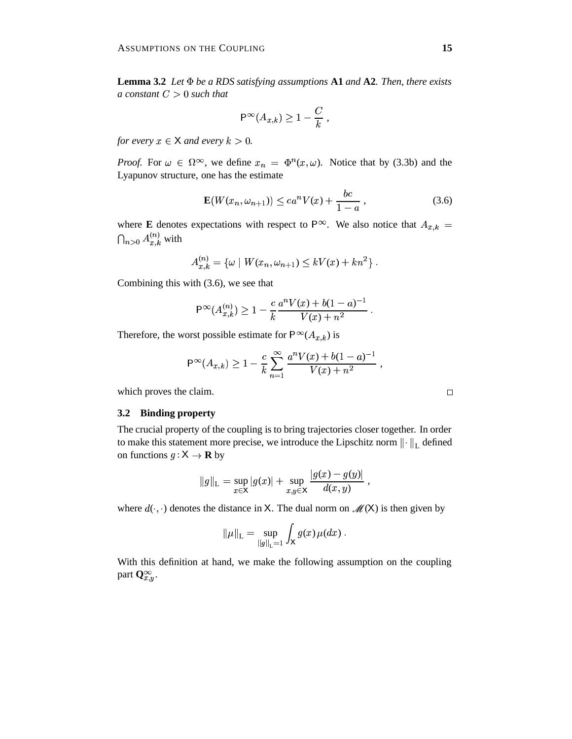**Lemma 3.2** *Let $\Phi$ be a RDS satisfying assumptions* **A1** *and* **A2**. *Then, there exists a constant $C > 0$ such that*

$$\mathsf{P}^\infty(A_{x,k}) \geq 1 - \frac{C}{k} \;,$$

*for every $x \in \mathsf{X}$ and every $k > 0$.*

*Proof.* For $\omega \in \Omega^\infty$, we define $x_n = \Phi^n(x,\omega)$. Notice that by (3.3b) and the Lyapunov structure, one has the estimate

$$\mathbf{E}(W(x_n, \omega_{n+1})) \leq c a^n V(x) + \frac{bc}{1-a} \;, \tag{3.6}$$

where $\mathbf{E}$ denotes expectations with respect to $\mathsf{P}^\infty$. We also notice that $A_{x,k} = \bigcap_{n>0} A_{x,k}^{(n)}$ with

$$A_{x,k}^{(n)} = \{\omega \mid W(x_n, \omega_{n+1}) \leq kV(x) + kn^2\} \;.$$

Combining this with (3.6), we see that

$$\mathsf{P}^\infty(A_{x,k}^{(n)}) \geq 1 - \frac{c}{k} \frac{a^n V(x) + b(1-a)^{-1}}{V(x) + n^2} \;.$$

Therefore, the worst possible estimate for $\mathsf{P}^\infty(A_{x,k})$ is

$$\mathsf{P}^\infty(A_{x,k}) \geq 1 - \frac{c}{k} \sum_{n=1}^{\infty} \frac{a^n V(x) + b(1-a)^{-1}}{V(x) + n^2} \;,$$

which proves the claim. □

### 3.2 Binding property

The crucial property of the coupling is to bring trajectories closer together. In order to make this statement more precise, we introduce the Lipschitz norm $\|\cdot\|_{\mathrm{L}}$ defined on functions $g : \mathsf{X} \to \mathbf{R}$ by

$$\|g\|_{\mathrm{L}} = \sup_{x \in \mathsf{X}} |g(x)| + \sup_{x,y \in \mathsf{X}} \frac{|g(x) - g(y)|}{d(x,y)} \;,$$

where $d(\cdot,\cdot)$ denotes the distance in $\mathsf{X}$. The dual norm on $\mathscr{M}(\mathsf{X})$ is then given by

$$\|\mu\|_{\mathrm{L}} = \sup_{\|g\|_{\mathrm{L}}=1} \int_{\mathsf{X}} g(x)\,\mu(dx) \;.$$

With this definition at hand, we make the following assumption on the coupling part $\mathbf{Q}_{x,y}^\infty$.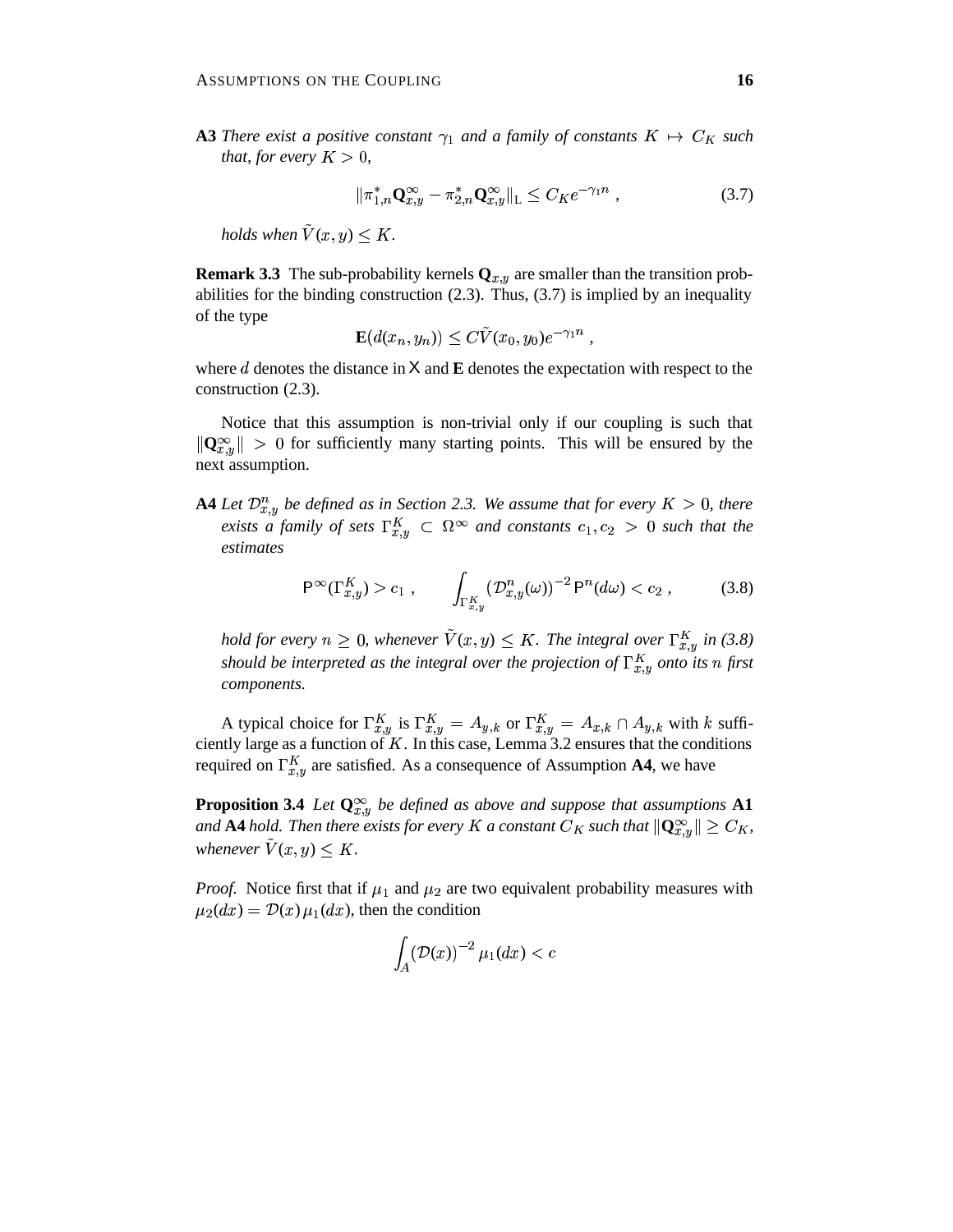**A3** *There exist a positive constant $\gamma_1$ and a family of constants $K \mapsto C_K$ such that, for every $K > 0$,*

$$\|\pi^*_{1,n}\mathbf{Q}^\infty_{x,y} - \pi^*_{2,n}\mathbf{Q}^\infty_{x,y}\|_{\mathrm{L}} \le C_K e^{-\gamma_1 n} \;, \tag{3.7}$$

*holds when $\tilde V(x,y) \le K$.*

**Remark 3.3** The sub-probability kernels $\mathbf{Q}_{x,y}$ are smaller than the transition probabilities for the binding construction (2.3). Thus, (3.7) is implied by an inequality of the type

$$\mathbf{E}\big(d(x_n,y_n)\big) \le C\tilde V(x_0,y_0)e^{-\gamma_1 n} \;,$$

where $d$ denotes the distance in $\mathsf{X}$ and $\mathbf{E}$ denotes the expectation with respect to the construction (2.3).

Notice that this assumption is non-trivial only if our coupling is such that $\|\mathbf{Q}^\infty_{x,y}\| > 0$ for sufficiently many starting points. This will be ensured by the next assumption.

**A4** *Let $\mathcal{D}^n_{x,y}$ be defined as in Section 2.3. We assume that for every $K > 0$, there exists a family of sets $\Gamma^K_{x,y} \subset \Omega^\infty$ and constants $c_1, c_2 > 0$ such that the estimates*

$$\mathsf{P}^\infty(\Gamma^K_{x,y}) > c_1 \;, \qquad \int_{\Gamma^K_{x,y}} \big(\mathcal{D}^n_{x,y}(\omega)\big)^{-2}\,\mathsf{P}^n(d\omega) < c_2 \;, \tag{3.8}$$

*hold for every $n \ge 0$, whenever $\tilde V(x,y) \le K$. The integral over $\Gamma^K_{x,y}$ in (3.8) should be interpreted as the integral over the projection of $\Gamma^K_{x,y}$ onto its $n$ first components.*

A typical choice for $\Gamma^K_{x,y}$ is $\Gamma^K_{x,y} = A_{y,k}$ or $\Gamma^K_{x,y} = A_{x,k} \cap A_{y,k}$ with $k$ sufficiently large as a function of $K$. In this case, Lemma 3.2 ensures that the conditions required on $\Gamma^K_{x,y}$ are satisfied. As a consequence of Assumption **A4**, we have

**Proposition 3.4** *Let $\mathbf{Q}^\infty_{x,y}$ be defined as above and suppose that assumptions* **A1** *and* **A4** *hold. Then there exists for every $K$ a constant $C_K$ such that $\|\mathbf{Q}^\infty_{x,y}\| \ge C_K$, whenever $\tilde V(x,y) \le K$.*

*Proof.* Notice first that if $\mu_1$ and $\mu_2$ are two equivalent probability measures with $\mu_2(dx) = \mathcal{D}(x)\,\mu_1(dx)$, then the condition

$$\int_A \big(\mathcal{D}(x)\big)^{-2}\,\mu_1(dx) < c$$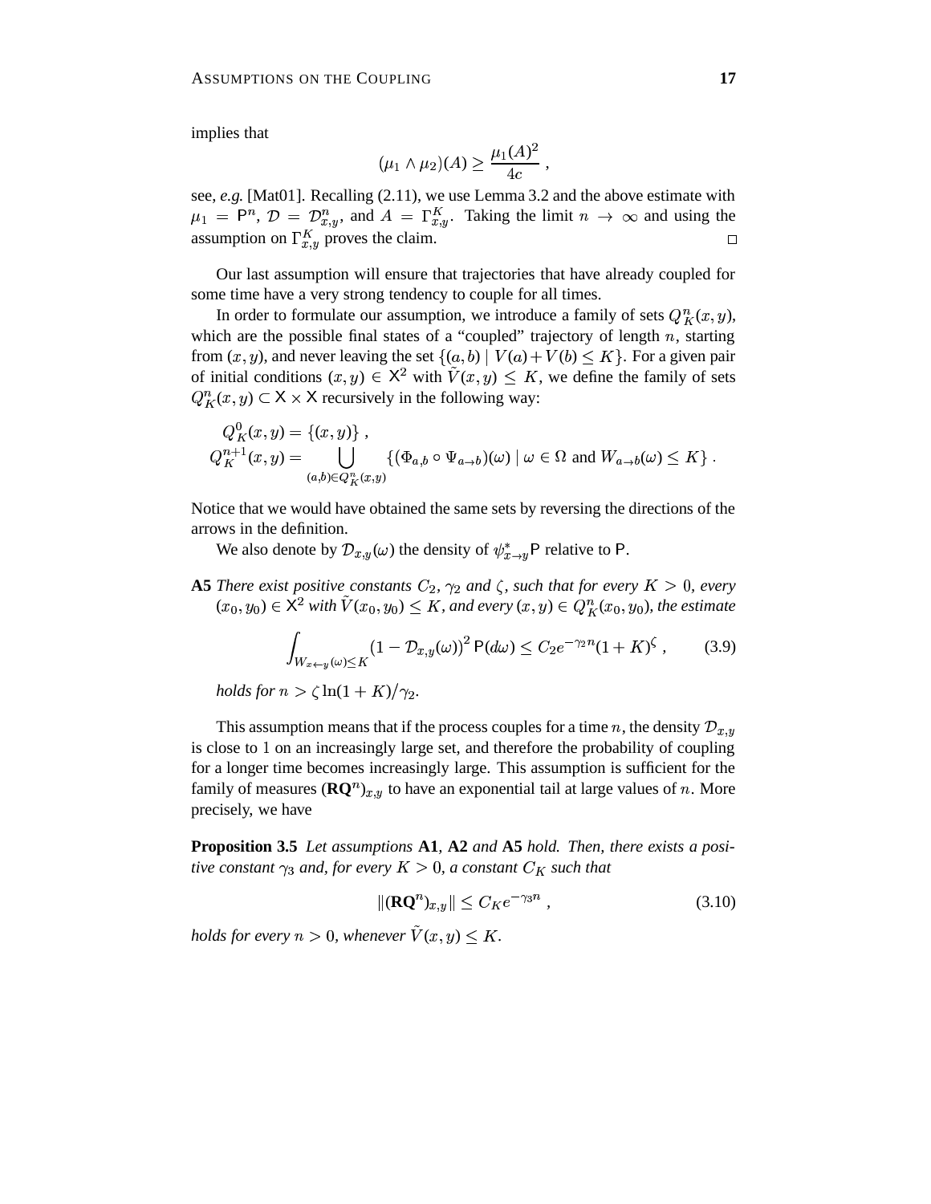implies that

$$(\mu_1 \wedge \mu_2)(A) \geq \frac{\mu_1(A)^2}{4c} ,$$

see, *e.g.* [Mat01]. Recalling (2.11), we use Lemma 3.2 and the above estimate with $\mu_1 = \mathsf{P}^n$, $\mathcal{D} = \mathcal{D}^n_{x,y}$, and $A = \Gamma^K_{x,y}$. Taking the limit $n \to \infty$ and using the assumption on $\Gamma^K_{x,y}$ proves the claim. □

Our last assumption will ensure that trajectories that have already coupled for some time have a very strong tendency to couple for all times.

In order to formulate our assumption, we introduce a family of sets $Q^n_K(x,y)$, which are the possible final states of a "coupled" trajectory of length $n$, starting from $(x,y)$, and never leaving the set $\{(a,b) \mid V(a)+V(b) \leq K\}$. For a given pair of initial conditions $(x,y) \in \mathsf{X}^2$ with $\tilde V(x,y) \leq K$, we define the family of sets $Q^n_K(x,y) \subset \mathsf{X} \times \mathsf{X}$ recursively in the following way:

$$\begin{aligned} Q^0_K(x,y) &= \{(x,y)\} , \\ Q^{n+1}_K(x,y) &= \bigcup_{(a,b)\in Q^n_K(x,y)} \{(\Phi_{a,b} \circ \Psi_{a\to b})(\omega) \mid \omega \in \Omega \text{ and } W_{a\to b}(\omega) \leq K\} . \end{aligned}$$

Notice that we would have obtained the same sets by reversing the directions of the arrows in the definition.

We also denote by $\mathcal{D}_{x,y}(\omega)$ the density of $\psi^*_{x\to y}\mathsf{P}$ relative to $\mathsf{P}$.

**A5** *There exist positive constants $C_2$, $\gamma_2$ and $\zeta$, such that for every $K > 0$, every $(x_0,y_0) \in \mathsf{X}^2$ with $\tilde V(x_0,y_0) \leq K$, and every $(x,y) \in Q^n_K(x_0,y_0)$, the estimate*

$$\int_{W_{x\leftarrow y}(\omega)\leq K} (1-\mathcal{D}_{x,y}(\omega))^2\, \mathsf{P}(d\omega) \leq C_2 e^{-\gamma_2 n}(1+K)^\zeta , \qquad (3.9)$$

*holds for $n > \zeta \ln(1+K)/\gamma_2$.*

This assumption means that if the process couples for a time $n$, the density $\mathcal{D}_{x,y}$ is close to 1 on an increasingly large set, and therefore the probability of coupling for a longer time becomes increasingly large. This assumption is sufficient for the family of measures $(\mathbf{RQ}^n)_{x,y}$ to have an exponential tail at large values of $n$. More precisely, we have

**Proposition 3.5** *Let assumptions* **A1**, **A2** *and* **A5** *hold. Then, there exists a positive constant $\gamma_3$ and, for every $K > 0$, a constant $C_K$ such that*

$$\|(\mathbf{RQ}^n)_{x,y}\| \leq C_K e^{-\gamma_3 n} , \qquad (3.10)$$

*holds for every $n > 0$, whenever $\tilde V(x,y) \leq K$.*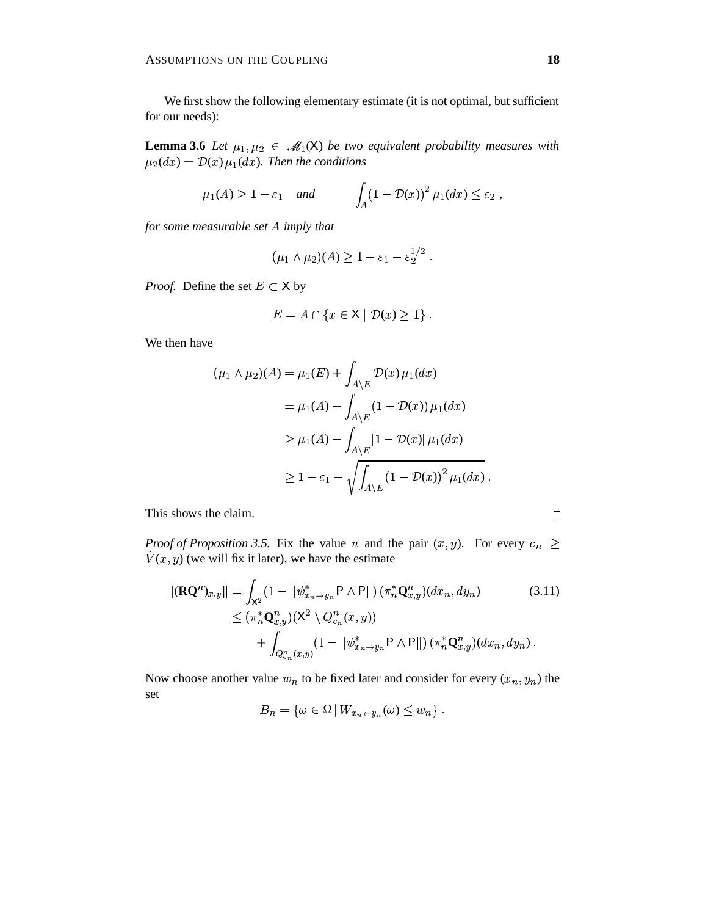We first show the following elementary estimate (it is not optimal, but sufficient for our needs):

**Lemma 3.6** *Let $\mu_1, \mu_2 \in \mathscr{M}_1(\mathsf{X})$ be two equivalent probability measures with $\mu_2(dx) = \mathcal{D}(x)\,\mu_1(dx)$. Then the conditions*

$$\mu_1(A) \geq 1 - \varepsilon_1 \quad \textit{and} \qquad \int_A (1 - \mathcal{D}(x))^2 \,\mu_1(dx) \leq \varepsilon_2 \;,$$

*for some measurable set $A$ imply that*

$$(\mu_1 \wedge \mu_2)(A) \geq 1 - \varepsilon_1 - \varepsilon_2^{1/2} \;.$$

*Proof.* Define the set $E \subset \mathsf{X}$ by

$$E = A \cap \{x \in \mathsf{X} \mid \mathcal{D}(x) \geq 1\} \;.$$

We then have

$$\begin{aligned}
(\mu_1 \wedge \mu_2)(A) &= \mu_1(E) + \int_{A \setminus E} \mathcal{D}(x)\,\mu_1(dx) \\
&= \mu_1(A) - \int_{A \setminus E} (1 - \mathcal{D}(x))\,\mu_1(dx) \\
&\geq \mu_1(A) - \int_{A \setminus E} |1 - \mathcal{D}(x)|\,\mu_1(dx) \\
&\geq 1 - \varepsilon_1 - \sqrt{\int_{A \setminus E} (1 - \mathcal{D}(x))^2 \,\mu_1(dx)} \;.
\end{aligned}$$

This shows the claim. □

*Proof of Proposition 3.5.* Fix the value $n$ and the pair $(x, y)$. For every $c_n \geq \tilde{V}(x, y)$ (we will fix it later), we have the estimate

$$\begin{aligned}
\|(\mathbf{R}\mathbf{Q}^n)_{x,y}\| &= \int_{\mathsf{X}^2} (1 - \|\psi^*_{x_n \to y_n} \mathsf{P} \wedge \mathsf{P}\|)\,(\pi_n^* \mathbf{Q}^n_{x,y})(dx_n, dy_n) \\
&\leq (\pi_n^* \mathbf{Q}^n_{x,y})(\mathsf{X}^2 \setminus Q^n_{c_n}(x, y)) \\
&\qquad + \int_{Q^n_{c_n}(x,y)} (1 - \|\psi^*_{x_n \to y_n} \mathsf{P} \wedge \mathsf{P}\|)\,(\pi_n^* \mathbf{Q}^n_{x,y})(dx_n, dy_n) \;.
\end{aligned} \tag{3.11}$$

Now choose another value $w_n$ to be fixed later and consider for every $(x_n, y_n)$ the set

$$B_n = \{\omega \in \Omega \,|\, W_{x_n \leftarrow y_n}(\omega) \leq w_n\} \;.$$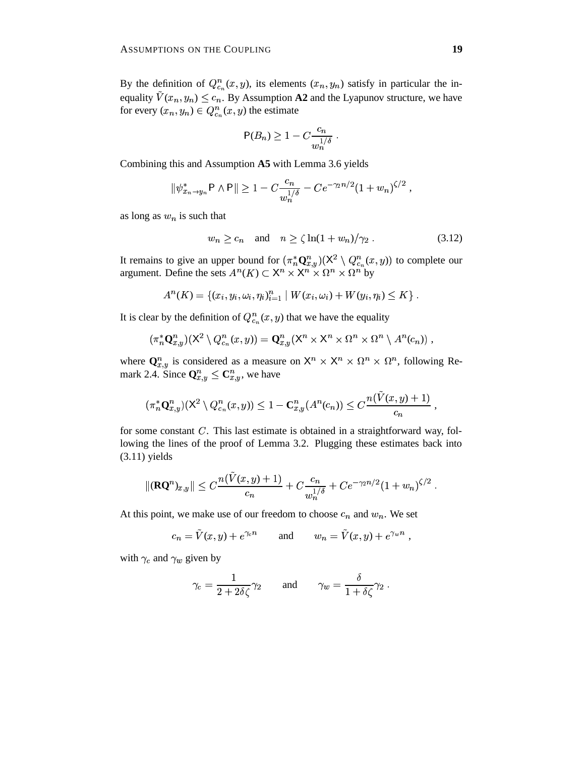By the definition of $Q^n_{c_n}(x,y)$, its elements $(x_n, y_n)$ satisfy in particular the inequality $\tilde V(x_n,y_n) \le c_n$. By Assumption **A2** and the Lyapunov structure, we have for every $(x_n,y_n) \in Q^n_{c_n}(x,y)$ the estimate

$$\mathsf{P}(B_n) \ge 1 - C\frac{c_n}{w_n^{1/\delta}} \;.$$

Combining this and Assumption **A5** with Lemma 3.6 yields

$$\|\psi^*_{x_n\to y_n}\mathsf{P} \wedge \mathsf{P}\| \ge 1 - C\frac{c_n}{w_n^{1/\delta}} - Ce^{-\gamma_2 n/2}(1+w_n)^{\zeta/2} \;,$$

as long as $w_n$ is such that

$$w_n \ge c_n \quad \text{and} \quad n \ge \zeta \ln(1+w_n)/\gamma_2 \;. \tag{3.12}$$

It remains to give an upper bound for $(\pi_n^*\mathbf{Q}^n_{x,y})(\mathsf{X}^2 \setminus Q^n_{c_n}(x,y))$ to complete our argument. Define the sets $A^n(K) \subset \mathsf{X}^n \times \mathsf{X}^n \times \Omega^n \times \Omega^n$ by

$$A^n(K) = \{(x_i, y_i, \omega_i, \eta_i)_{i=1}^n \mid W(x_i,\omega_i) + W(y_i,\eta_i) \le K\} \;.$$

It is clear by the definition of $Q^n_{c_n}(x,y)$ that we have the equality

$$(\pi_n^*\mathbf{Q}^n_{x,y})(\mathsf{X}^2 \setminus Q^n_{c_n}(x,y)) = \mathbf{Q}^n_{x,y}(\mathsf{X}^n \times \mathsf{X}^n \times \Omega^n \times \Omega^n \setminus A^n(c_n)) \;,$$

where $\mathbf{Q}^n_{x,y}$ is considered as a measure on $\mathsf{X}^n \times \mathsf{X}^n \times \Omega^n \times \Omega^n$, following Remark 2.4. Since $\mathbf{Q}^n_{x,y} \le \mathbf{C}^n_{x,y}$, we have

$$(\pi_n^*\mathbf{Q}^n_{x,y})(\mathsf{X}^2 \setminus Q^n_{c_n}(x,y)) \le 1 - \mathbf{C}^n_{x,y}(A^n(c_n)) \le C\frac{n(\tilde V(x,y)+1)}{c_n} \;,$$

for some constant $C$. This last estimate is obtained in a straightforward way, following the lines of the proof of Lemma 3.2. Plugging these estimates back into (3.11) yields

$$\|(\mathbf{R}\mathbf{Q}^n)_{x,y}\| \le C\frac{n(\tilde V(x,y)+1)}{c_n} + C\frac{c_n}{w_n^{1/\delta}} + Ce^{-\gamma_2 n/2}(1+w_n)^{\zeta/2} \;.$$

At this point, we make use of our freedom to choose $c_n$ and $w_n$. We set

$$c_n = \tilde V(x,y) + e^{\gamma_c n} \qquad \text{and} \qquad w_n = \tilde V(x,y) + e^{\gamma_w n} \;,$$

with $\gamma_c$ and $\gamma_w$ given by

$$\gamma_c = \frac{1}{2+2\delta\zeta}\gamma_2 \qquad \text{and} \qquad \gamma_w = \frac{\delta}{1+\delta\zeta}\gamma_2 \;.$$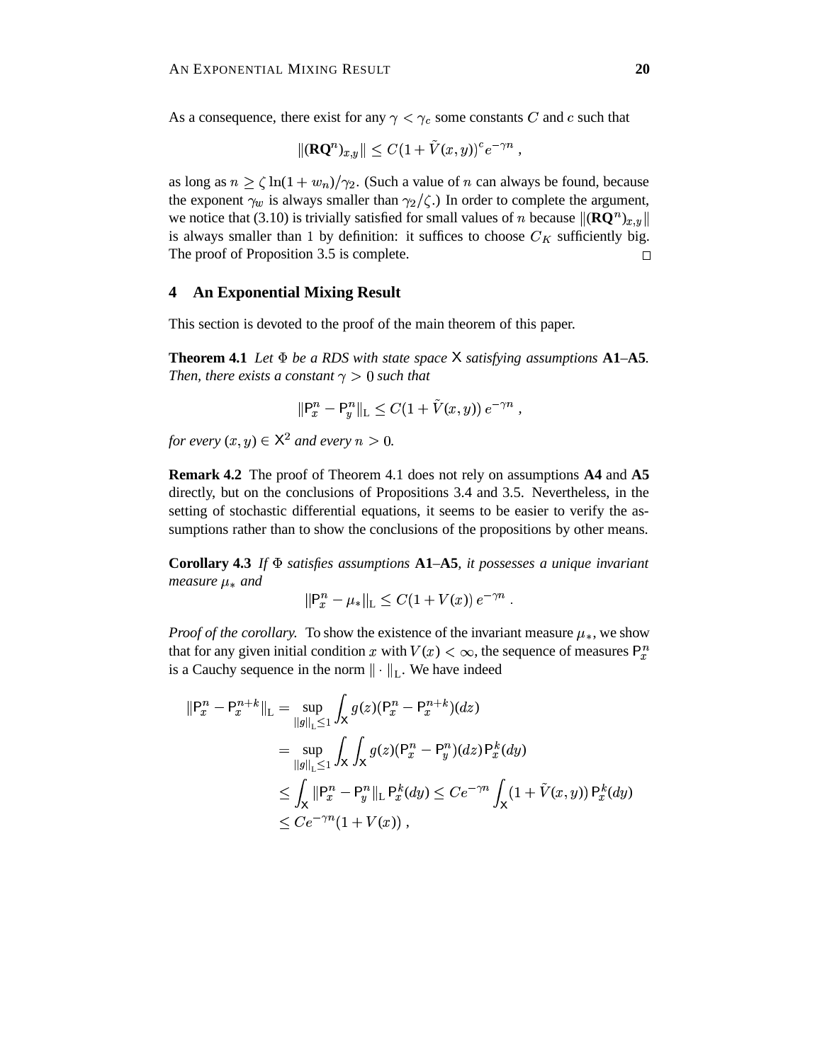As a consequence, there exist for any $\gamma < \gamma_c$ some constants $C$ and $c$ such that

$$\|(\mathbf{R}\mathbf{Q}^n)_{x,y}\| \leq C(1+\tilde{V}(x,y))^c e^{-\gamma n} ,$$

as long as $n \geq \zeta \ln(1+w_n)/\gamma_2$. (Such a value of $n$ can always be found, because the exponent $\gamma_w$ is always smaller than $\gamma_2/\zeta$.) In order to complete the argument, we notice that (3.10) is trivially satisfied for small values of $n$ because $\|(\mathbf{R}\mathbf{Q}^n)_{x,y}\|$ is always smaller than 1 by definition: it suffices to choose $C_K$ sufficiently big. The proof of Proposition 3.5 is complete. $\square$

## 4 An Exponential Mixing Result

This section is devoted to the proof of the main theorem of this paper.

**Theorem 4.1** *Let $\Phi$ be a RDS with state space $\mathsf{X}$ satisfying assumptions* **A1**–**A5**. *Then, there exists a constant $\gamma > 0$ such that*

$$\|\mathsf{P}_x^n - \mathsf{P}_y^n\|_{\mathrm{L}} \leq C(1+\tilde{V}(x,y))\, e^{-\gamma n} ,$$

*for every $(x,y) \in \mathsf{X}^2$ and every $n > 0$.*

**Remark 4.2** The proof of Theorem 4.1 does not rely on assumptions **A4** and **A5** directly, but on the conclusions of Propositions 3.4 and 3.5. Nevertheless, in the setting of stochastic differential equations, it seems to be easier to verify the assumptions rather than to show the conclusions of the propositions by other means.

**Corollary 4.3** *If $\Phi$ satisfies assumptions* **A1**–**A5**, *it possesses a unique invariant measure $\mu_*$ and*

$$\|\mathsf{P}_x^n - \mu_*\|_{\mathrm{L}} \leq C(1+V(x))\, e^{-\gamma n} .$$

*Proof of the corollary.* To show the existence of the invariant measure $\mu_*$, we show that for any given initial condition $x$ with $V(x) < \infty$, the sequence of measures $\mathsf{P}_x^n$ is a Cauchy sequence in the norm $\|\cdot\|_{\mathrm{L}}$. We have indeed

$$\begin{aligned}
\|\mathsf{P}_x^n - \mathsf{P}_x^{n+k}\|_{\mathrm{L}} &= \sup_{\|g\|_{\mathrm{L}} \leq 1} \int_{\mathsf{X}} g(z)(\mathsf{P}_x^n - \mathsf{P}_x^{n+k})(dz) \\
&= \sup_{\|g\|_{\mathrm{L}} \leq 1} \int_{\mathsf{X}} \int_{\mathsf{X}} g(z)(\mathsf{P}_x^n - \mathsf{P}_y^n)(dz)\, \mathsf{P}_x^k(dy) \\
&\leq \int_{\mathsf{X}} \|\mathsf{P}_x^n - \mathsf{P}_y^n\|_{\mathrm{L}}\, \mathsf{P}_x^k(dy) \leq C e^{-\gamma n} \int_{\mathsf{X}} (1+\tilde{V}(x,y))\, \mathsf{P}_x^k(dy) \\
&\leq C e^{-\gamma n}(1+V(x)) ,
\end{aligned}$$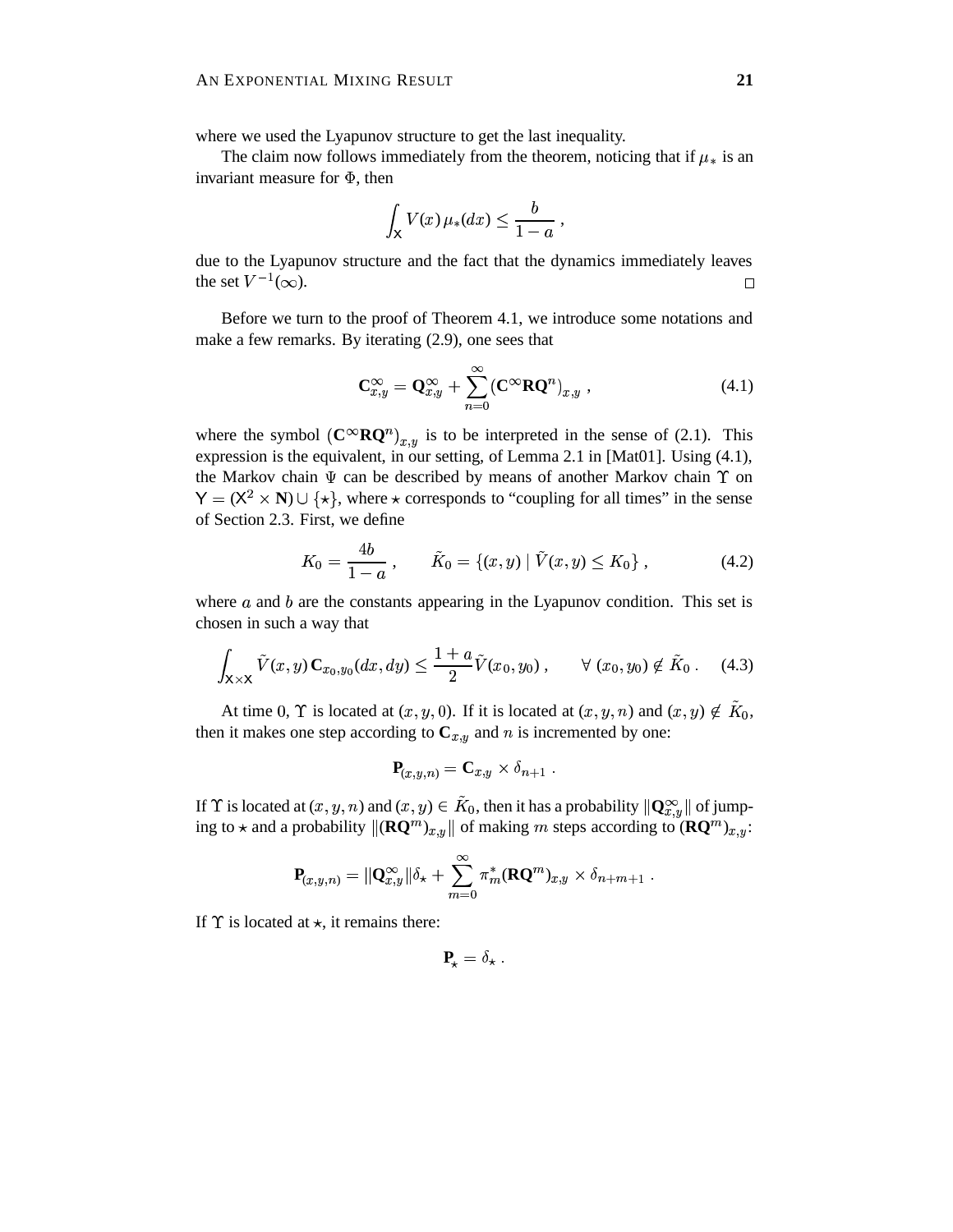where we used the Lyapunov structure to get the last inequality.

The claim now follows immediately from the theorem, noticing that if $\mu_*$ is an invariant measure for $\Phi$, then

$$\int_{\mathsf{X}} V(x)\,\mu_*(dx) \le \frac{b}{1-a}\;,$$

due to the Lyapunov structure and the fact that the dynamics immediately leaves the set $V^{-1}(\infty)$. □

Before we turn to the proof of Theorem 4.1, we introduce some notations and make a few remarks. By iterating (2.9), one sees that

$$\mathbf{C}^\infty_{x,y} = \mathbf{Q}^\infty_{x,y} + \sum_{n=0}^\infty (\mathbf{C}^\infty \mathbf{R}\mathbf{Q}^n)_{x,y}\;, \tag{4.1}$$

where the symbol $(\mathbf{C}^\infty \mathbf{R}\mathbf{Q}^n)_{x,y}$ is to be interpreted in the sense of (2.1). This expression is the equivalent, in our setting, of Lemma 2.1 in [Mat01]. Using (4.1), the Markov chain $\Psi$ can be described by means of another Markov chain $\Upsilon$ on $\mathsf{Y} = (\mathsf{X}^2 \times \mathbf{N}) \cup \{\star\}$, where $\star$ corresponds to "coupling for all times" in the sense of Section 2.3. First, we define

$$K_0 = \frac{4b}{1-a}\;, \qquad \tilde K_0 = \{(x,y) \mid \tilde V(x,y) \le K_0\}\;, \tag{4.2}$$

where $a$ and $b$ are the constants appearing in the Lyapunov condition. This set is chosen in such a way that

$$\int_{\mathsf{X}\times\mathsf{X}} \tilde V(x,y)\,\mathbf{C}_{x_0,y_0}(dx,dy) \le \frac{1+a}{2}\tilde V(x_0,y_0)\;, \qquad \forall\ (x_0,y_0) \notin \tilde K_0\;. \tag{4.3}$$

At time 0, $\Upsilon$ is located at $(x,y,0)$. If it is located at $(x,y,n)$ and $(x,y) \notin \tilde K_0$, then it makes one step according to $\mathbf{C}_{x,y}$ and $n$ is incremented by one:

$$\mathbf{P}_{(x,y,n)} = \mathbf{C}_{x,y} \times \delta_{n+1}\;.$$

If $\Upsilon$ is located at $(x,y,n)$ and $(x,y) \in \tilde K_0$, then it has a probability $\|\mathbf{Q}^\infty_{x,y}\|$ of jumping to $\star$ and a probability $\|(\mathbf{R}\mathbf{Q}^m)_{x,y}\|$ of making $m$ steps according to $(\mathbf{R}\mathbf{Q}^m)_{x,y}$:

$$\mathbf{P}_{(x,y,n)} = \|\mathbf{Q}^\infty_{x,y}\|\delta_\star + \sum_{m=0}^\infty \pi^*_m (\mathbf{R}\mathbf{Q}^m)_{x,y} \times \delta_{n+m+1}\;.$$

If $\Upsilon$ is located at $\star$, it remains there:

$$\mathbf{P}_\star = \delta_\star\;.$$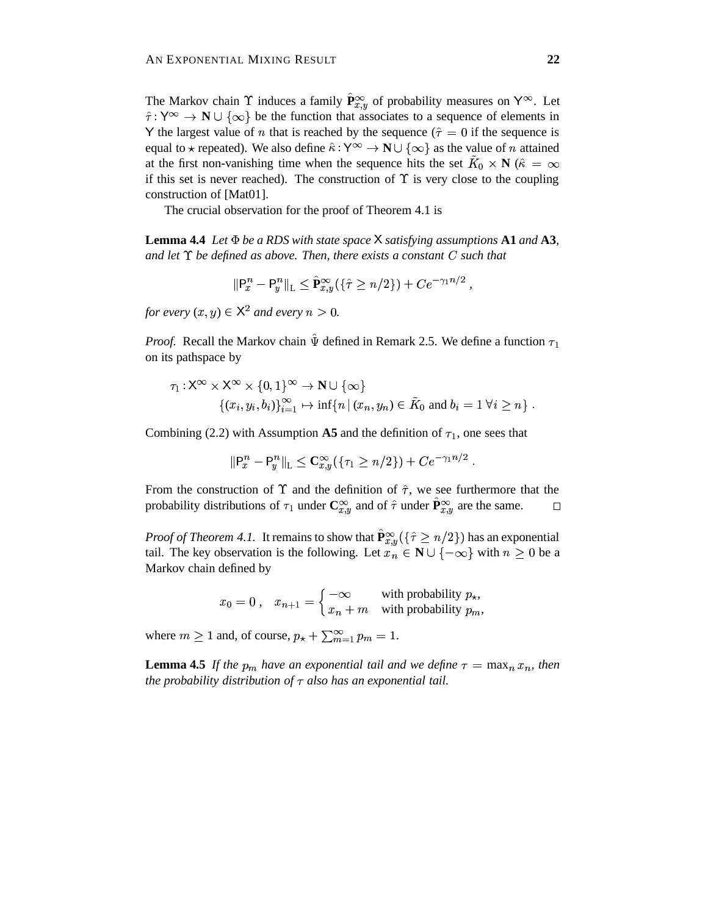The Markov chain $\Upsilon$ induces a family $\hat{\mathbf{P}}^\infty_{x,y}$ of probability measures on $\mathsf{Y}^\infty$. Let $\hat{\tau} : \mathsf{Y}^\infty \to \mathbf{N} \cup \{\infty\}$ be the function that associates to a sequence of elements in $\mathsf{Y}$ the largest value of $n$ that is reached by the sequence ($\hat{\tau} = 0$ if the sequence is equal to $\star$ repeated). We also define $\hat{\kappa} : \mathsf{Y}^\infty \to \mathbf{N} \cup \{\infty\}$ as the value of $n$ attained at the first non-vanishing time when the sequence hits the set $\tilde{K}_0 \times \mathbf{N}$ ($\hat{\kappa} = \infty$ if this set is never reached). The construction of $\Upsilon$ is very close to the coupling construction of [Mat01].

The crucial observation for the proof of Theorem 4.1 is

**Lemma 4.4** *Let $\Phi$ be a RDS with state space $\mathsf{X}$ satisfying assumptions* **A1** *and* **A3**, *and let $\Upsilon$ be defined as above. Then, there exists a constant $C$ such that*

$$\|\mathsf{P}^n_x - \mathsf{P}^n_y\|_{\mathrm{L}} \leq \hat{\mathbf{P}}^\infty_{x,y}(\{\hat{\tau} \geq n/2\}) + Ce^{-\gamma_1 n/2} ,$$

*for every $(x, y) \in \mathsf{X}^2$ and every $n > 0$.*

*Proof.* Recall the Markov chain $\hat{\Psi}$ defined in Remark 2.5. We define a function $\tau_1$ on its pathspace by

$$\begin{aligned} \tau_1 : \mathsf{X}^\infty \times \mathsf{X}^\infty \times \{0,1\}^\infty &\to \mathbf{N} \cup \{\infty\} \\ \{(x_i, y_i, b_i)\}_{i=1}^\infty &\mapsto \inf\{n \,|\, (x_n, y_n) \in \tilde{K}_0 \text{ and } b_i = 1 \;\forall i \geq n\} . \end{aligned}$$

Combining (2.2) with Assumption **A5** and the definition of $\tau_1$, one sees that

$$\|\mathsf{P}^n_x - \mathsf{P}^n_y\|_{\mathrm{L}} \leq \mathbf{C}^\infty_{x,y}(\{\tau_1 \geq n/2\}) + Ce^{-\gamma_1 n/2} .$$

From the construction of $\Upsilon$ and the definition of $\hat{\tau}$, we see furthermore that the probability distributions of $\tau_1$ under $\mathbf{C}^\infty_{x,y}$ and of $\hat{\tau}$ under $\hat{\mathbf{P}}^\infty_{x,y}$ are the same. □

*Proof of Theorem 4.1.* It remains to show that $\hat{\mathbf{P}}^\infty_{x,y}(\{\hat{\tau} \geq n/2\})$ has an exponential tail. The key observation is the following. Let $x_n \in \mathbf{N} \cup \{-\infty\}$ with $n \geq 0$ be a Markov chain defined by

$$x_0 = 0 , \quad x_{n+1} = \begin{cases} -\infty & \text{with probability } p_\star, \\ x_n + m & \text{with probability } p_m, \end{cases}$$

where $m \geq 1$ and, of course, $p_\star + \sum_{m=1}^\infty p_m = 1$.

**Lemma 4.5** *If the $p_m$ have an exponential tail and we define $\tau = \max_n x_n$, then the probability distribution of $\tau$ also has an exponential tail.*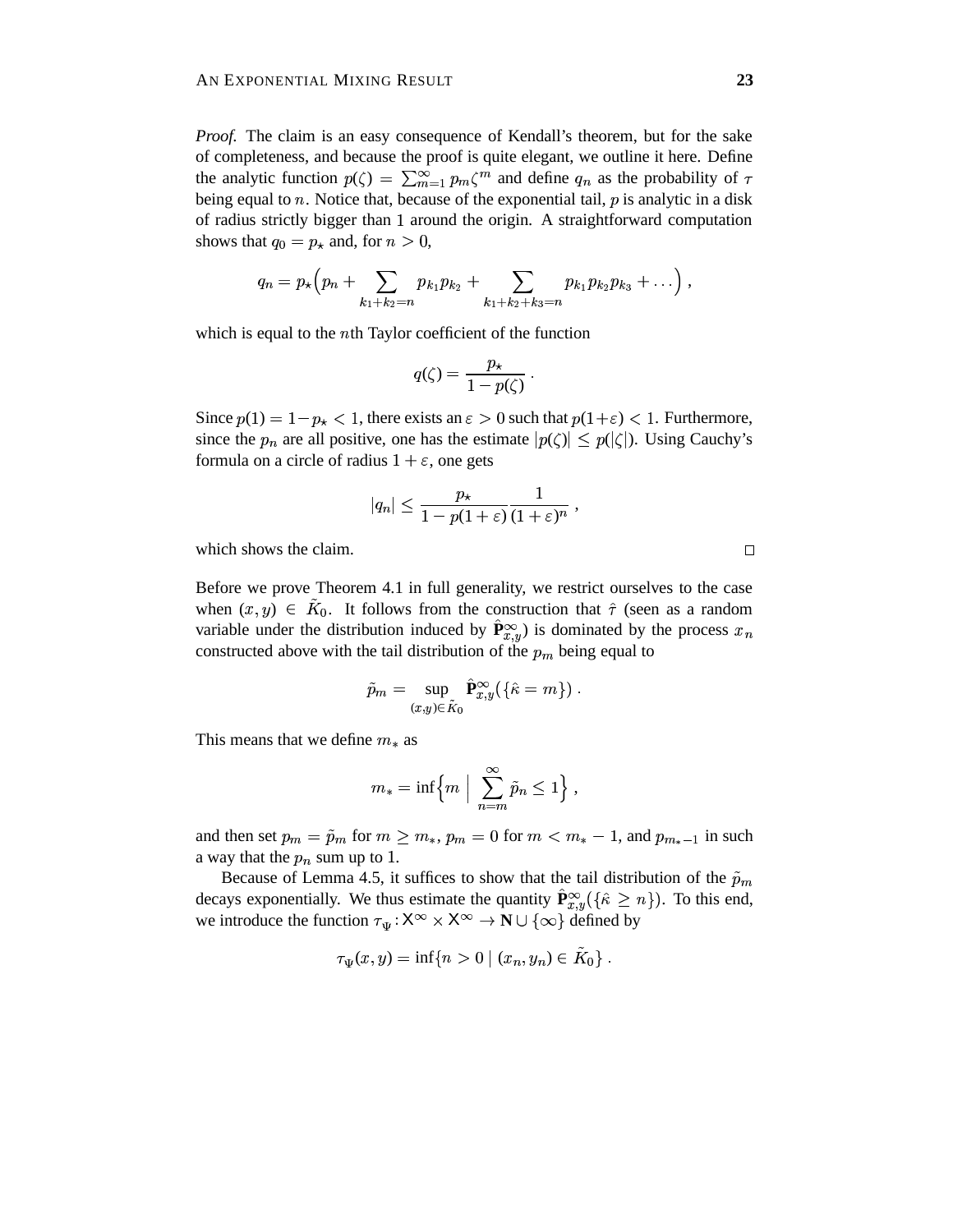*Proof.* The claim is an easy consequence of Kendall's theorem, but for the sake of completeness, and because the proof is quite elegant, we outline it here. Define the analytic function $p(\zeta) = \sum_{m=1}^{\infty} p_m \zeta^m$ and define $q_n$ as the probability of $\tau$ being equal to $n$. Notice that, because of the exponential tail, $p$ is analytic in a disk of radius strictly bigger than 1 around the origin. A straightforward computation shows that $q_0 = p_\star$ and, for $n > 0$,

$$q_n = p_\star\Big(p_n + \sum_{k_1+k_2=n} p_{k_1}p_{k_2} + \sum_{k_1+k_2+k_3=n} p_{k_1}p_{k_2}p_{k_3} + \ldots\Big) ,$$

which is equal to the $n$th Taylor coefficient of the function

$$q(\zeta) = \frac{p_\star}{1 - p(\zeta)} .$$

Since $p(1) = 1 - p_\star < 1$, there exists an $\varepsilon > 0$ such that $p(1+\varepsilon) < 1$. Furthermore, since the $p_n$ are all positive, one has the estimate $|p(\zeta)| \le p(|\zeta|)$. Using Cauchy's formula on a circle of radius $1 + \varepsilon$, one gets

$$|q_n| \le \frac{p_\star}{1 - p(1+\varepsilon)} \frac{1}{(1+\varepsilon)^n} ,$$

which shows the claim. $\square$

Before we prove Theorem 4.1 in full generality, we restrict ourselves to the case when $(x, y) \in \tilde{K}_0$. It follows from the construction that $\hat{\tau}$ (seen as a random variable under the distribution induced by $\hat{\mathbf{P}}^\infty_{x,y}$) is dominated by the process $x_n$ constructed above with the tail distribution of the $p_m$ being equal to

$$\tilde{p}_m = \sup_{(x,y)\in\tilde{K}_0} \hat{\mathbf{P}}^\infty_{x,y}(\{\hat{\kappa} = m\}) .$$

This means that we define $m_*$ as

$$m_* = \inf\Big\{m \;\Big|\; \sum_{n=m}^{\infty} \tilde{p}_n \le 1\Big\} ,$$

and then set $p_m = \tilde{p}_m$ for $m \ge m_*$, $p_m = 0$ for $m < m_* - 1$, and $p_{m_*-1}$ in such a way that the $p_n$ sum up to 1.

Because of Lemma 4.5, it suffices to show that the tail distribution of the $\tilde{p}_m$ decays exponentially. We thus estimate the quantity $\hat{\mathbf{P}}^\infty_{x,y}(\{\hat{\kappa} \ge n\})$. To this end, we introduce the function $\tau_\Psi : \mathsf{X}^\infty \times \mathsf{X}^\infty \to \mathbf{N} \cup \{\infty\}$ defined by

$$\tau_\Psi(x, y) = \inf\{n > 0 \mid (x_n, y_n) \in \tilde{K}_0\} .$$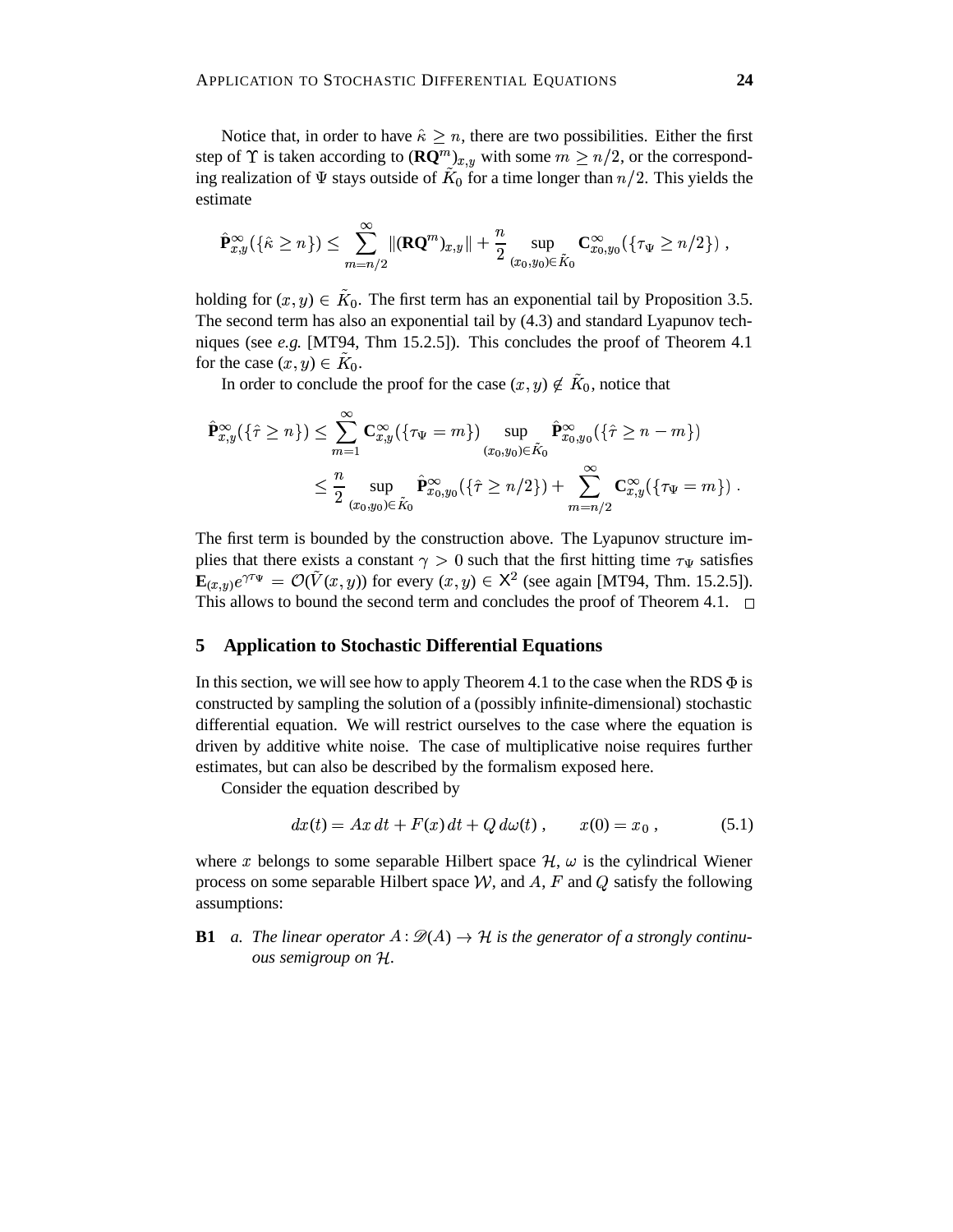Notice that, in order to have $\hat{\kappa} \geq n$, there are two possibilities. Either the first step of $\Upsilon$ is taken according to $(\mathbf{RQ}^m)_{x,y}$ with some $m \geq n/2$, or the corresponding realization of $\Psi$ stays outside of $\tilde{K}_0$ for a time longer than $n/2$. This yields the estimate

$$\hat{\mathbf{P}}^\infty_{x,y}(\{\hat{\kappa} \geq n\}) \leq \sum_{m=n/2}^{\infty} \|(\mathbf{RQ}^m)_{x,y}\| + \frac{n}{2} \sup_{(x_0,y_0)\in \tilde{K}_0} \mathbf{C}^\infty_{x_0,y_0}(\{\tau_\Psi \geq n/2\}) ,$$

holding for $(x,y) \in \tilde{K}_0$. The first term has an exponential tail by Proposition 3.5. The second term has also an exponential tail by (4.3) and standard Lyapunov techniques (see *e.g.* [MT94, Thm 15.2.5]). This concludes the proof of Theorem 4.1 for the case $(x,y) \in \tilde{K}_0$.

In order to conclude the proof for the case $(x,y) \notin \tilde{K}_0$, notice that

$$\begin{aligned}
\hat{\mathbf{P}}^\infty_{x,y}(\{\hat{\tau} \geq n\}) &\leq \sum_{m=1}^{\infty} \mathbf{C}^\infty_{x,y}(\{\tau_\Psi = m\}) \sup_{(x_0,y_0)\in \tilde{K}_0} \hat{\mathbf{P}}^\infty_{x_0,y_0}(\{\hat{\tau} \geq n-m\}) \\
&\leq \frac{n}{2} \sup_{(x_0,y_0)\in \tilde{K}_0} \hat{\mathbf{P}}^\infty_{x_0,y_0}(\{\hat{\tau} \geq n/2\}) + \sum_{m=n/2}^{\infty} \mathbf{C}^\infty_{x,y}(\{\tau_\Psi = m\}) .
\end{aligned}$$

The first term is bounded by the construction above. The Lyapunov structure implies that there exists a constant $\gamma > 0$ such that the first hitting time $\tau_\Psi$ satisfies $\mathbf{E}_{(x,y)} e^{\gamma \tau_\Psi} = \mathcal{O}(\tilde{V}(x,y))$ for every $(x,y) \in \mathsf{X}^2$ (see again [MT94, Thm. 15.2.5]). This allows to bound the second term and concludes the proof of Theorem 4.1. $\square$

## 5 Application to Stochastic Differential Equations

In this section, we will see how to apply Theorem 4.1 to the case when the RDS $\Phi$ is constructed by sampling the solution of a (possibly infinite-dimensional) stochastic differential equation. We will restrict ourselves to the case where the equation is driven by additive white noise. The case of multiplicative noise requires further estimates, but can also be described by the formalism exposed here.

Consider the equation described by

$$dx(t) = Ax\,dt + F(x)\,dt + Q\,d\omega(t) , \qquad x(0) = x_0 , \tag{5.1}$$

where $x$ belongs to some separable Hilbert space $\mathcal{H}$, $\omega$ is the cylindrical Wiener process on some separable Hilbert space $\mathcal{W}$, and $A$, $F$ and $Q$ satisfy the following assumptions:

**B1** *a. The linear operator $A : \mathscr{D}(A) \to \mathcal{H}$ is the generator of a strongly continuous semigroup on $\mathcal{H}$.*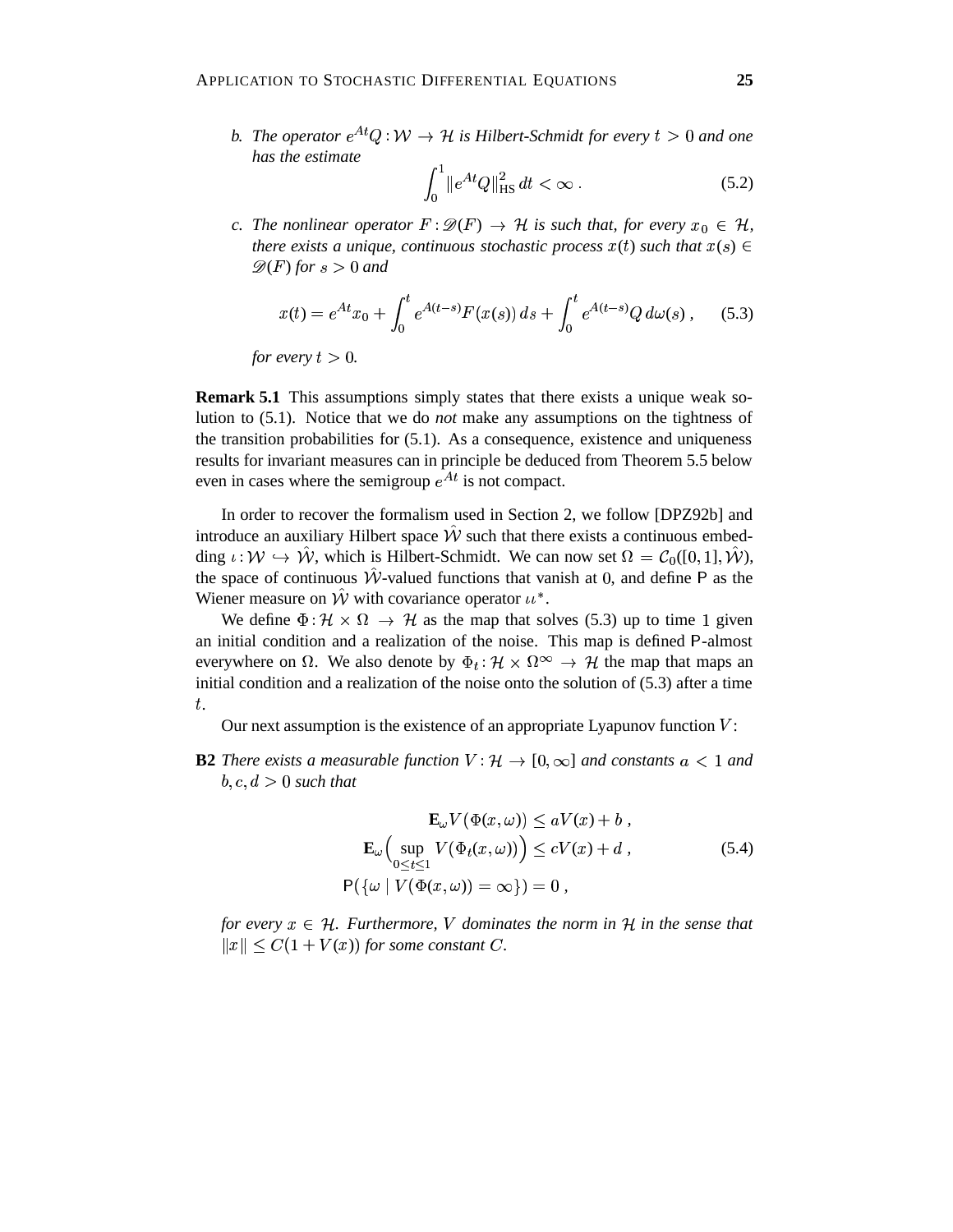*b. The operator $e^{At}Q : \mathcal{W} \to \mathcal{H}$ is Hilbert-Schmidt for every $t > 0$ and one has the estimate*

$$\int_0^1 \|e^{At}Q\|_{\mathrm{HS}}^2 \, dt < \infty \,. \tag{5.2}$$

*c. The nonlinear operator $F : \mathscr{D}(F) \to \mathcal{H}$ is such that, for every $x_0 \in \mathcal{H}$, there exists a unique, continuous stochastic process $x(t)$ such that $x(s) \in \mathscr{D}(F)$ for $s > 0$ and*

$$x(t) = e^{At}x_0 + \int_0^t e^{A(t-s)} F(x(s)) \, ds + \int_0^t e^{A(t-s)} Q \, d\omega(s) \,, \tag{5.3}$$

*for every $t > 0$.*

**Remark 5.1** This assumptions simply states that there exists a unique weak solution to (5.1). Notice that we do *not* make any assumptions on the tightness of the transition probabilities for (5.1). As a consequence, existence and uniqueness results for invariant measures can in principle be deduced from Theorem 5.5 below even in cases where the semigroup $e^{At}$ is not compact.

In order to recover the formalism used in Section 2, we follow [DPZ92b] and introduce an auxiliary Hilbert space $\hat{\mathcal{W}}$ such that there exists a continuous embedding $\iota : \mathcal{W} \hookrightarrow \hat{\mathcal{W}}$, which is Hilbert-Schmidt. We can now set $\Omega = \mathcal{C}_0([0,1], \hat{\mathcal{W}})$, the space of continuous $\hat{\mathcal{W}}$-valued functions that vanish at 0, and define $\mathsf{P}$ as the Wiener measure on $\hat{\mathcal{W}}$ with covariance operator $\iota\iota^*$.

We define $\Phi : \mathcal{H} \times \Omega \to \mathcal{H}$ as the map that solves (5.3) up to time 1 given an initial condition and a realization of the noise. This map is defined $\mathsf{P}$-almost everywhere on $\Omega$. We also denote by $\Phi_t : \mathcal{H} \times \Omega^\infty \to \mathcal{H}$ the map that maps an initial condition and a realization of the noise onto the solution of (5.3) after a time $t$.

Our next assumption is the existence of an appropriate Lyapunov function $V$:

**B2** *There exists a measurable function $V : \mathcal{H} \to [0, \infty]$ and constants $a < 1$ and $b, c, d > 0$ such that*

$$\begin{aligned} \mathbf{E}_\omega V\big(\Phi(x,\omega)\big) &\le aV(x) + b \,, \\ \mathbf{E}_\omega \Big( \sup_{0 \le t \le 1} V\big(\Phi_t(x,\omega)\big) \Big) &\le cV(x) + d \,, \\ \mathsf{P}\big(\{\omega \mid V(\Phi(x,\omega)) = \infty\}\big) &= 0 \,, \end{aligned} \tag{5.4}$$

*for every $x \in \mathcal{H}$. Furthermore, $V$ dominates the norm in $\mathcal{H}$ in the sense that $\|x\| \le C(1 + V(x))$ for some constant $C$.*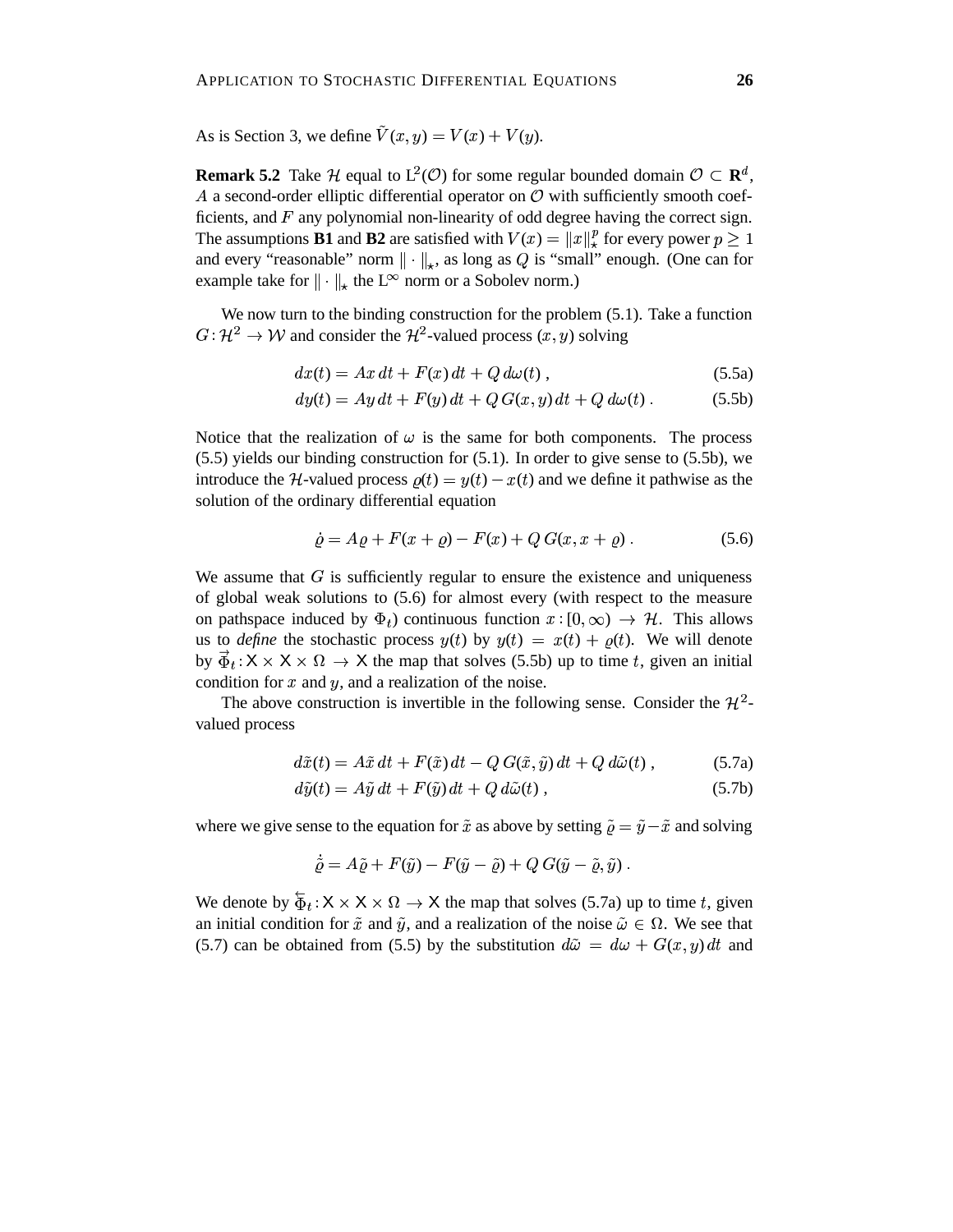As is Section 3, we define $\tilde{V}(x,y) = V(x) + V(y)$.

**Remark 5.2** Take $\mathcal{H}$ equal to $\mathrm{L}^2(\mathcal{O})$ for some regular bounded domain $\mathcal{O} \subset \mathbf{R}^d$, $A$ a second-order elliptic differential operator on $\mathcal{O}$ with sufficiently smooth coefficients, and $F$ any polynomial non-linearity of odd degree having the correct sign. The assumptions **B1** and **B2** are satisfied with $V(x) = \|x\|_\star^p$ for every power $p \geq 1$ and every "reasonable" norm $\|\cdot\|_\star$, as long as $Q$ is "small" enough. (One can for example take for $\|\cdot\|_\star$ the $\mathrm{L}^\infty$ norm or a Sobolev norm.)

We now turn to the binding construction for the problem (5.1). Take a function $G: \mathcal{H}^2 \to \mathcal{W}$ and consider the $\mathcal{H}^2$-valued process $(x,y)$ solving

$$
dx(t) = Ax\,dt + F(x)\,dt + Q\,d\omega(t)\,, \tag{5.5a}
$$

$$
dy(t) = Ay\,dt + F(y)\,dt + Q\,G(x,y)\,dt + Q\,d\omega(t)\,. \tag{5.5b}
$$

Notice that the realization of $\omega$ is the same for both components. The process (5.5) yields our binding construction for (5.1). In order to give sense to (5.5b), we introduce the $\mathcal{H}$-valued process $\varrho(t) = y(t) - x(t)$ and we define it pathwise as the solution of the ordinary differential equation

$$
\dot{\varrho} = A\varrho + F(x+\varrho) - F(x) + Q\,G(x, x+\varrho)\,. \tag{5.6}
$$

We assume that $G$ is sufficiently regular to ensure the existence and uniqueness of global weak solutions to (5.6) for almost every (with respect to the measure on pathspace induced by $\Phi_t$) continuous function $x: [0,\infty) \to \mathcal{H}$. This allows us to *define* the stochastic process $y(t)$ by $y(t) = x(t) + \varrho(t)$. We will denote by $\vec{\Phi}_t : \mathsf{X} \times \mathsf{X} \times \Omega \to \mathsf{X}$ the map that solves (5.5b) up to time $t$, given an initial condition for $x$ and $y$, and a realization of the noise.

The above construction is invertible in the following sense. Consider the $\mathcal{H}^2$-valued process

$$
d\tilde{x}(t) = A\tilde{x}\,dt + F(\tilde{x})\,dt - Q\,G(\tilde{x},\tilde{y})\,dt + Q\,d\tilde{\omega}(t)\,, \tag{5.7a}
$$

$$
d\tilde{y}(t) = A\tilde{y}\,dt + F(\tilde{y})\,dt + Q\,d\tilde{\omega}(t)\,, \tag{5.7b}
$$

where we give sense to the equation for $\tilde{x}$ as above by setting $\tilde{\varrho} = \tilde{y} - \tilde{x}$ and solving

$$
\dot{\tilde{\varrho}} = A\tilde{\varrho} + F(\tilde{y}) - F(\tilde{y} - \tilde{\varrho}) + Q\,G(\tilde{y} - \tilde{\varrho}, \tilde{y})\,.
$$

We denote by $\overleftarrow{\Phi}_t : \mathsf{X} \times \mathsf{X} \times \Omega \to \mathsf{X}$ the map that solves (5.7a) up to time $t$, given an initial condition for $\tilde{x}$ and $\tilde{y}$, and a realization of the noise $\tilde{\omega} \in \Omega$. We see that (5.7) can be obtained from (5.5) by the substitution $d\tilde{\omega} = d\omega + G(x,y)\,dt$ and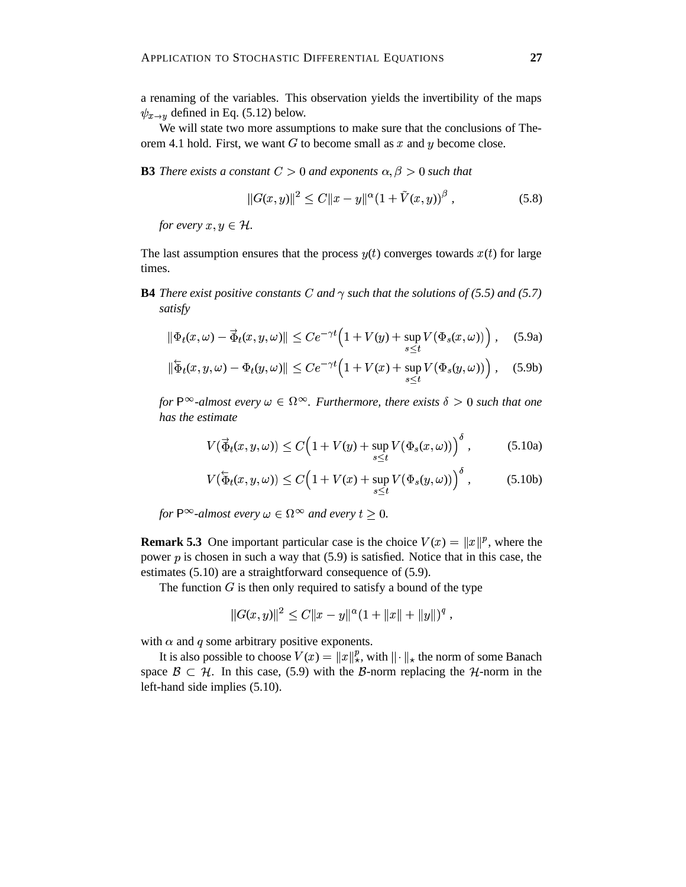a renaming of the variables. This observation yields the invertibility of the maps $\psi_{x\to y}$ defined in Eq. (5.12) below.

We will state two more assumptions to make sure that the conclusions of Theorem 4.1 hold. First, we want $G$ to become small as $x$ and $y$ become close.

**B3** *There exists a constant $C > 0$ and exponents $\alpha, \beta > 0$ such that*

$$\|G(x,y)\|^2 \leq C\|x-y\|^\alpha (1+\tilde V(x,y))^\beta\;, \tag{5.8}$$

*for every $x, y \in \mathcal{H}$.*

The last assumption ensures that the process $y(t)$ converges towards $x(t)$ for large times.

**B4** *There exist positive constants $C$ and $\gamma$ such that the solutions of (5.5) and (5.7) satisfy*

$$\|\Phi_t(x,\omega) - \vec\Phi_t(x,y,\omega)\| \leq Ce^{-\gamma t}\Big(1 + V(y) + \sup_{s\leq t} V(\Phi_s(x,\omega))\Big)\;, \tag{5.9a}$$

$$\|\overleftarrow\Phi_t(x,y,\omega) - \Phi_t(y,\omega)\| \leq Ce^{-\gamma t}\Big(1 + V(x) + \sup_{s\leq t} V(\Phi_s(y,\omega))\Big)\;, \tag{5.9b}$$

*for $\mathsf{P}^\infty$-almost every $\omega \in \Omega^\infty$. Furthermore, there exists $\delta > 0$ such that one has the estimate*

$$V(\vec\Phi_t(x,y,\omega)) \leq C\Big(1 + V(y) + \sup_{s\leq t} V(\Phi_s(x,\omega))\Big)^\delta\;, \tag{5.10a}$$

$$V(\overleftarrow\Phi_t(x,y,\omega)) \leq C\Big(1 + V(x) + \sup_{s\leq t} V(\Phi_s(y,\omega))\Big)^\delta\;, \tag{5.10b}$$

*for $\mathsf{P}^\infty$-almost every $\omega \in \Omega^\infty$ and every $t \geq 0$.*

**Remark 5.3** One important particular case is the choice $V(x) = \|x\|^p$, where the power $p$ is chosen in such a way that (5.9) is satisfied. Notice that in this case, the estimates (5.10) are a straightforward consequence of (5.9).

The function $G$ is then only required to satisfy a bound of the type

$$\|G(x,y)\|^2 \leq C\|x-y\|^\alpha(1+\|x\|+\|y\|)^q\;,$$

with $\alpha$ and $q$ some arbitrary positive exponents.

It is also possible to choose $V(x) = \|x\|_\star^p$, with $\|\cdot\|_\star$ the norm of some Banach space $\mathcal{B} \subset \mathcal{H}$. In this case, (5.9) with the $\mathcal{B}$-norm replacing the $\mathcal{H}$-norm in the left-hand side implies (5.10).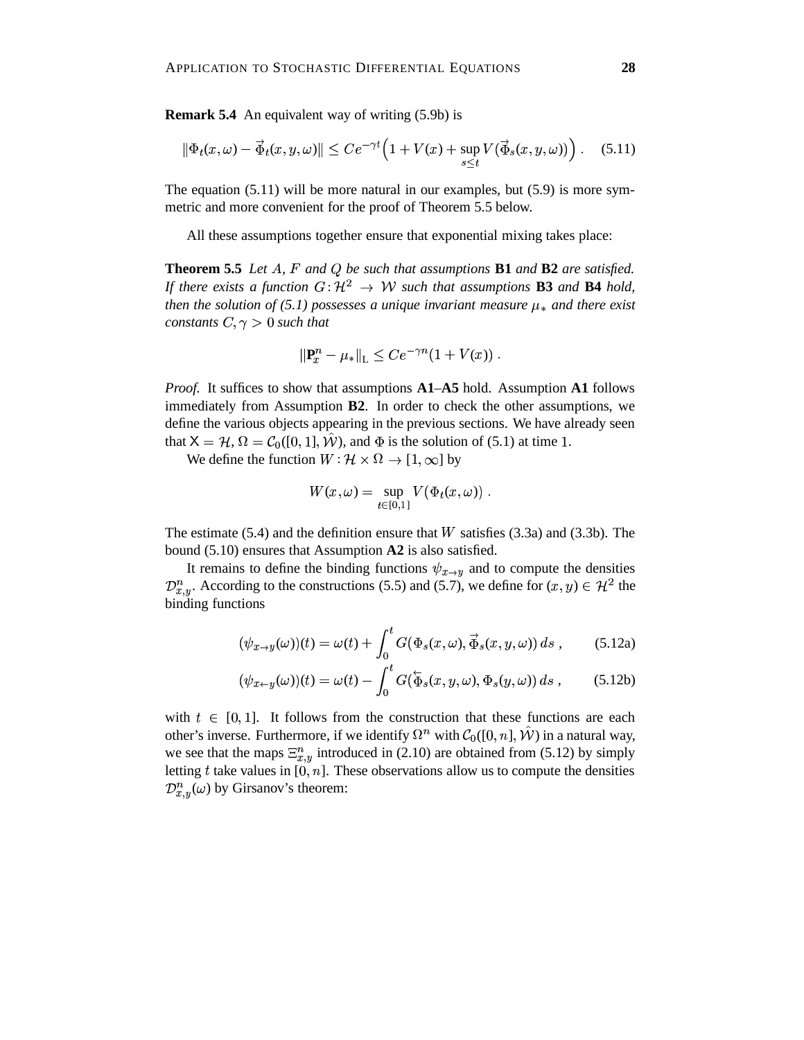**Remark 5.4** An equivalent way of writing (5.9b) is

$$\|\Phi_t(x,\omega) - \vec{\Phi}_t(x,y,\omega)\| \le Ce^{-\gamma t}\Big(1 + V(x) + \sup_{s\le t} V(\vec{\Phi}_s(x,y,\omega))\Big) . \qquad (5.11)$$

The equation (5.11) will be more natural in our examples, but (5.9) is more symmetric and more convenient for the proof of Theorem 5.5 below.

All these assumptions together ensure that exponential mixing takes place:

**Theorem 5.5** *Let $A$, $F$ and $Q$ be such that assumptions* **B1** *and* **B2** *are satisfied. If there exists a function $G:\mathcal{H}^2 \to \mathcal{W}$ such that assumptions* **B3** *and* **B4** *hold, then the solution of (5.1) possesses a unique invariant measure $\mu_*$ and there exist constants $C, \gamma > 0$ such that*

$$\|\mathbf{P}_x^n - \mu_*\|_{\mathrm{L}} \le Ce^{-\gamma n}(1 + V(x)) .$$

*Proof.* It suffices to show that assumptions **A1**–**A5** hold. Assumption **A1** follows immediately from Assumption **B2**. In order to check the other assumptions, we define the various objects appearing in the previous sections. We have already seen that $\mathsf{X} = \mathcal{H}$, $\Omega = \mathcal{C}_0([0,1],\hat{\mathcal{W}})$, and $\Phi$ is the solution of (5.1) at time 1.

We define the function $W:\mathcal{H}\times\Omega \to [1,\infty]$ by

$$W(x,\omega) = \sup_{t\in[0,1]} V\big(\Phi_t(x,\omega)\big) .$$

The estimate (5.4) and the definition ensure that $W$ satisfies (3.3a) and (3.3b). The bound (5.10) ensures that Assumption **A2** is also satisfied.

It remains to define the binding functions $\psi_{x\to y}$ and to compute the densities $\mathcal{D}^n_{x,y}$. According to the constructions (5.5) and (5.7), we define for $(x,y)\in\mathcal{H}^2$ the binding functions

$$(\psi_{x\to y}(\omega))(t) = \omega(t) + \int_0^t G(\Phi_s(x,\omega), \vec{\Phi}_s(x,y,\omega))\, ds , \qquad (5.12a)$$

$$(\psi_{x\leftarrow y}(\omega))(t) = \omega(t) - \int_0^t G(\overleftarrow{\Phi}_s(x,y,\omega), \Phi_s(y,\omega))\, ds , \qquad (5.12b)$$

with $t\in[0,1]$. It follows from the construction that these functions are each other's inverse. Furthermore, if we identify $\Omega^n$ with $\mathcal{C}_0([0,n],\hat{\mathcal{W}})$ in a natural way, we see that the maps $\Xi^n_{x,y}$ introduced in (2.10) are obtained from (5.12) by simply letting $t$ take values in $[0,n]$. These observations allow us to compute the densities $\mathcal{D}^n_{x,y}(\omega)$ by Girsanov's theorem: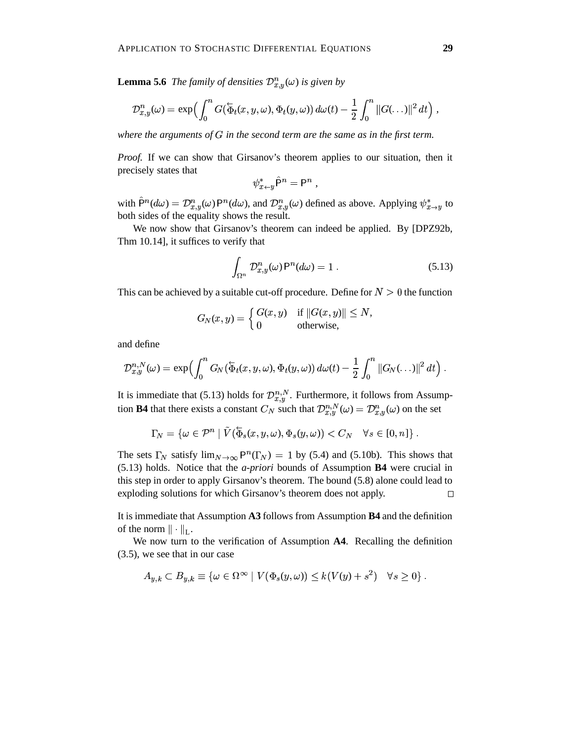**Lemma 5.6** *The family of densities $\mathcal{D}^n_{x,y}(\omega)$ is given by*

$$\mathcal{D}^n_{x,y}(\omega) = \exp\Big(\int_0^n G(\overleftarrow{\Phi}_t(x,y,\omega), \Phi_t(y,\omega))\, d\omega(t) - \frac{1}{2}\int_0^n \|G(\ldots)\|^2\, dt\Big)\;,$$

*where the arguments of $G$ in the second term are the same as in the first term.*

*Proof.* If we can show that Girsanov's theorem applies to our situation, then it precisely states that

$$\psi^*_{x\leftarrow y}\hat{\mathsf{P}}^n = \mathsf{P}^n\;,$$

with $\hat{\mathsf{P}}^n(d\omega) = \mathcal{D}^n_{x,y}(\omega)\,\mathsf{P}^n(d\omega)$, and $\mathcal{D}^n_{x,y}(\omega)$ defined as above. Applying $\psi^*_{x\to y}$ to both sides of the equality shows the result.

We now show that Girsanov's theorem can indeed be applied. By [DPZ92b, Thm 10.14], it suffices to verify that

$$\int_{\Omega^n} \mathcal{D}^n_{x,y}(\omega)\,\mathsf{P}^n(d\omega) = 1\;. \tag{5.13}$$

This can be achieved by a suitable cut-off procedure. Define for $N > 0$ the function

$$G_N(x,y) = \begin{cases} G(x,y) & \text{if } \|G(x,y)\| \le N, \\ 0 & \text{otherwise,} \end{cases}$$

and define

$$\mathcal{D}^{n,N}_{x,y}(\omega) = \exp\Big(\int_0^n G_N(\overleftarrow{\Phi}_t(x,y,\omega), \Phi_t(y,\omega))\, d\omega(t) - \frac{1}{2}\int_0^n \|G_N(\ldots)\|^2\, dt\Big)\;.$$

It is immediate that (5.13) holds for $\mathcal{D}^{n,N}_{x,y}$. Furthermore, it follows from Assumption **B4** that there exists a constant $C_N$ such that $\mathcal{D}^{n,N}_{x,y}(\omega) = \mathcal{D}^n_{x,y}(\omega)$ on the set

$$\Gamma_N = \{\omega \in \mathcal{P}^n \mid \tilde{V}(\overleftarrow{\Phi}_s(x,y,\omega), \Phi_s(y,\omega)) < C_N \quad \forall s \in [0,n]\}\;.$$

The sets $\Gamma_N$ satisfy $\lim_{N\to\infty} \mathsf{P}^n(\Gamma_N) = 1$ by (5.4) and (5.10b). This shows that (5.13) holds. Notice that the *a-priori* bounds of Assumption **B4** were crucial in this step in order to apply Girsanov's theorem. The bound (5.8) alone could lead to exploding solutions for which Girsanov's theorem does not apply. $\square$

It is immediate that Assumption **A3** follows from Assumption **B4** and the definition of the norm $\|\cdot\|_{\mathrm{L}}$.

We now turn to the verification of Assumption **A4**. Recalling the definition (3.5), we see that in our case

$$A_{y,k} \subset B_{y,k} \equiv \{\omega \in \Omega^\infty \mid V(\Phi_s(y,\omega)) \le k(V(y) + s^2) \quad \forall s \ge 0\}\;.$$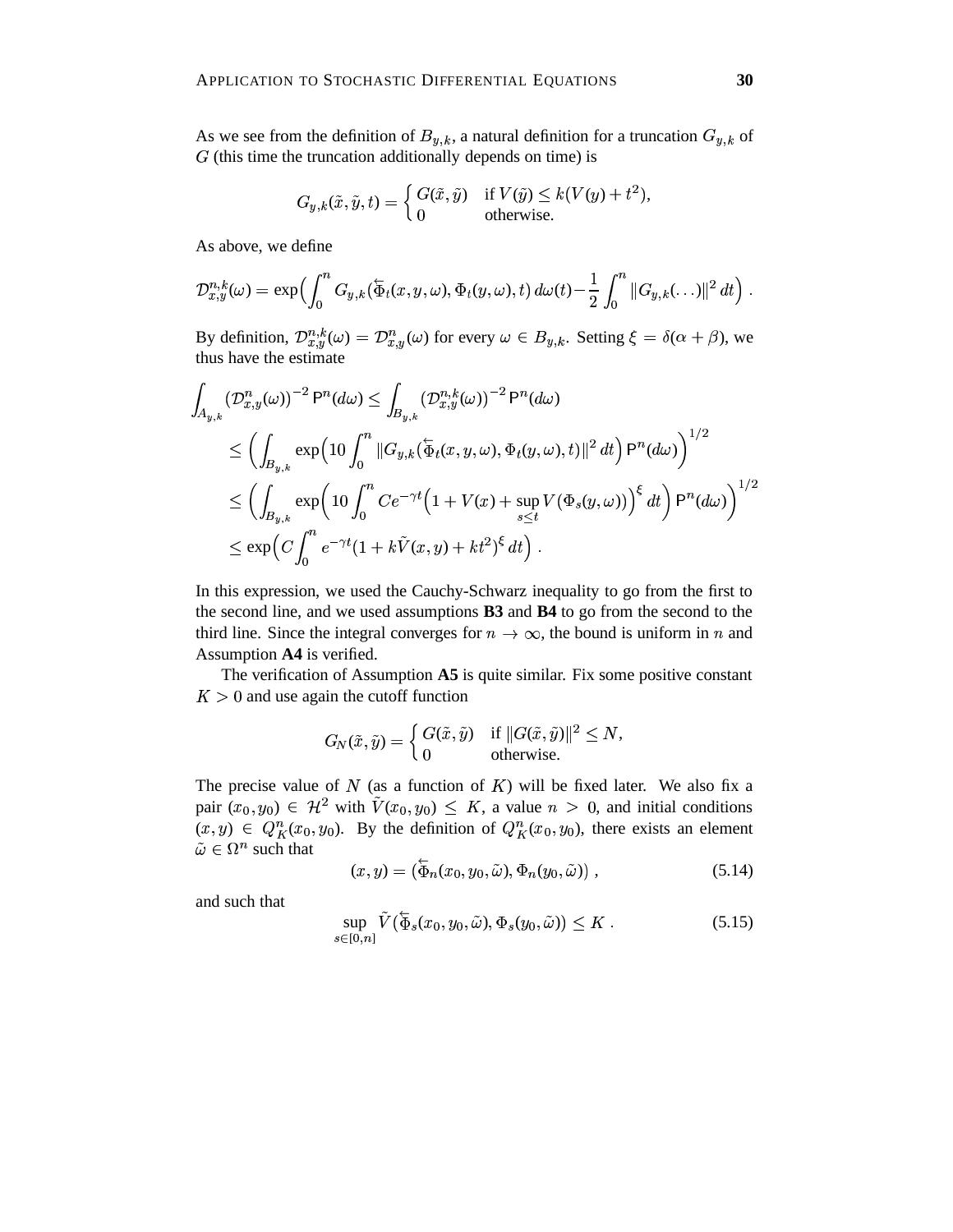As we see from the definition of $B_{y,k}$, a natural definition for a truncation $G_{y,k}$ of $G$ (this time the truncation additionally depends on time) is

$$
G_{y,k}(\tilde{x}, \tilde{y}, t) = \begin{cases} G(\tilde{x}, \tilde{y}) & \text{if } V(\tilde{y}) \leq k(V(y) + t^2), \\ 0 & \text{otherwise.} \end{cases}
$$

As above, we define

$$
\mathcal{D}^{n,k}_{x,y}(\omega) = \exp\Big( \int_0^n G_{y,k}(\overleftarrow{\Phi}_t(x, y, \omega), \Phi_t(y, \omega), t)\, d\omega(t) - \frac{1}{2} \int_0^n \|G_{y,k}(\ldots)\|^2 \, dt \Big) \;.
$$

By definition, $\mathcal{D}^{n,k}_{x,y}(\omega) = \mathcal{D}^{n}_{x,y}(\omega)$ for every $\omega \in B_{y,k}$. Setting $\xi = \delta(\alpha + \beta)$, we thus have the estimate

$$
\begin{aligned}
\int_{A_{y,k}} \big(\mathcal{D}^n_{x,y}(\omega)\big)^{-2} \, \mathsf{P}^n(d\omega) &\leq \int_{B_{y,k}} \big(\mathcal{D}^{n,k}_{x,y}(\omega)\big)^{-2} \, \mathsf{P}^n(d\omega) \\
&\leq \Big( \int_{B_{y,k}} \exp\Big( 10 \int_0^n \|G_{y,k}(\overleftarrow{\Phi}_t(x, y, \omega), \Phi_t(y, \omega), t)\|^2 \, dt \Big) \, \mathsf{P}^n(d\omega) \Big)^{1/2} \\
&\leq \Big( \int_{B_{y,k}} \exp\Big( 10 \int_0^n C e^{-\gamma t} \Big( 1 + V(x) + \sup_{s \leq t} V\big(\Phi_s(y, \omega)\big) \Big)^\xi \, dt \Big) \, \mathsf{P}^n(d\omega) \Big)^{1/2} \\
&\leq \exp\Big( C \int_0^n e^{-\gamma t} (1 + k \tilde{V}(x, y) + k t^2)^\xi \, dt \Big) \;.
\end{aligned}
$$

In this expression, we used the Cauchy-Schwarz inequality to go from the first to the second line, and we used assumptions **B3** and **B4** to go from the second to the third line. Since the integral converges for $n \to \infty$, the bound is uniform in $n$ and Assumption **A4** is verified.

The verification of Assumption **A5** is quite similar. Fix some positive constant $K > 0$ and use again the cutoff function

$$
G_N(\tilde{x}, \tilde{y}) = \begin{cases} G(\tilde{x}, \tilde{y}) & \text{if } \|G(\tilde{x}, \tilde{y})\|^2 \leq N, \\ 0 & \text{otherwise.} \end{cases}
$$

The precise value of $N$ (as a function of $K$) will be fixed later. We also fix a pair $(x_0, y_0) \in \mathcal{H}^2$ with $\tilde{V}(x_0, y_0) \leq K$, a value $n > 0$, and initial conditions $(x, y) \in Q^n_K(x_0, y_0)$. By the definition of $Q^n_K(x_0, y_0)$, there exists an element $\tilde{\omega} \in \Omega^n$ such that

$$
(x, y) = (\overleftarrow{\Phi}_n(x_0, y_0, \tilde{\omega}), \Phi_n(y_0, \tilde{\omega})) \;, \tag{5.14}
$$

and such that

$$
\sup_{s \in [0,n]} \tilde{V}(\overleftarrow{\Phi}_s(x_0, y_0, \tilde{\omega}), \Phi_s(y_0, \tilde{\omega})) \leq K \;. \tag{5.15}
$$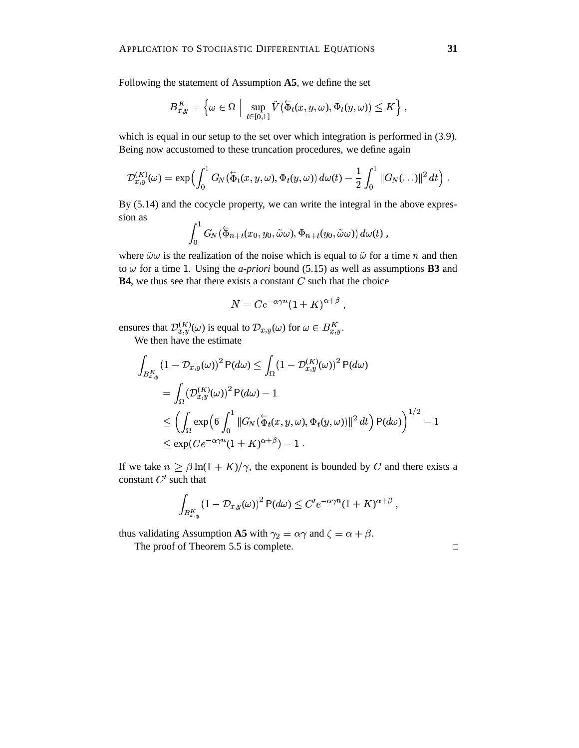Following the statement of Assumption **A5**, we define the set

$$B_{x,y}^K = \Big\{ \omega \in \Omega \;\Big|\; \sup_{t\in[0,1]} \tilde V(\overleftarrow{\Phi}_t(x,y,\omega), \Phi_t(y,\omega)) \le K \Big\}\;,$$

which is equal in our setup to the set over which integration is performed in (3.9). Being now accustomed to these truncation procedures, we define again

$$\mathcal{D}_{x,y}^{(K)}(\omega) = \exp\Big( \int_0^1 G_N(\overleftarrow{\Phi}_t(x,y,\omega), \Phi_t(y,\omega))\, d\omega(t) - \frac{1}{2}\int_0^1 \|G_N(\ldots)\|^2\, dt \Big)\;.$$

By (5.14) and the cocycle property, we can write the integral in the above expression as

$$\int_0^1 G_N(\overleftarrow{\Phi}_{n+t}(x_0,y_0,\tilde\omega\omega), \Phi_{n+t}(y_0,\tilde\omega\omega))\, d\omega(t)\;,$$

where $\tilde\omega\omega$ is the realization of the noise which is equal to $\tilde\omega$ for a time $n$ and then to $\omega$ for a time 1. Using the *a-priori* bound (5.15) as well as assumptions **B3** and **B4**, we thus see that there exists a constant $C$ such that the choice

$$N = Ce^{-\alpha\gamma n}(1+K)^{\alpha+\beta}\;,$$

ensures that $\mathcal{D}_{x,y}^{(K)}(\omega)$ is equal to $\mathcal{D}_{x,y}(\omega)$ for $\omega \in B_{x,y}^K$.

We then have the estimate

$$\begin{aligned}
\int_{B_{x,y}^K} \big(1 - \mathcal{D}_{x,y}(\omega)\big)^2\, \mathsf{P}(d\omega) &\le \int_\Omega \big(1 - \mathcal{D}_{x,y}^{(K)}(\omega)\big)^2\, \mathsf{P}(d\omega) \\
&= \int_\Omega \big(\mathcal{D}_{x,y}^{(K)}(\omega)\big)^2\, \mathsf{P}(d\omega) - 1 \\
&\le \Big( \int_\Omega \exp\Big( 6\int_0^1 \|G_N(\overleftarrow{\Phi}_t(x,y,\omega), \Phi_t(y,\omega))\|^2\, dt\Big)\, \mathsf{P}(d\omega)\Big)^{1/2} - 1 \\
&\le \exp(Ce^{-\alpha\gamma n}(1+K)^{\alpha+\beta}) - 1\;.
\end{aligned}$$

If we take $n \ge \beta \ln(1+K)/\gamma$, the exponent is bounded by $C$ and there exists a constant $C'$ such that

$$\int_{B_{x,y}^K} \big(1 - \mathcal{D}_{x,y}(\omega)\big)^2\, \mathsf{P}(d\omega) \le C' e^{-\alpha\gamma n}(1+K)^{\alpha+\beta}\;,$$

thus validating Assumption **A5** with $\gamma_2 = \alpha\gamma$ and $\zeta = \alpha + \beta$.

The proof of Theorem 5.5 is complete. □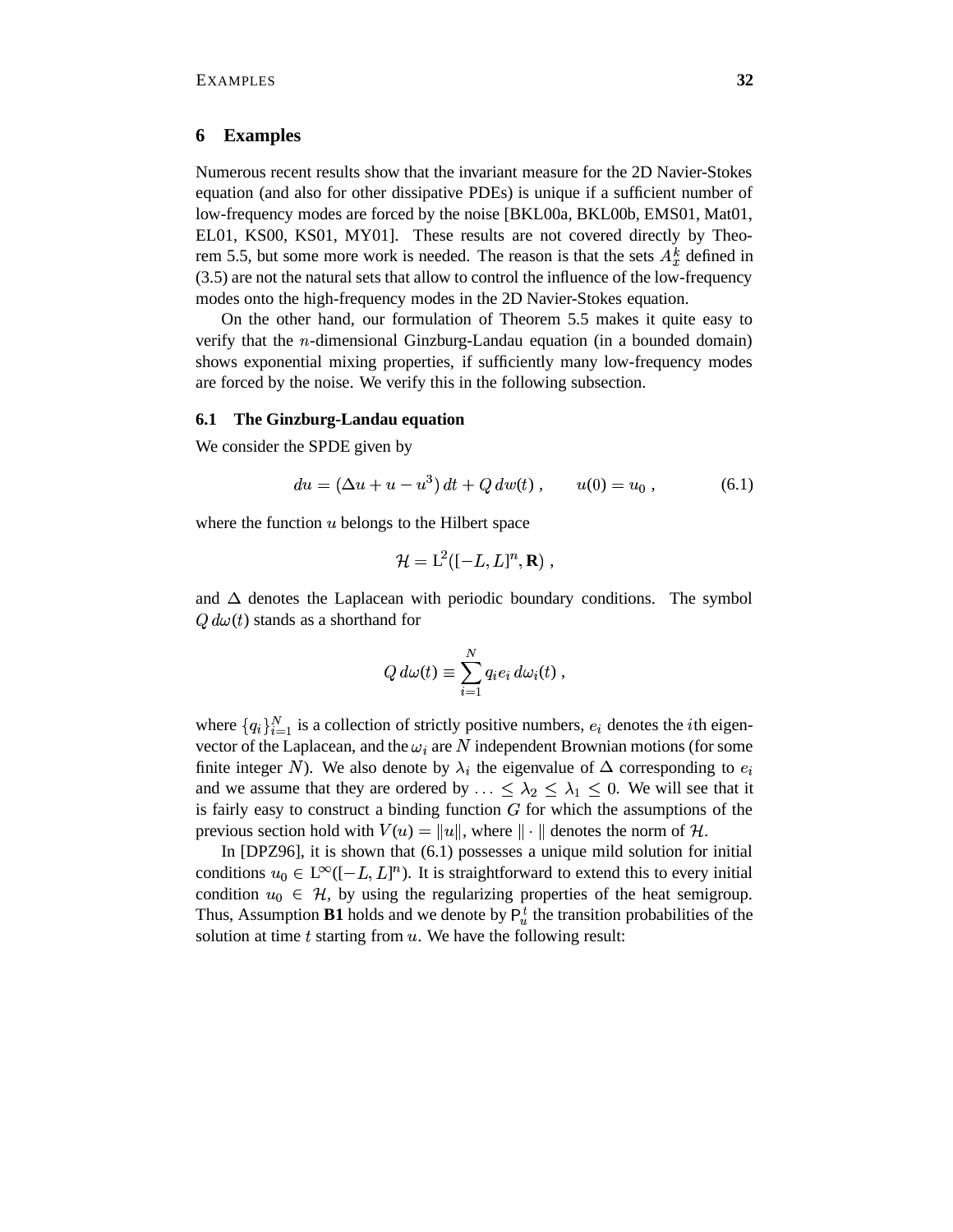## 6 Examples

Numerous recent results show that the invariant measure for the 2D Navier-Stokes equation (and also for other dissipative PDEs) is unique if a sufficient number of low-frequency modes are forced by the noise [BKL00a, BKL00b, EMS01, Mat01, EL01, KS00, KS01, MY01]. These results are not covered directly by Theorem 5.5, but some more work is needed. The reason is that the sets $A_x^k$ defined in (3.5) are not the natural sets that allow to control the influence of the low-frequency modes onto the high-frequency modes in the 2D Navier-Stokes equation.

On the other hand, our formulation of Theorem 5.5 makes it quite easy to verify that the $n$-dimensional Ginzburg-Landau equation (in a bounded domain) shows exponential mixing properties, if sufficiently many low-frequency modes are forced by the noise. We verify this in the following subsection.

### 6.1 The Ginzburg-Landau equation

We consider the SPDE given by

$$du = (\Delta u + u - u^3)\,dt + Q\,dw(t)\;, \qquad u(0) = u_0\;, \tag{6.1}$$

where the function $u$ belongs to the Hilbert space

$$\mathcal{H} = \mathrm{L}^2([-L, L]^n, \mathbf{R})\;,$$

and $\Delta$ denotes the Laplacean with periodic boundary conditions. The symbol $Q\,d\omega(t)$ stands as a shorthand for

$$Q\,d\omega(t) \equiv \sum_{i=1}^{N} q_i e_i\,d\omega_i(t)\;,$$

where $\{q_i\}_{i=1}^N$ is a collection of strictly positive numbers, $e_i$ denotes the $i$th eigenvector of the Laplacean, and the $\omega_i$ are $N$ independent Brownian motions (for some finite integer $N$). We also denote by $\lambda_i$ the eigenvalue of $\Delta$ corresponding to $e_i$ and we assume that they are ordered by $\ldots \le \lambda_2 \le \lambda_1 \le 0$. We will see that it is fairly easy to construct a binding function $G$ for which the assumptions of the previous section hold with $V(u) = \|u\|$, where $\|\cdot\|$ denotes the norm of $\mathcal{H}$.

In [DPZ96], it is shown that (6.1) possesses a unique mild solution for initial conditions $u_0 \in \mathrm{L}^\infty([-L, L]^n)$. It is straightforward to extend this to every initial condition $u_0 \in \mathcal{H}$, by using the regularizing properties of the heat semigroup. Thus, Assumption **B1** holds and we denote by $\mathsf{P}_u^t$ the transition probabilities of the solution at time $t$ starting from $u$. We have the following result: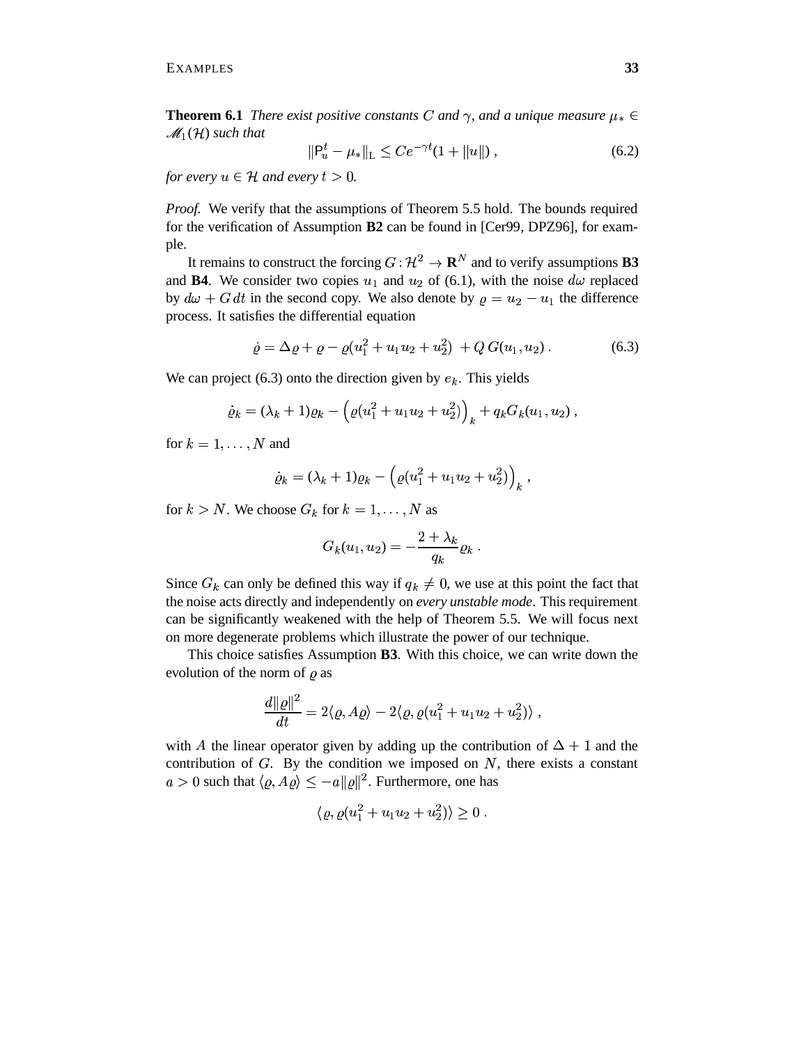**Theorem 6.1** *There exist positive constants $C$ and $\gamma$, and a unique measure $\mu_* \in \mathscr{M}_1(\mathcal{H})$ such that*

$$\|\mathsf{P}_u^t - \mu_*\|_{\mathrm{L}} \le C e^{-\gamma t}(1 + \|u\|)\;, \tag{6.2}$$

*for every $u \in \mathcal{H}$ and every $t > 0$.*

*Proof.* We verify that the assumptions of Theorem 5.5 hold. The bounds required for the verification of Assumption **B2** can be found in [Cer99, DPZ96], for example.

It remains to construct the forcing $G : \mathcal{H}^2 \to \mathbf{R}^N$ and to verify assumptions **B3** and **B4**. We consider two copies $u_1$ and $u_2$ of (6.1), with the noise $d\omega$ replaced by $d\omega + G\,dt$ in the second copy. We also denote by $\varrho = u_2 - u_1$ the difference process. It satisfies the differential equation

$$\dot\varrho = \Delta\varrho + \varrho - \varrho(u_1^2 + u_1 u_2 + u_2^2) \; + Q\,G(u_1, u_2)\;. \tag{6.3}$$

We can project (6.3) onto the direction given by $e_k$. This yields

$$\dot\varrho_k = (\lambda_k + 1)\varrho_k - \Big(\varrho(u_1^2 + u_1 u_2 + u_2^2)\Big)_k + q_k G_k(u_1, u_2)\;,$$

for $k = 1, \ldots, N$ and

$$\dot\varrho_k = (\lambda_k + 1)\varrho_k - \Big(\varrho(u_1^2 + u_1 u_2 + u_2^2)\Big)_k\;,$$

for $k > N$. We choose $G_k$ for $k = 1, \ldots, N$ as

$$G_k(u_1, u_2) = -\frac{2 + \lambda_k}{q_k}\varrho_k\;.$$

Since $G_k$ can only be defined this way if $q_k \neq 0$, we use at this point the fact that the noise acts directly and independently on *every unstable mode*. This requirement can be significantly weakened with the help of Theorem 5.5. We will focus next on more degenerate problems which illustrate the power of our technique.

This choice satisfies Assumption **B3**. With this choice, we can write down the evolution of the norm of $\varrho$ as

$$\frac{d\|\varrho\|^2}{dt} = 2\langle\varrho, A\varrho\rangle - 2\langle\varrho, \varrho(u_1^2 + u_1 u_2 + u_2^2)\rangle\;,$$

with $A$ the linear operator given by adding up the contribution of $\Delta + 1$ and the contribution of $G$. By the condition we imposed on $N$, there exists a constant $a > 0$ such that $\langle\varrho, A\varrho\rangle \le -a\|\varrho\|^2$. Furthermore, one has

$$\langle\varrho, \varrho(u_1^2 + u_1 u_2 + u_2^2)\rangle \ge 0\;.$$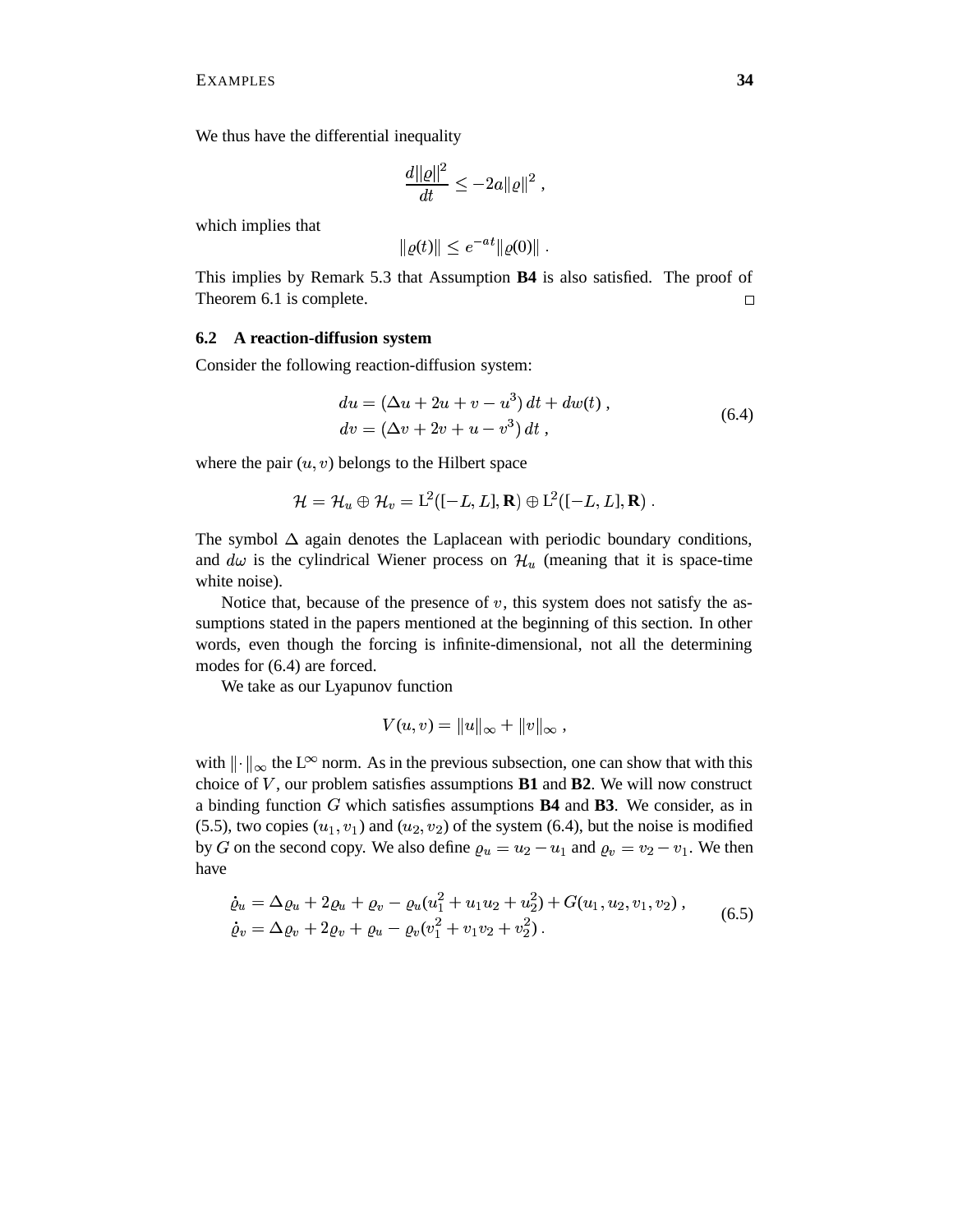We thus have the differential inequality

$$\frac{d\|\varrho\|^2}{dt} \leq -2a\|\varrho\|^2 ,$$

which implies that

$$\|\varrho(t)\| \leq e^{-at}\|\varrho(0)\| .$$

This implies by Remark 5.3 that Assumption **B4** is also satisfied. The proof of Theorem 6.1 is complete. □

### 6.2 A reaction-diffusion system

Consider the following reaction-diffusion system:

$$\begin{aligned} du &= (\Delta u + 2u + v - u^3)\, dt + dw(t) , \\ dv &= (\Delta v + 2v + u - v^3)\, dt , \end{aligned} \tag{6.4}$$

where the pair $(u, v)$ belongs to the Hilbert space

$$\mathcal{H} = \mathcal{H}_u \oplus \mathcal{H}_v = \mathrm{L}^2([-L, L], \mathbf{R}) \oplus \mathrm{L}^2([-L, L], \mathbf{R}) .$$

The symbol $\Delta$ again denotes the Laplacean with periodic boundary conditions, and $d\omega$ is the cylindrical Wiener process on $\mathcal{H}_u$ (meaning that it is space-time white noise).

Notice that, because of the presence of $v$, this system does not satisfy the assumptions stated in the papers mentioned at the beginning of this section. In other words, even though the forcing is infinite-dimensional, not all the determining modes for (6.4) are forced.

We take as our Lyapunov function

$$V(u, v) = \|u\|_\infty + \|v\|_\infty ,$$

with $\|\cdot\|_\infty$ the $\mathrm{L}^\infty$ norm. As in the previous subsection, one can show that with this choice of $V$, our problem satisfies assumptions **B1** and **B2**. We will now construct a binding function $G$ which satisfies assumptions **B4** and **B3**. We consider, as in (5.5), two copies $(u_1, v_1)$ and $(u_2, v_2)$ of the system (6.4), but the noise is modified by $G$ on the second copy. We also define $\varrho_u = u_2 - u_1$ and $\varrho_v = v_2 - v_1$. We then have

$$\begin{aligned} \dot{\varrho}_u &= \Delta\varrho_u + 2\varrho_u + \varrho_v - \varrho_u(u_1^2 + u_1 u_2 + u_2^2) + G(u_1, u_2, v_1, v_2) , \\ \dot{\varrho}_v &= \Delta\varrho_v + 2\varrho_v + \varrho_u - \varrho_v(v_1^2 + v_1 v_2 + v_2^2) . \end{aligned} \tag{6.5}$$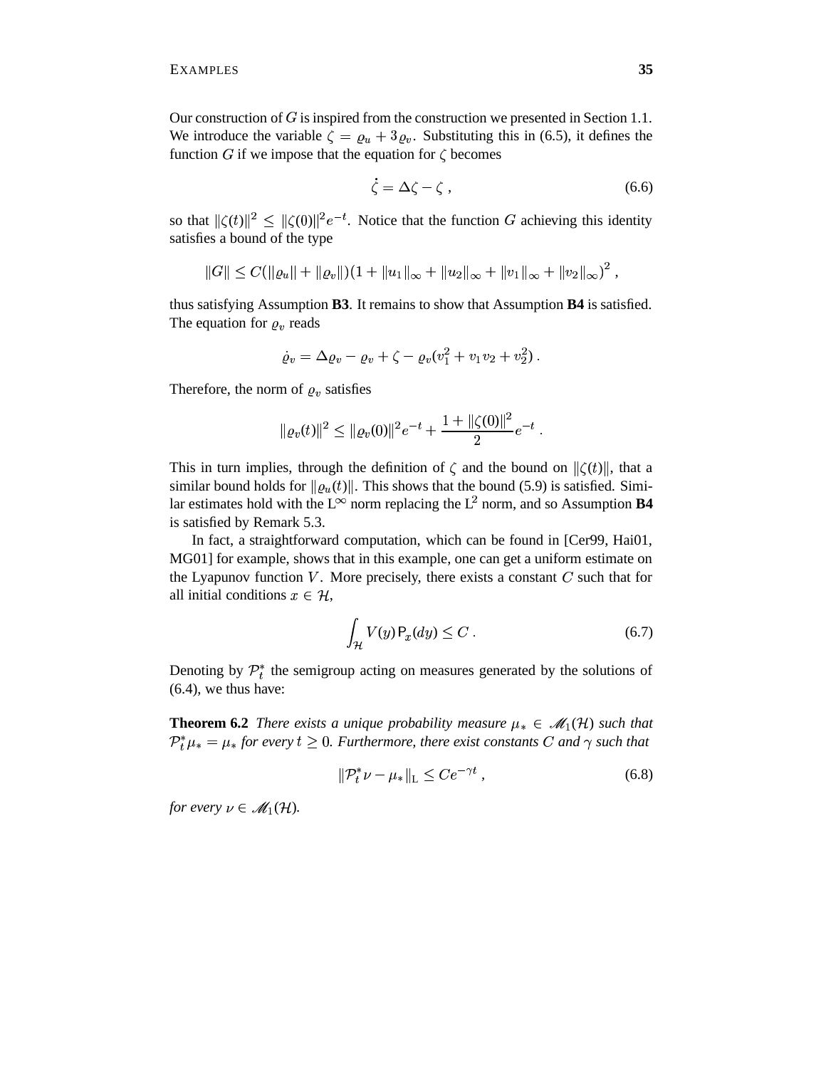Our construction of $G$ is inspired from the construction we presented in Section 1.1. We introduce the variable $\zeta = \varrho_u + 3\varrho_v$. Substituting this in (6.5), it defines the function $G$ if we impose that the equation for $\zeta$ becomes

$$\dot{\zeta} = \Delta\zeta - \zeta \;, \tag{6.6}$$

so that $\|\zeta(t)\|^2 \le \|\zeta(0)\|^2 e^{-t}$. Notice that the function $G$ achieving this identity satisfies a bound of the type

$$\|G\| \le C(\|\varrho_u\| + \|\varrho_v\|)\bigl(1 + \|u_1\|_\infty + \|u_2\|_\infty + \|v_1\|_\infty + \|v_2\|_\infty\bigr)^2 \;,$$

thus satisfying Assumption **B3**. It remains to show that Assumption **B4** is satisfied. The equation for $\varrho_v$ reads

$$\dot{\varrho}_v = \Delta\varrho_v - \varrho_v + \zeta - \varrho_v(v_1^2 + v_1 v_2 + v_2^2) \;.$$

Therefore, the norm of $\varrho_v$ satisfies

$$\|\varrho_v(t)\|^2 \le \|\varrho_v(0)\|^2 e^{-t} + \frac{1 + \|\zeta(0)\|^2}{2} e^{-t} \;.$$

This in turn implies, through the definition of $\zeta$ and the bound on $\|\zeta(t)\|$, that a similar bound holds for $\|\varrho_u(t)\|$. This shows that the bound (5.9) is satisfied. Similar estimates hold with the $\mathrm{L}^\infty$ norm replacing the $\mathrm{L}^2$ norm, and so Assumption **B4** is satisfied by Remark 5.3.

In fact, a straightforward computation, which can be found in [Cer99, Hai01, MG01] for example, shows that in this example, one can get a uniform estimate on the Lyapunov function $V$. More precisely, there exists a constant $C$ such that for all initial conditions $x \in \mathcal{H}$,

$$\int_{\mathcal{H}} V(y)\,\mathsf{P}_x(dy) \le C \;. \tag{6.7}$$

Denoting by $\mathcal{P}_t^*$ the semigroup acting on measures generated by the solutions of (6.4), we thus have:

**Theorem 6.2** *There exists a unique probability measure $\mu_* \in \mathscr{M}_1(\mathcal{H})$ such that $\mathcal{P}_t^*\mu_* = \mu_*$ for every $t \ge 0$. Furthermore, there exist constants $C$ and $\gamma$ such that*

$$\|\mathcal{P}_t^*\nu - \mu_*\|_{\mathrm{L}} \le C e^{-\gamma t} \;, \tag{6.8}$$

*for every $\nu \in \mathscr{M}_1(\mathcal{H})$.*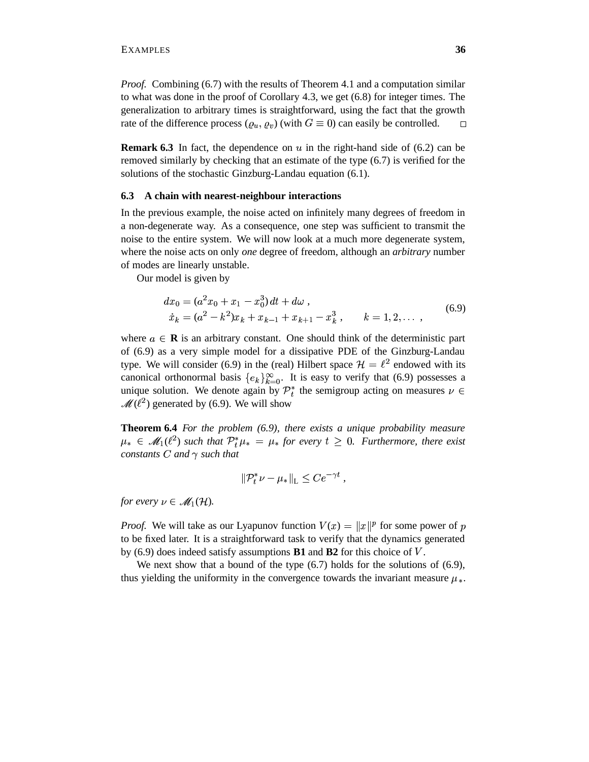*Proof.* Combining (6.7) with the results of Theorem 4.1 and a computation similar to what was done in the proof of Corollary 4.3, we get (6.8) for integer times. The generalization to arbitrary times is straightforward, using the fact that the growth rate of the difference process $(\varrho_u, \varrho_v)$ (with $G \equiv 0$) can easily be controlled. □

**Remark 6.3** In fact, the dependence on $u$ in the right-hand side of (6.2) can be removed similarly by checking that an estimate of the type (6.7) is verified for the solutions of the stochastic Ginzburg-Landau equation (6.1).

### 6.3 A chain with nearest-neighbour interactions

In the previous example, the noise acted on infinitely many degrees of freedom in a non-degenerate way. As a consequence, one step was sufficient to transmit the noise to the entire system. We will now look at a much more degenerate system, where the noise acts on only *one* degree of freedom, although an *arbitrary* number of modes are linearly unstable.

Our model is given by

$$
\begin{aligned}
dx_0 &= (a^2 x_0 + x_1 - x_0^3)\,dt + d\omega\;,\\
\dot{x}_k &= (a^2 - k^2)x_k + x_{k-1} + x_{k+1} - x_k^3\;, \qquad k = 1, 2, \ldots\;,
\end{aligned}
\tag{6.9}
$$

where $a \in \mathbf{R}$ is an arbitrary constant. One should think of the deterministic part of (6.9) as a very simple model for a dissipative PDE of the Ginzburg-Landau type. We will consider (6.9) in the (real) Hilbert space $\mathcal{H} = \ell^2$ endowed with its canonical orthonormal basis $\{e_k\}_{k=0}^{\infty}$. It is easy to verify that (6.9) possesses a unique solution. We denote again by $\mathcal{P}_t^*$ the semigroup acting on measures $\nu \in \mathscr{M}(\ell^2)$ generated by (6.9). We will show

**Theorem 6.4** *For the problem (6.9), there exists a unique probability measure $\mu_* \in \mathscr{M}_1(\ell^2)$ such that $\mathcal{P}_t^* \mu_* = \mu_*$ for every $t \geq 0$. Furthermore, there exist constants $C$ and $\gamma$ such that*

$$
\|\mathcal{P}_t^* \nu - \mu_*\|_{\mathrm{L}} \leq C e^{-\gamma t}\;,
$$

*for every $\nu \in \mathscr{M}_1(\mathcal{H})$.*

*Proof.* We will take as our Lyapunov function $V(x) = \|x\|^p$ for some power of $p$ to be fixed later. It is a straightforward task to verify that the dynamics generated by (6.9) does indeed satisfy assumptions **B1** and **B2** for this choice of $V$.

We next show that a bound of the type (6.7) holds for the solutions of (6.9), thus yielding the uniformity in the convergence towards the invariant measure $\mu_*$.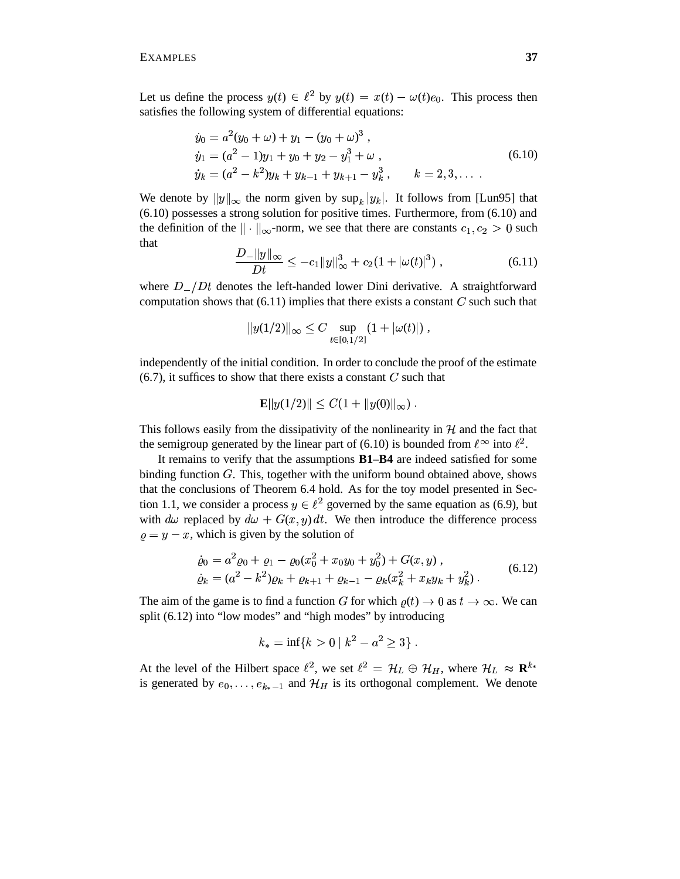Let us define the process $y(t) \in \ell^2$ by $y(t) = x(t) - \omega(t)e_0$. This process then satisfies the following system of differential equations:

$$
\begin{aligned}
\dot{y}_0 &= a^2(y_0 + \omega) + y_1 - (y_0 + \omega)^3 \;, \\
\dot{y}_1 &= (a^2 - 1)y_1 + y_0 + y_2 - y_1^3 + \omega \;, \\
\dot{y}_k &= (a^2 - k^2)y_k + y_{k-1} + y_{k+1} - y_k^3 \;, \qquad k = 2, 3, \ldots \;.
\end{aligned}
\tag{6.10}
$$

We denote by $\|y\|_\infty$ the norm given by $\sup_k |y_k|$. It follows from [Lun95] that (6.10) possesses a strong solution for positive times. Furthermore, from (6.10) and the definition of the $\|\cdot\|_\infty$-norm, we see that there are constants $c_1, c_2 > 0$ such that

$$
\frac{D_- \|y\|_\infty}{Dt} \leq -c_1 \|y\|_\infty^3 + c_2(1 + |\omega(t)|^3) \;, \tag{6.11}
$$

where $D_-/Dt$ denotes the left-handed lower Dini derivative. A straightforward computation shows that (6.11) implies that there exists a constant $C$ such such that

$$
\|y(1/2)\|_\infty \leq C \sup_{t \in [0,1/2]} (1 + |\omega(t)|) \;,
$$

independently of the initial condition. In order to conclude the proof of the estimate (6.7), it suffices to show that there exists a constant $C$ such that

$$
\mathbf{E}\|y(1/2)\| \leq C(1 + \|y(0)\|_\infty) \;.
$$

This follows easily from the dissipativity of the nonlinearity in $\mathcal{H}$ and the fact that the semigroup generated by the linear part of (6.10) is bounded from $\ell^\infty$ into $\ell^2$.

It remains to verify that the assumptions **B1**–**B4** are indeed satisfied for some binding function $G$. This, together with the uniform bound obtained above, shows that the conclusions of Theorem 6.4 hold. As for the toy model presented in Section 1.1, we consider a process $y \in \ell^2$ governed by the same equation as (6.9), but with $d\omega$ replaced by $d\omega + G(x,y)\,dt$. We then introduce the difference process $\varrho = y - x$, which is given by the solution of

$$
\begin{aligned}
\dot{\varrho}_0 &= a^2 \varrho_0 + \varrho_1 - \varrho_0(x_0^2 + x_0 y_0 + y_0^2) + G(x,y) \;, \\
\dot{\varrho}_k &= (a^2 - k^2)\varrho_k + \varrho_{k+1} + \varrho_{k-1} - \varrho_k(x_k^2 + x_k y_k + y_k^2) \;.
\end{aligned}
\tag{6.12}
$$

The aim of the game is to find a function $G$ for which $\varrho(t) \to 0$ as $t \to \infty$. We can split (6.12) into "low modes" and "high modes" by introducing

$$
k_* = \inf\{k > 0 \mid k^2 - a^2 \geq 3\} \;.
$$

At the level of the Hilbert space $\ell^2$, we set $\ell^2 = \mathcal{H}_L \oplus \mathcal{H}_H$, where $\mathcal{H}_L \approx \mathbf{R}^{k_*}$ is generated by $e_0, \ldots, e_{k_*-1}$ and $\mathcal{H}_H$ is its orthogonal complement. We denote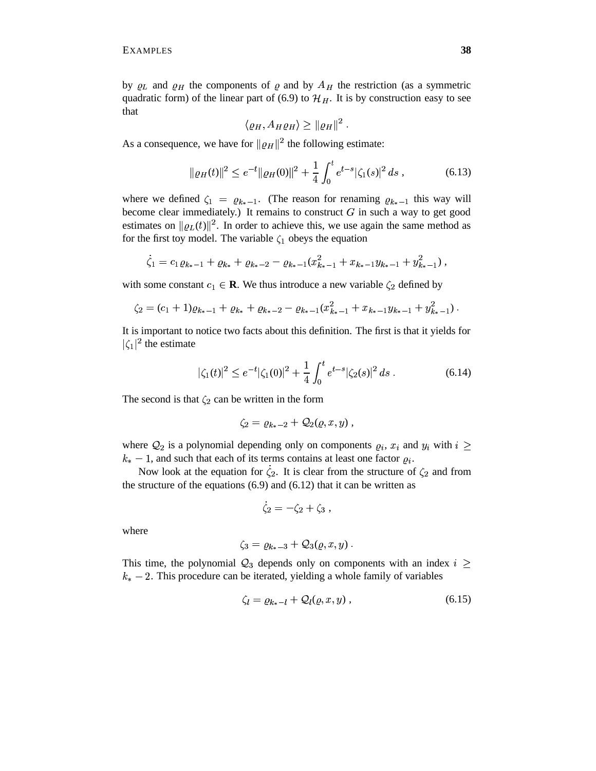by $\varrho_L$ and $\varrho_H$ the components of $\varrho$ and by $A_H$ the restriction (as a symmetric quadratic form) of the linear part of (6.9) to $\mathcal{H}_H$. It is by construction easy to see that

$$\langle \varrho_H, A_H \varrho_H \rangle \geq \|\varrho_H\|^2 \; .$$

As a consequence, we have for $\|\varrho_H\|^2$ the following estimate:

$$\|\varrho_H(t)\|^2 \leq e^{-t}\|\varrho_H(0)\|^2 + \frac{1}{4}\int_0^t e^{t-s}|\zeta_1(s)|^2\,ds \;, \tag{6.13}$$

where we defined $\zeta_1 = \varrho_{k_*-1}$. (The reason for renaming $\varrho_{k_*-1}$ this way will become clear immediately.) It remains to construct $G$ in such a way to get good estimates on $\|\varrho_L(t)\|^2$. In order to achieve this, we use again the same method as for the first toy model. The variable $\zeta_1$ obeys the equation

$$\dot\zeta_1 = c_1\,\varrho_{k_*-1} + \varrho_{k_*} + \varrho_{k_*-2} - \varrho_{k_*-1}(x_{k_*-1}^2 + x_{k_*-1}y_{k_*-1} + y_{k_*-1}^2) \;,$$

with some constant $c_1 \in \mathbf{R}$. We thus introduce a new variable $\zeta_2$ defined by

$$\zeta_2 = (c_1+1)\varrho_{k_*-1} + \varrho_{k_*} + \varrho_{k_*-2} - \varrho_{k_*-1}(x_{k_*-1}^2 + x_{k_*-1}y_{k_*-1} + y_{k_*-1}^2) \;.$$

It is important to notice two facts about this definition. The first is that it yields for $|\zeta_1|^2$ the estimate

$$|\zeta_1(t)|^2 \leq e^{-t}|\zeta_1(0)|^2 + \frac{1}{4}\int_0^t e^{t-s}|\zeta_2(s)|^2\,ds \;. \tag{6.14}$$

The second is that $\zeta_2$ can be written in the form

$$\zeta_2 = \varrho_{k_*-2} + \mathcal{Q}_2(\varrho, x, y) \;,$$

where $\mathcal{Q}_2$ is a polynomial depending only on components $\varrho_i$, $x_i$ and $y_i$ with $i \geq k_*-1$, and such that each of its terms contains at least one factor $\varrho_i$.

Now look at the equation for $\dot\zeta_2$. It is clear from the structure of $\zeta_2$ and from the structure of the equations (6.9) and (6.12) that it can be written as

$$\dot\zeta_2 = -\zeta_2 + \zeta_3 \;,$$

where

$$\zeta_3 = \varrho_{k_*-3} + \mathcal{Q}_3(\varrho, x, y) \;.$$

This time, the polynomial $\mathcal{Q}_3$ depends only on components with an index $i \geq k_*-2$. This procedure can be iterated, yielding a whole family of variables

$$\zeta_l = \varrho_{k_*-l} + \mathcal{Q}_l(\varrho, x, y) \;, \tag{6.15}$$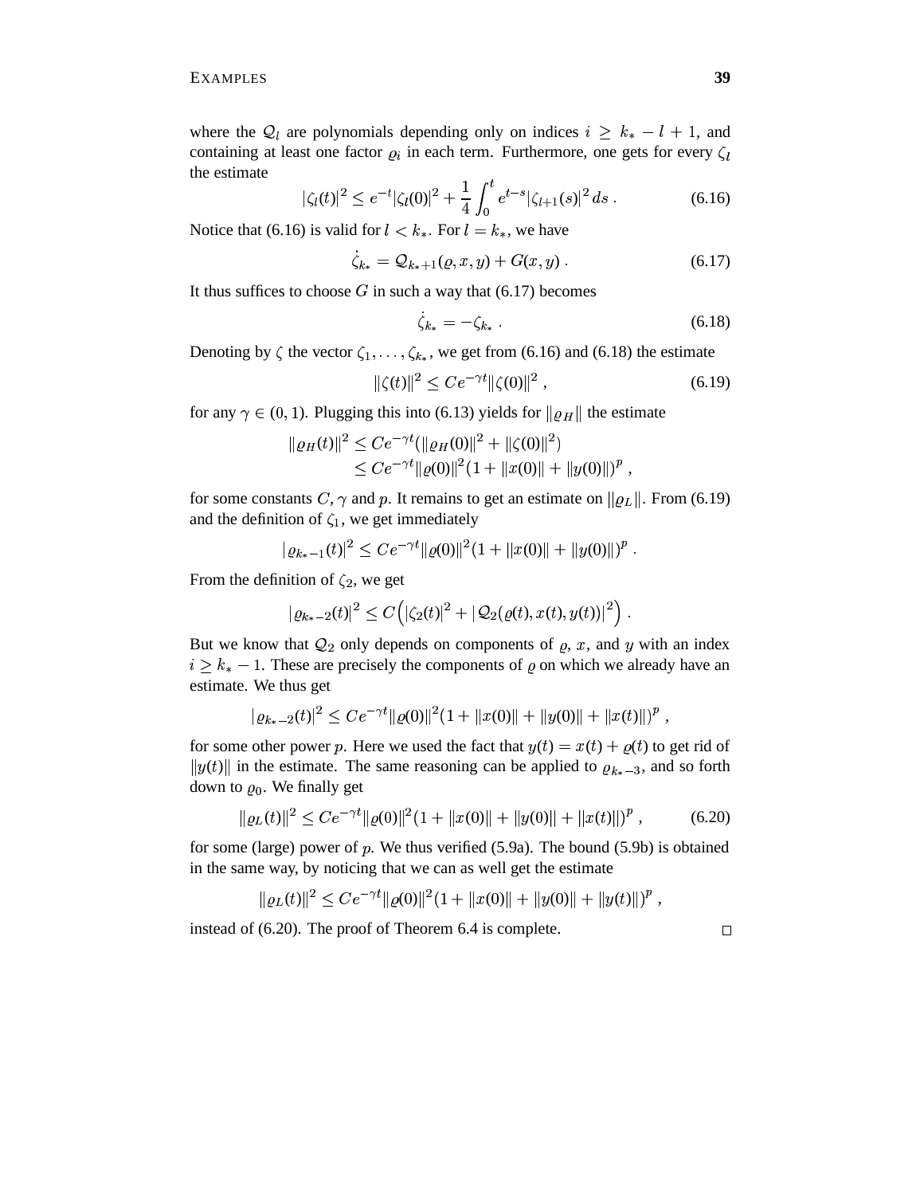where the $\mathcal{Q}_l$ are polynomials depending only on indices $i \geq k_* - l + 1$, and containing at least one factor $\varrho_i$ in each term. Furthermore, one gets for every $\zeta_l$ the estimate

$$|\zeta_l(t)|^2 \leq e^{-t}|\zeta_l(0)|^2 + \frac{1}{4}\int_0^t e^{t-s}|\zeta_{l+1}(s)|^2\,ds\;. \tag{6.16}$$

Notice that (6.16) is valid for $l < k_*$. For $l = k_*$, we have

$$\dot{\zeta}_{k_*} = \mathcal{Q}_{k_*+1}(\varrho, x, y) + G(x, y)\;. \tag{6.17}$$

It thus suffices to choose $G$ in such a way that (6.17) becomes

$$\dot{\zeta}_{k_*} = -\zeta_{k_*}\;. \tag{6.18}$$

Denoting by $\zeta$ the vector $\zeta_1, \ldots, \zeta_{k_*}$, we get from (6.16) and (6.18) the estimate

$$\|\zeta(t)\|^2 \leq Ce^{-\gamma t}\|\zeta(0)\|^2\;, \tag{6.19}$$

for any $\gamma \in (0,1)$. Plugging this into (6.13) yields for $\|\varrho_H\|$ the estimate

$$\begin{aligned}\|\varrho_H(t)\|^2 &\leq Ce^{-\gamma t}(\|\varrho_H(0)\|^2 + \|\zeta(0)\|^2)\\ &\leq Ce^{-\gamma t}\|\varrho(0)\|^2(1 + \|x(0)\| + \|y(0)\|)^p\;,\end{aligned}$$

for some constants $C, \gamma$ and $p$. It remains to get an estimate on $\|\varrho_L\|$. From (6.19) and the definition of $\zeta_1$, we get immediately

$$|\varrho_{k_*-1}(t)|^2 \leq Ce^{-\gamma t}\|\varrho(0)\|^2(1 + \|x(0)\| + \|y(0)\|)^p\;.$$

From the definition of $\zeta_2$, we get

$$|\varrho_{k_*-2}(t)|^2 \leq C\Big(|\zeta_2(t)|^2 + |\mathcal{Q}_2(\varrho(t), x(t), y(t))|^2\Big)\;.$$

But we know that $\mathcal{Q}_2$ only depends on components of $\varrho$, $x$, and $y$ with an index $i \geq k_* - 1$. These are precisely the components of $\varrho$ on which we already have an estimate. We thus get

$$|\varrho_{k_*-2}(t)|^2 \leq Ce^{-\gamma t}\|\varrho(0)\|^2(1 + \|x(0)\| + \|y(0)\| + \|x(t)\|)^p\;,$$

for some other power $p$. Here we used the fact that $y(t) = x(t) + \varrho(t)$ to get rid of $\|y(t)\|$ in the estimate. The same reasoning can be applied to $\varrho_{k_*-3}$, and so forth down to $\varrho_0$. We finally get

$$\|\varrho_L(t)\|^2 \leq Ce^{-\gamma t}\|\varrho(0)\|^2(1 + \|x(0)\| + \|y(0)\| + \|x(t)\|)^p\;, \tag{6.20}$$

for some (large) power of $p$. We thus verified (5.9a). The bound (5.9b) is obtained in the same way, by noticing that we can as well get the estimate

$$\|\varrho_L(t)\|^2 \leq Ce^{-\gamma t}\|\varrho(0)\|^2(1 + \|x(0)\| + \|y(0)\| + \|y(t)\|)^p\;,$$

instead of (6.20). The proof of Theorem 6.4 is complete. $\square$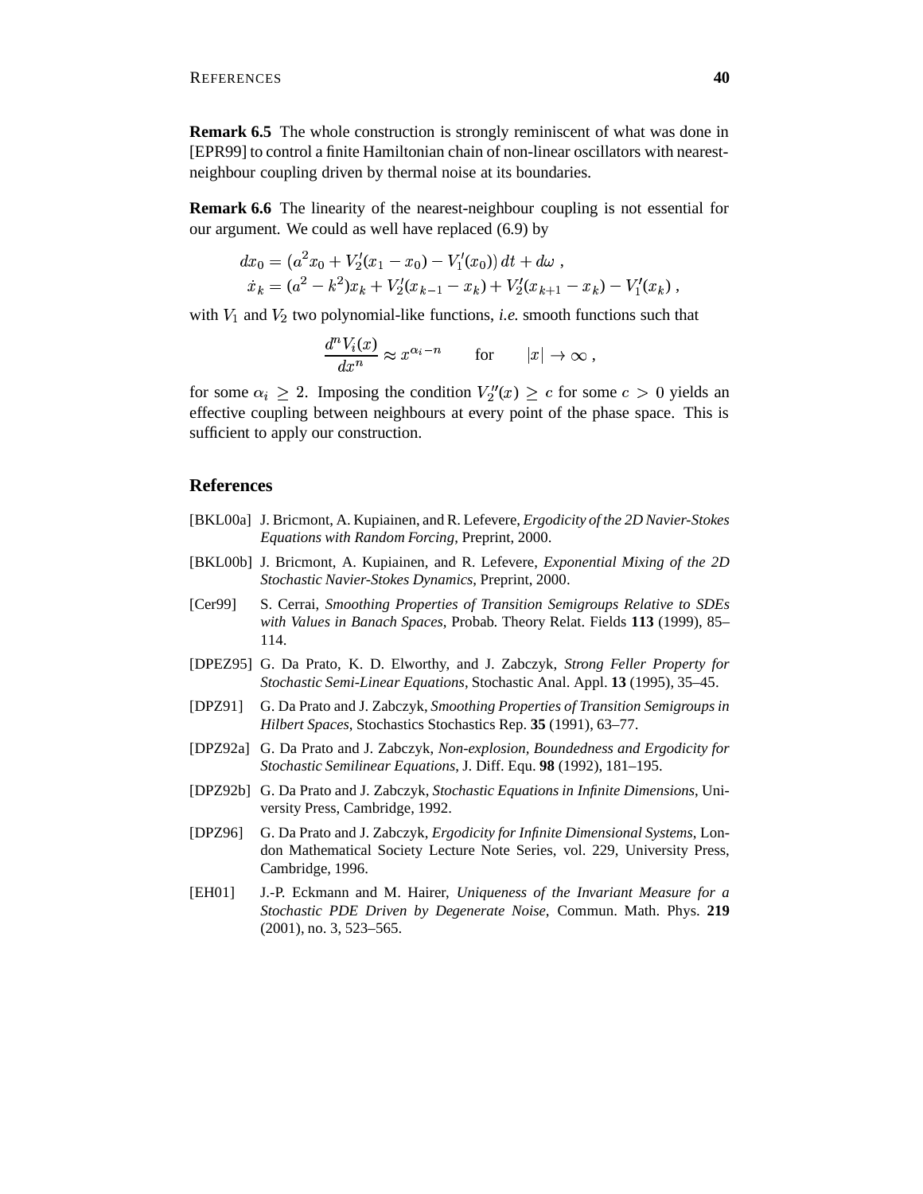**Remark 6.5** The whole construction is strongly reminiscent of what was done in [EPR99] to control a finite Hamiltonian chain of non-linear oscillators with nearest-neighbour coupling driven by thermal noise at its boundaries.

**Remark 6.6** The linearity of the nearest-neighbour coupling is not essential for our argument. We could as well have replaced (6.9) by

$$
\begin{aligned}
dx_0 &= (a^2 x_0 + V_2'(x_1 - x_0) - V_1'(x_0))\, dt + d\omega \;, \\
\dot{x}_k &= (a^2 - k^2)x_k + V_2'(x_{k-1} - x_k) + V_2'(x_{k+1} - x_k) - V_1'(x_k) \;,
\end{aligned}
$$

with $V_1$ and $V_2$ two polynomial-like functions, *i.e.* smooth functions such that

$$
\frac{d^n V_i(x)}{dx^n} \approx x^{\alpha_i - n} \qquad \text{for} \qquad |x| \to \infty \;,
$$

for some $\alpha_i \geq 2$. Imposing the condition $V_2''(x) \geq c$ for some $c > 0$ yields an effective coupling between neighbours at every point of the phase space. This is sufficient to apply our construction.

## References

[BKL00a] J. Bricmont, A. Kupiainen, and R. Lefevere, *Ergodicity of the 2D Navier-Stokes Equations with Random Forcing*, Preprint, 2000.

[BKL00b] J. Bricmont, A. Kupiainen, and R. Lefevere, *Exponential Mixing of the 2D Stochastic Navier-Stokes Dynamics*, Preprint, 2000.

[Cer99] S. Cerrai, *Smoothing Properties of Transition Semigroups Relative to SDEs with Values in Banach Spaces*, Probab. Theory Relat. Fields **113** (1999), 85–114.

[DPEZ95] G. Da Prato, K. D. Elworthy, and J. Zabczyk, *Strong Feller Property for Stochastic Semi-Linear Equations*, Stochastic Anal. Appl. **13** (1995), 35–45.

[DPZ91] G. Da Prato and J. Zabczyk, *Smoothing Properties of Transition Semigroups in Hilbert Spaces*, Stochastics Stochastics Rep. **35** (1991), 63–77.

[DPZ92a] G. Da Prato and J. Zabczyk, *Non-explosion, Boundedness and Ergodicity for Stochastic Semilinear Equations*, J. Diff. Equ. **98** (1992), 181–195.

[DPZ92b] G. Da Prato and J. Zabczyk, *Stochastic Equations in Infinite Dimensions*, University Press, Cambridge, 1992.

[DPZ96] G. Da Prato and J. Zabczyk, *Ergodicity for Infinite Dimensional Systems*, London Mathematical Society Lecture Note Series, vol. 229, University Press, Cambridge, 1996.

[EH01] J.-P. Eckmann and M. Hairer, *Uniqueness of the Invariant Measure for a Stochastic PDE Driven by Degenerate Noise*, Commun. Math. Phys. **219** (2001), no. 3, 523–565.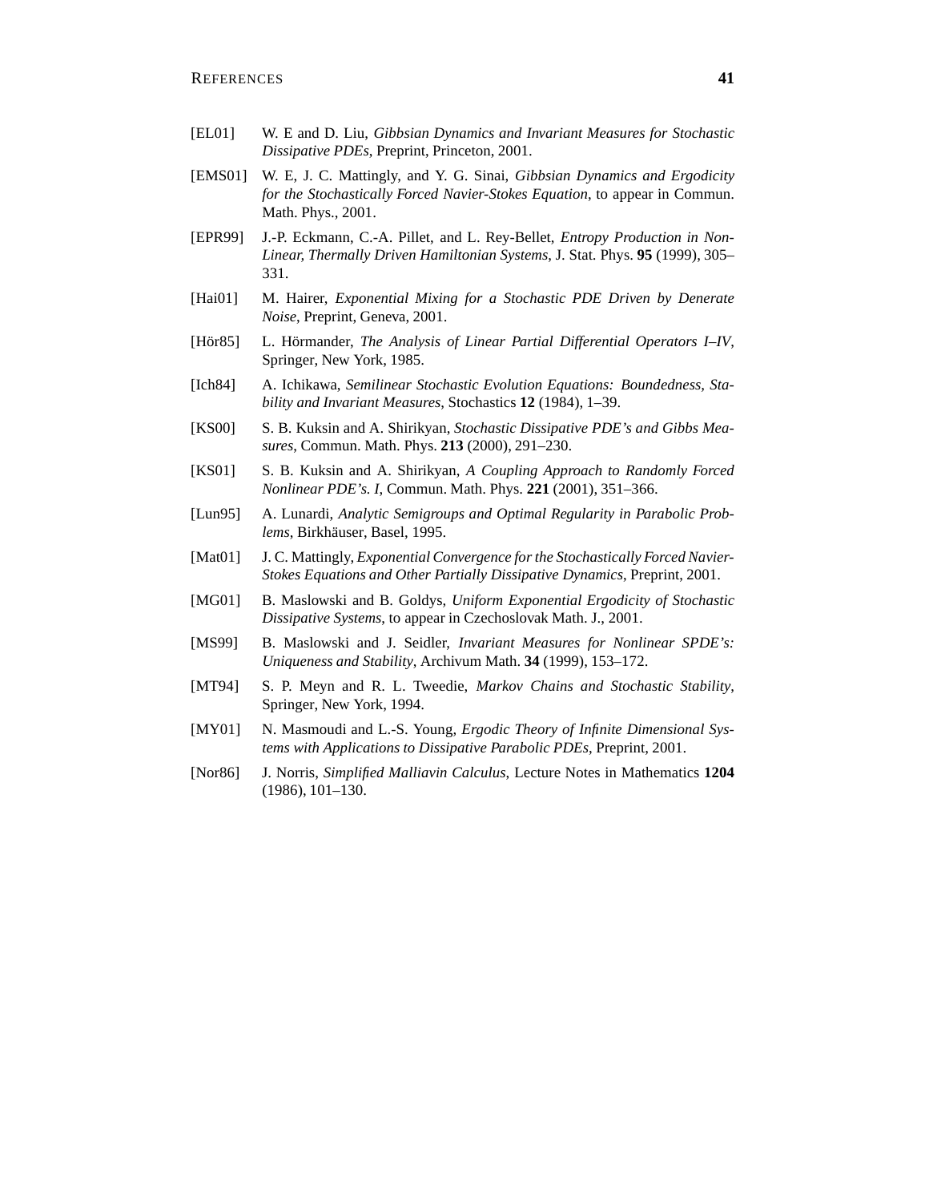[EL01] W. E and D. Liu, *Gibbsian Dynamics and Invariant Measures for Stochastic Dissipative PDEs*, Preprint, Princeton, 2001.

[EMS01] W. E, J. C. Mattingly, and Y. G. Sinai, *Gibbsian Dynamics and Ergodicity for the Stochastically Forced Navier-Stokes Equation*, to appear in Commun. Math. Phys., 2001.

[EPR99] J.-P. Eckmann, C.-A. Pillet, and L. Rey-Bellet, *Entropy Production in Non-Linear, Thermally Driven Hamiltonian Systems*, J. Stat. Phys. **95** (1999), 305–331.

[Hai01] M. Hairer, *Exponential Mixing for a Stochastic PDE Driven by Denerate Noise*, Preprint, Geneva, 2001.

[Hör85] L. Hörmander, *The Analysis of Linear Partial Differential Operators I–IV*, Springer, New York, 1985.

[Ich84] A. Ichikawa, *Semilinear Stochastic Evolution Equations: Boundedness, Stability and Invariant Measures*, Stochastics **12** (1984), 1–39.

[KS00] S. B. Kuksin and A. Shirikyan, *Stochastic Dissipative PDE's and Gibbs Measures*, Commun. Math. Phys. **213** (2000), 291–230.

[KS01] S. B. Kuksin and A. Shirikyan, *A Coupling Approach to Randomly Forced Nonlinear PDE's. I*, Commun. Math. Phys. **221** (2001), 351–366.

[Lun95] A. Lunardi, *Analytic Semigroups and Optimal Regularity in Parabolic Problems*, Birkhäuser, Basel, 1995.

[Mat01] J. C. Mattingly, *Exponential Convergence for the Stochastically Forced Navier-Stokes Equations and Other Partially Dissipative Dynamics*, Preprint, 2001.

[MG01] B. Maslowski and B. Goldys, *Uniform Exponential Ergodicity of Stochastic Dissipative Systems*, to appear in Czechoslovak Math. J., 2001.

[MS99] B. Maslowski and J. Seidler, *Invariant Measures for Nonlinear SPDE's: Uniqueness and Stability*, Archivum Math. **34** (1999), 153–172.

[MT94] S. P. Meyn and R. L. Tweedie, *Markov Chains and Stochastic Stability*, Springer, New York, 1994.

[MY01] N. Masmoudi and L.-S. Young, *Ergodic Theory of Infinite Dimensional Systems with Applications to Dissipative Parabolic PDEs*, Preprint, 2001.

[Nor86] J. Norris, *Simplified Malliavin Calculus*, Lecture Notes in Mathematics **1204** (1986), 101–130.